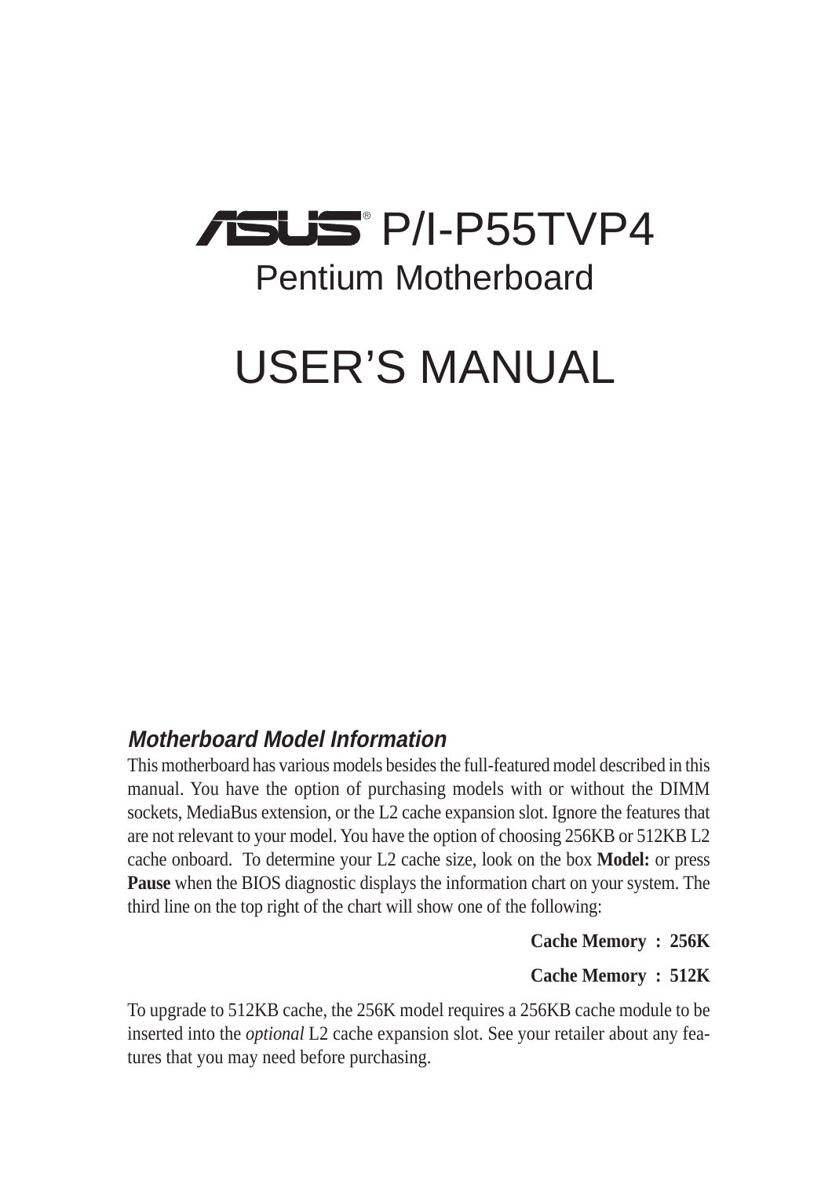# ASUS® P/I-P55TVP4

## Pentium Motherboard

# USER'S MANUAL

### *Motherboard Model Information*

This motherboard has various models besides the full-featured model described in this manual. You have the option of purchasing models with or without the DIMM sockets, MediaBus extension, or the L2 cache expansion slot. Ignore the features that are not relevant to your model. You have the option of choosing 256KB or 512KB L2 cache onboard. To determine your L2 cache size, look on the box **Model:** or press **Pause** when the BIOS diagnostic displays the information chart on your system. The third line on the top right of the chart will show one of the following:

**Cache Memory : 256K**

**Cache Memory : 512K**

To upgrade to 512KB cache, the 256K model requires a 256KB cache module to be inserted into the *optional* L2 cache expansion slot. See your retailer about any features that you may need before purchasing.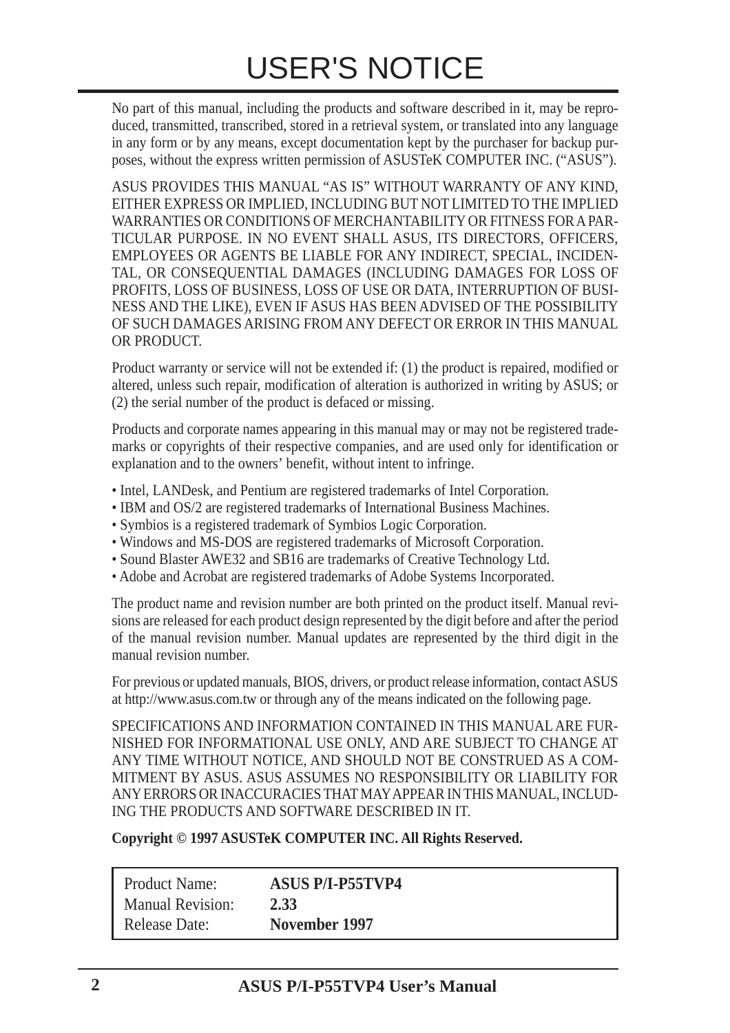# USER'S NOTICE

No part of this manual, including the products and software described in it, may be reproduced, transmitted, transcribed, stored in a retrieval system, or translated into any language in any form or by any means, except documentation kept by the purchaser for backup purposes, without the express written permission of ASUSTeK COMPUTER INC. ("ASUS").

ASUS PROVIDES THIS MANUAL "AS IS" WITHOUT WARRANTY OF ANY KIND, EITHER EXPRESS OR IMPLIED, INCLUDING BUT NOT LIMITED TO THE IMPLIED WARRANTIES OR CONDITIONS OF MERCHANTABILITY OR FITNESS FOR A PARTICULAR PURPOSE. IN NO EVENT SHALL ASUS, ITS DIRECTORS, OFFICERS, EMPLOYEES OR AGENTS BE LIABLE FOR ANY INDIRECT, SPECIAL, INCIDENTAL, OR CONSEQUENTIAL DAMAGES (INCLUDING DAMAGES FOR LOSS OF PROFITS, LOSS OF BUSINESS, LOSS OF USE OR DATA, INTERRUPTION OF BUSINESS AND THE LIKE), EVEN IF ASUS HAS BEEN ADVISED OF THE POSSIBILITY OF SUCH DAMAGES ARISING FROM ANY DEFECT OR ERROR IN THIS MANUAL OR PRODUCT.

Product warranty or service will not be extended if: (1) the product is repaired, modified or altered, unless such repair, modification of alteration is authorized in writing by ASUS; or (2) the serial number of the product is defaced or missing.

Products and corporate names appearing in this manual may or may not be registered trademarks or copyrights of their respective companies, and are used only for identification or explanation and to the owners' benefit, without intent to infringe.

- Intel, LANDesk, and Pentium are registered trademarks of Intel Corporation.
- IBM and OS/2 are registered trademarks of International Business Machines.
- Symbios is a registered trademark of Symbios Logic Corporation.
- Windows and MS-DOS are registered trademarks of Microsoft Corporation.
- Sound Blaster AWE32 and SB16 are trademarks of Creative Technology Ltd.
- Adobe and Acrobat are registered trademarks of Adobe Systems Incorporated.

The product name and revision number are both printed on the product itself. Manual revisions are released for each product design represented by the digit before and after the period of the manual revision number. Manual updates are represented by the third digit in the manual revision number.

For previous or updated manuals, BIOS, drivers, or product release information, contact ASUS at http://www.asus.com.tw or through any of the means indicated on the following page.

SPECIFICATIONS AND INFORMATION CONTAINED IN THIS MANUAL ARE FURNISHED FOR INFORMATIONAL USE ONLY, AND ARE SUBJECT TO CHANGE AT ANY TIME WITHOUT NOTICE, AND SHOULD NOT BE CONSTRUED AS A COMMITMENT BY ASUS. ASUS ASSUMES NO RESPONSIBILITY OR LIABILITY FOR ANY ERRORS OR INACCURACIES THAT MAY APPEAR IN THIS MANUAL, INCLUDING THE PRODUCTS AND SOFTWARE DESCRIBED IN IT.

**Copyright © 1997 ASUSTeK COMPUTER INC. All Rights Reserved.**

| | |
|---|---|
| Product Name: | **ASUS P/I-P55TVP4** |
| Manual Revision: | **2.33** |
| Release Date: | **November 1997** |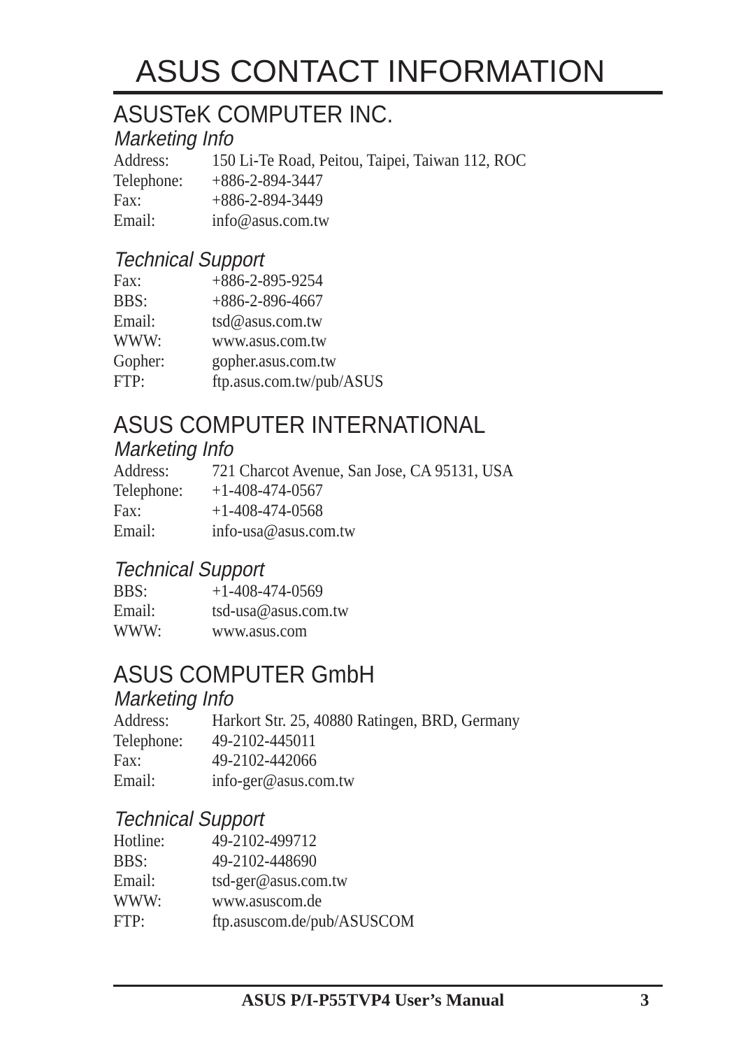# ASUS CONTACT INFORMATION

## ASUSTeK COMPUTER INC.

### *Marketing Info*

Address: 150 Li-Te Road, Peitou, Taipei, Taiwan 112, ROC
Telephone: +886-2-894-3447
Fax: +886-2-894-3449
Email: info@asus.com.tw

### *Technical Support*

Fax: +886-2-895-9254
BBS: +886-2-896-4667
Email: tsd@asus.com.tw
WWW: www.asus.com.tw
Gopher: gopher.asus.com.tw
FTP: ftp.asus.com.tw/pub/ASUS

## ASUS COMPUTER INTERNATIONAL

### *Marketing Info*

Address: 721 Charcot Avenue, San Jose, CA 95131, USA
Telephone: +1-408-474-0567
Fax: +1-408-474-0568
Email: info-usa@asus.com.tw

### *Technical Support*

BBS: +1-408-474-0569
Email: tsd-usa@asus.com.tw
WWW: www.asus.com

## ASUS COMPUTER GmbH

### *Marketing Info*

Address: Harkort Str. 25, 40880 Ratingen, BRD, Germany
Telephone: 49-2102-445011
Fax: 49-2102-442066
Email: info-ger@asus.com.tw

### *Technical Support*

Hotline: 49-2102-499712
BBS: 49-2102-448690
Email: tsd-ger@asus.com.tw
WWW: www.asuscom.de
FTP: ftp.asuscom.de/pub/ASUSCOM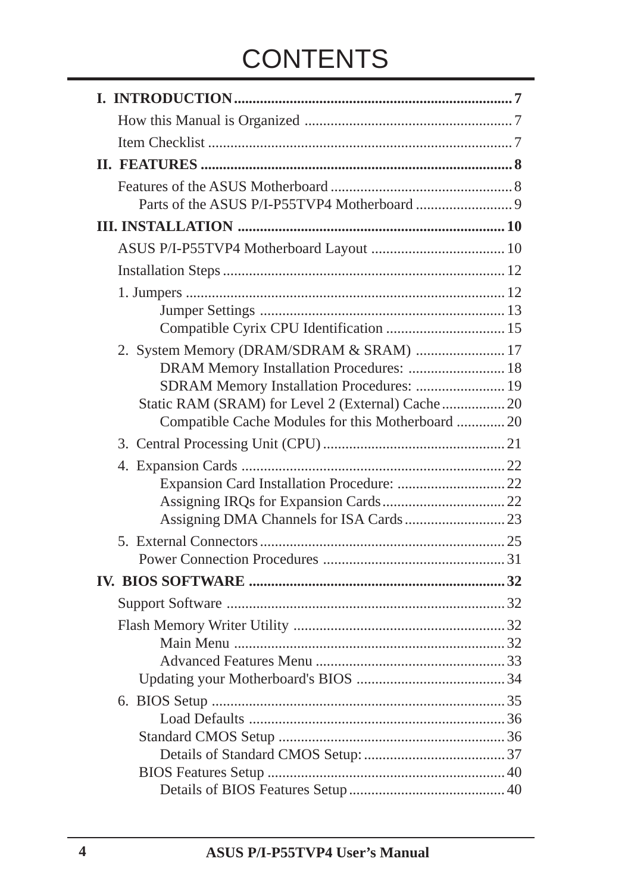# CONTENTS

**I. INTRODUCTION** .......................................................................... **7**

How this Manual is Organized ....................................................... 7

Item Checklist ................................................................................ 7

**II. FEATURES** ................................................................................... **8**

Features of the ASUS Motherboard ................................................ 8

Parts of the ASUS P/I-P55TVP4 Motherboard ......................... 9

**III. INSTALLATION** ....................................................................... **10**

ASUS P/I-P55TVP4 Motherboard Layout .................................... 10

Installation Steps ........................................................................... 12

1. Jumpers .................................................................................... 12

Jumper Settings ................................................................. 13

Compatible Cyrix CPU Identification ................................ 15

2. System Memory (DRAM/SDRAM & SRAM) ........................ 17

DRAM Memory Installation Procedures: .......................... 18

SDRAM Memory Installation Procedures: ........................ 19

Static RAM (SRAM) for Level 2 (External) Cache ................ 20

Compatible Cache Modules for this Motherboard ............. 20

3. Central Processing Unit (CPU) ................................................ 21

4. Expansion Cards ...................................................................... 22

Expansion Card Installation Procedure: ............................ 22

Assigning IRQs for Expansion Cards ................................. 22

Assigning DMA Channels for ISA Cards ........................... 23

5. External Connectors ................................................................. 25

Power Connection Procedures ................................................ 31

**IV. BIOS SOFTWARE** .................................................................... **32**

Support Software .......................................................................... 32

Flash Memory Writer Utility ........................................................ 32

Main Menu ........................................................................ 32

Advanced Features Menu .................................................. 33

Updating your Motherboard's BIOS ....................................... 34

6. BIOS Setup .............................................................................. 35

Load Defaults .................................................................... 36

Standard CMOS Setup ............................................................ 36

Details of Standard CMOS Setup: ...................................... 37

BIOS Features Setup ............................................................... 40

Details of BIOS Features Setup .......................................... 40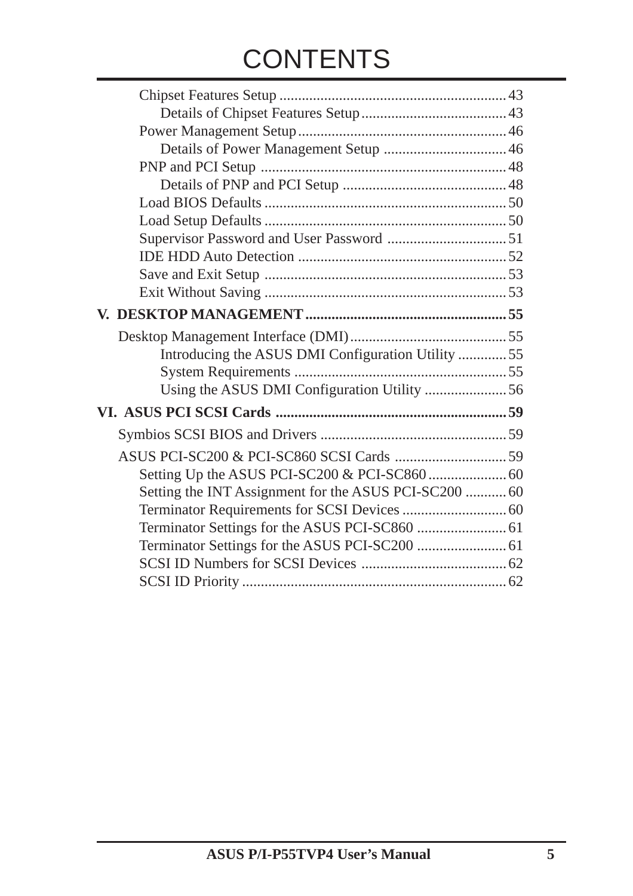# CONTENTS

- Chipset Features Setup .......... 43
    - Details of Chipset Features Setup .......... 43
- Power Management Setup .......... 46
    - Details of Power Management Setup .......... 46
- PNP and PCI Setup .......... 48
    - Details of PNP and PCI Setup .......... 48
- Load BIOS Defaults .......... 50
- Load Setup Defaults .......... 50
- Supervisor Password and User Password .......... 51
- IDE HDD Auto Detection .......... 52
- Save and Exit Setup .......... 53
- Exit Without Saving .......... 53

**V. DESKTOP MANAGEMENT .......... 55**

- Desktop Management Interface (DMI) .......... 55
    - Introducing the ASUS DMI Configuration Utility .......... 55
    - System Requirements .......... 55
    - Using the ASUS DMI Configuration Utility .......... 56

**VI. ASUS PCI SCSI Cards .......... 59**

- Symbios SCSI BIOS and Drivers .......... 59
- ASUS PCI-SC200 & PCI-SC860 SCSI Cards .......... 59
    - Setting Up the ASUS PCI-SC200 & PCI-SC860 .......... 60
    - Setting the INT Assignment for the ASUS PCI-SC200 .......... 60
    - Terminator Requirements for SCSI Devices .......... 60
    - Terminator Settings for the ASUS PCI-SC860 .......... 61
    - Terminator Settings for the ASUS PCI-SC200 .......... 61
    - SCSI ID Numbers for SCSI Devices .......... 62
    - SCSI ID Priority .......... 62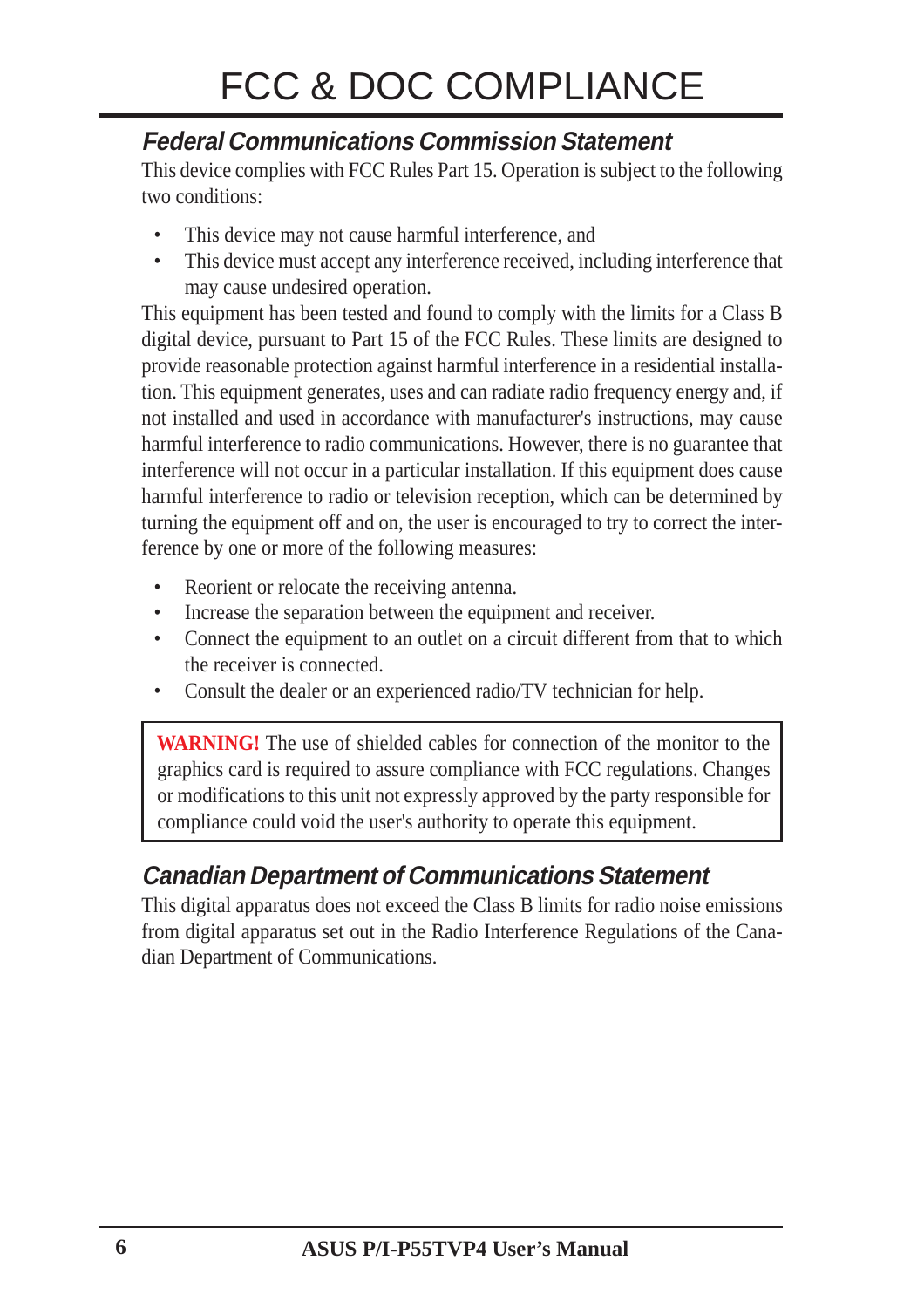# FCC & DOC COMPLIANCE

## *Federal Communications Commission Statement*

This device complies with FCC Rules Part 15. Operation is subject to the following two conditions:

- This device may not cause harmful interference, and
- This device must accept any interference received, including interference that may cause undesired operation.

This equipment has been tested and found to comply with the limits for a Class B digital device, pursuant to Part 15 of the FCC Rules. These limits are designed to provide reasonable protection against harmful interference in a residential installation. This equipment generates, uses and can radiate radio frequency energy and, if not installed and used in accordance with manufacturer's instructions, may cause harmful interference to radio communications. However, there is no guarantee that interference will not occur in a particular installation. If this equipment does cause harmful interference to radio or television reception, which can be determined by turning the equipment off and on, the user is encouraged to try to correct the interference by one or more of the following measures:

- Reorient or relocate the receiving antenna.
- Increase the separation between the equipment and receiver.
- Connect the equipment to an outlet on a circuit different from that to which the receiver is connected.
- Consult the dealer or an experienced radio/TV technician for help.

> **WARNING!** The use of shielded cables for connection of the monitor to the graphics card is required to assure compliance with FCC regulations. Changes or modifications to this unit not expressly approved by the party responsible for compliance could void the user's authority to operate this equipment.

## *Canadian Department of Communications Statement*

This digital apparatus does not exceed the Class B limits for radio noise emissions from digital apparatus set out in the Radio Interference Regulations of the Canadian Department of Communications.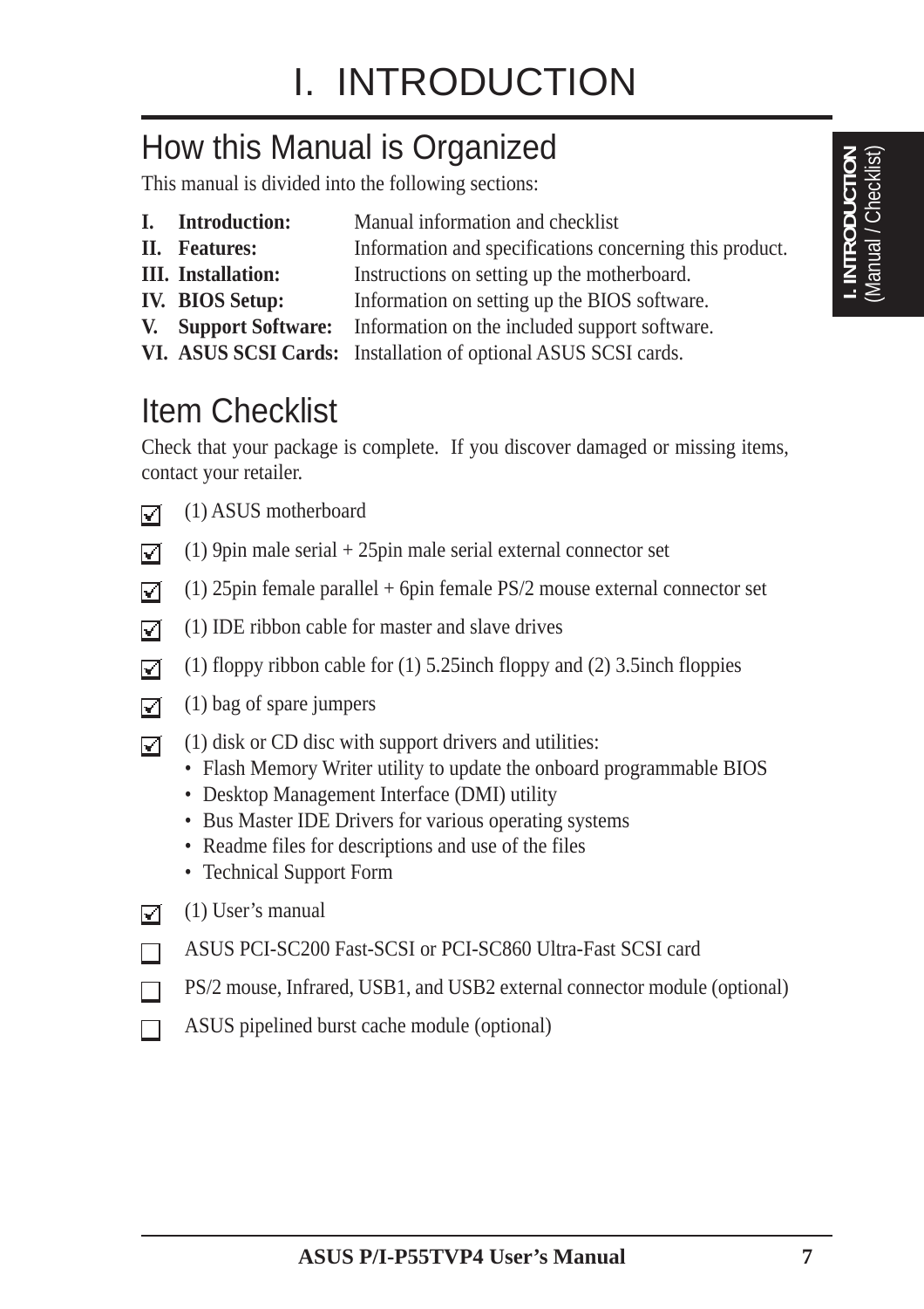# I. INTRODUCTION

## How this Manual is Organized

This manual is divided into the following sections:

| | |
|---|---|
| **I. Introduction:** | Manual information and checklist |
| **II. Features:** | Information and specifications concerning this product. |
| **III. Installation:** | Instructions on setting up the motherboard. |
| **IV. BIOS Setup:** | Information on setting up the BIOS software. |
| **V. Support Software:** | Information on the included support software. |
| **VI. ASUS SCSI Cards:** | Installation of optional ASUS SCSI cards. |

## Item Checklist

Check that your package is complete. If you discover damaged or missing items, contact your retailer.

- [x] (1) ASUS motherboard
- [x] (1) 9pin male serial + 25pin male serial external connector set
- [x] (1) 25pin female parallel + 6pin female PS/2 mouse external connector set
- [x] (1) IDE ribbon cable for master and slave drives
- [x] (1) floppy ribbon cable for (1) 5.25inch floppy and (2) 3.5inch floppies
- [x] (1) bag of spare jumpers
- [x] (1) disk or CD disc with support drivers and utilities:
  - Flash Memory Writer utility to update the onboard programmable BIOS
  - Desktop Management Interface (DMI) utility
  - Bus Master IDE Drivers for various operating systems
  - Readme files for descriptions and use of the files
  - Technical Support Form
- [x] (1) User's manual
- [ ] ASUS PCI-SC200 Fast-SCSI or PCI-SC860 Ultra-Fast SCSI card
- [ ] PS/2 mouse, Infrared, USB1, and USB2 external connector module (optional)
- [ ] ASUS pipelined burst cache module (optional)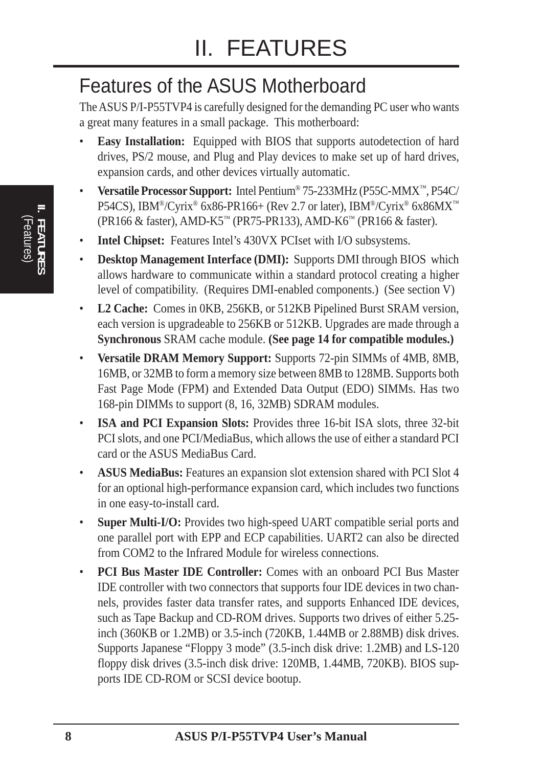# II. FEATURES

## Features of the ASUS Motherboard

The ASUS P/I-P55TVP4 is carefully designed for the demanding PC user who wants a great many features in a small package. This motherboard:

- **Easy Installation:** Equipped with BIOS that supports autodetection of hard drives, PS/2 mouse, and Plug and Play devices to make set up of hard drives, expansion cards, and other devices virtually automatic.
- **Versatile Processor Support:** Intel Pentium® 75-233MHz (P55C-MMX™, P54C/P54CS), IBM®/Cyrix® 6x86-PR166+ (Rev 2.7 or later), IBM®/Cyrix® 6x86MX™ (PR166 & faster), AMD-K5™ (PR75-PR133), AMD-K6™ (PR166 & faster).
- **Intel Chipset:** Features Intel's 430VX PCIset with I/O subsystems.
- **Desktop Management Interface (DMI):** Supports DMI through BIOS which allows hardware to communicate within a standard protocol creating a higher level of compatibility. (Requires DMI-enabled components.) (See section V)
- **L2 Cache:** Comes in 0KB, 256KB, or 512KB Pipelined Burst SRAM version, each version is upgradeable to 256KB or 512KB. Upgrades are made through a **Synchronous** SRAM cache module. **(See page 14 for compatible modules.)**
- **Versatile DRAM Memory Support:** Supports 72-pin SIMMs of 4MB, 8MB, 16MB, or 32MB to form a memory size between 8MB to 128MB. Supports both Fast Page Mode (FPM) and Extended Data Output (EDO) SIMMs. Has two 168-pin DIMMs to support (8, 16, 32MB) SDRAM modules.
- **ISA and PCI Expansion Slots:** Provides three 16-bit ISA slots, three 32-bit PCI slots, and one PCI/MediaBus, which allows the use of either a standard PCI card or the ASUS MediaBus Card.
- **ASUS MediaBus:** Features an expansion slot extension shared with PCI Slot 4 for an optional high-performance expansion card, which includes two functions in one easy-to-install card.
- **Super Multi-I/O:** Provides two high-speed UART compatible serial ports and one parallel port with EPP and ECP capabilities. UART2 can also be directed from COM2 to the Infrared Module for wireless connections.
- **PCI Bus Master IDE Controller:** Comes with an onboard PCI Bus Master IDE controller with two connectors that supports four IDE devices in two channels, provides faster data transfer rates, and supports Enhanced IDE devices, such as Tape Backup and CD-ROM drives. Supports two drives of either 5.25-inch (360KB or 1.2MB) or 3.5-inch (720KB, 1.44MB or 2.88MB) disk drives. Supports Japanese "Floppy 3 mode" (3.5-inch disk drive: 1.2MB) and LS-120 floppy disk drives (3.5-inch disk drive: 120MB, 1.44MB, 720KB). BIOS supports IDE CD-ROM or SCSI device bootup.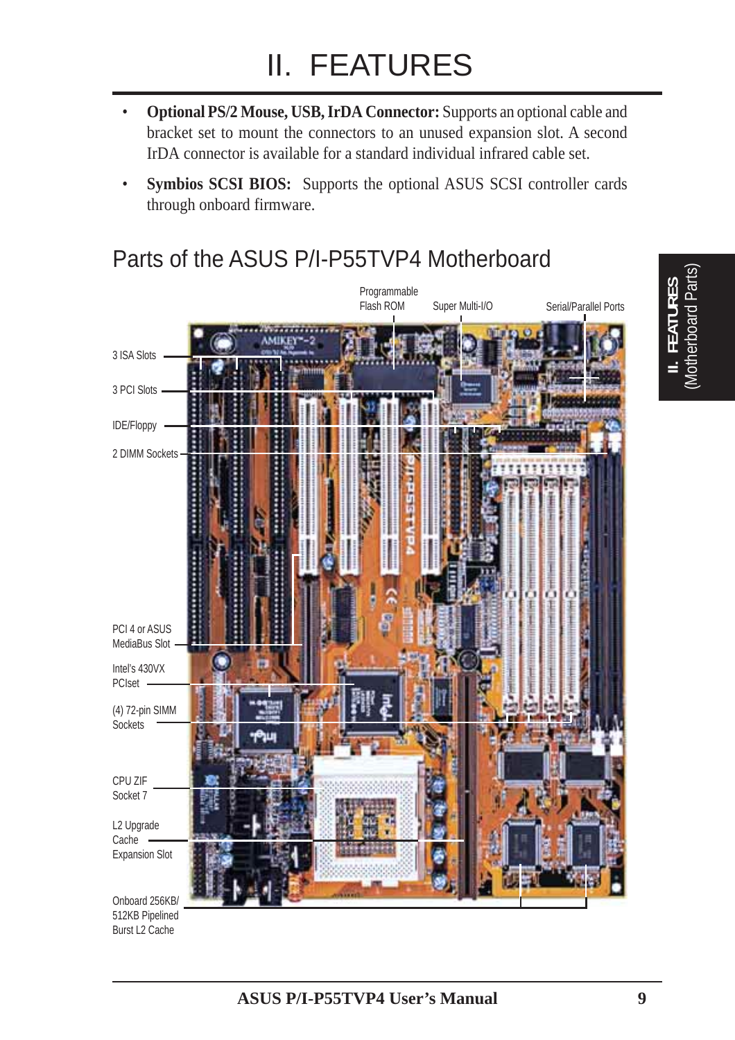# II. FEATURES

- **Optional PS/2 Mouse, USB, IrDA Connector:** Supports an optional cable and bracket set to mount the connectors to an unused expansion slot. A second IrDA connector is available for a standard individual infrared cable set.
- **Symbios SCSI BIOS:** Supports the optional ASUS SCSI controller cards through onboard firmware.

## Parts of the ASUS P/I-P55TVP4 Motherboard

Programmable Flash ROM

Super Multi-I/O

Serial/Parallel Ports

3 ISA Slots

3 PCI Slots

IDE/Floppy

2 DIMM Sockets

PCI 4 or ASUS MediaBus Slot

Intel's 430VX PCIset

(4) 72-pin SIMM Sockets

CPU ZIF Socket 7

L2 Upgrade Cache Expansion Slot

Onboard 256KB/ 512KB Pipelined Burst L2 Cache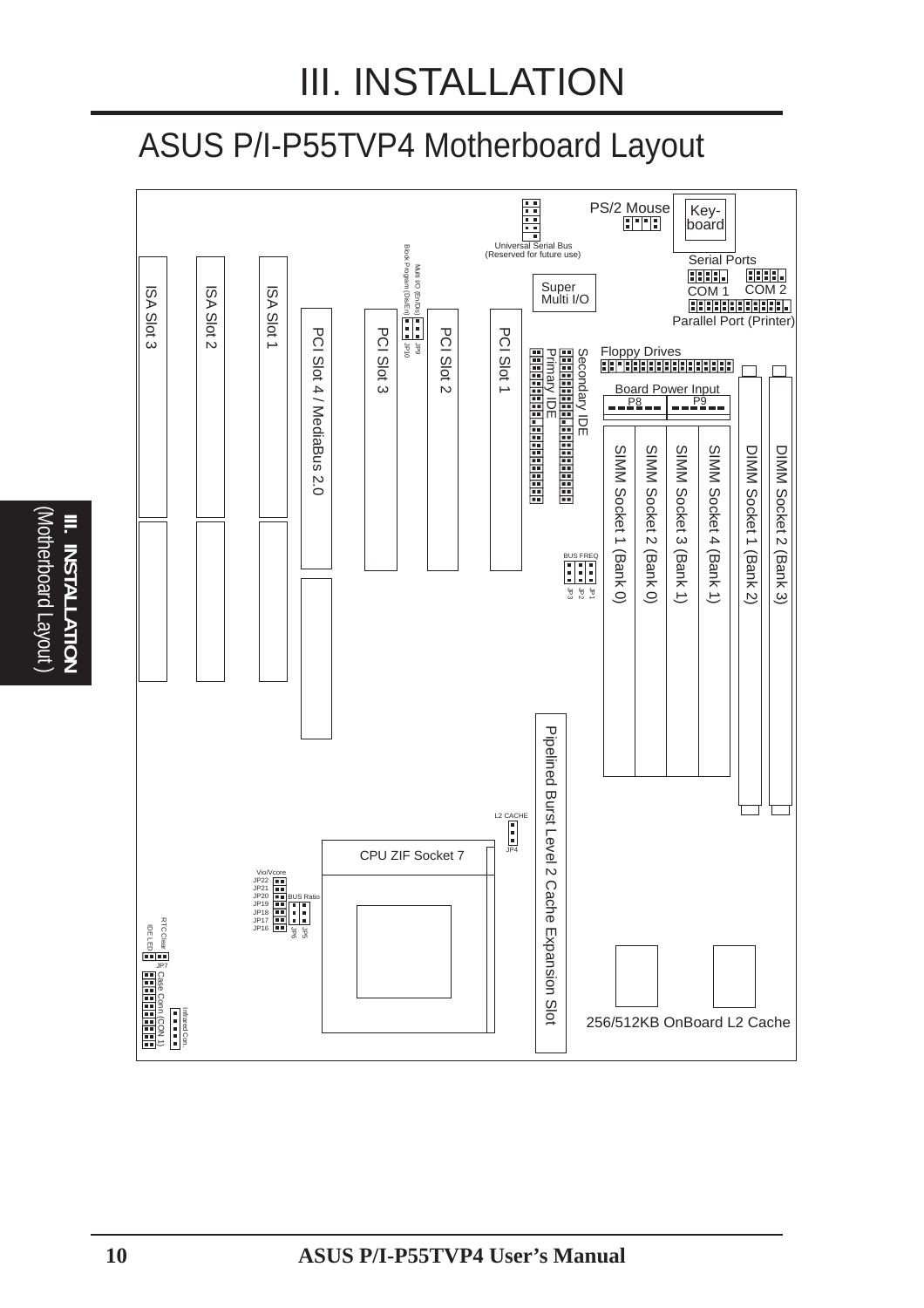# III. INSTALLATION

## ASUS P/I-P55TVP4 Motherboard Layout

PS/2 Mouse

Key-board

Universal Serial Bus (Reserved for future use)

Serial Ports

COM 1

COM 2

Parallel Port (Printer)

Super Multi I/O

Multi I/O (En/Dis)

Block Program (Dis/En)

JP9

JP10

ISA Slot 3

ISA Slot 2

ISA Slot 1

PCI Slot 4 / MediaBus 2.0

PCI Slot 3

PCI Slot 2

PCI Slot 1

Primary IDE

Secondary IDE

Floppy Drives

Board Power Input

P8

P9

SIMM Socket 1 (Bank 0)

SIMM Socket 2 (Bank 0)

SIMM Socket 3 (Bank 1)

SIMM Socket 4 (Bank 1)

DIMM Socket 1 (Bank 2)

DIMM Socket 2 (Bank 3)

BUS FREQ

JP1

JP2

JP3

Pipelined Burst Level 2 Cache Expansion Slot

L2 CACHE

JP4

CPU ZIF Socket 7

Vio/Vcore

JP22

JP21

JP20

JP19

JP18

JP17

JP16

BUS Ratio

JP5

JP6

RTC Clear

IDE LED

JP7

Case Conn (CON 1)

Infrared Con.

256/512KB OnBoard L2 Cache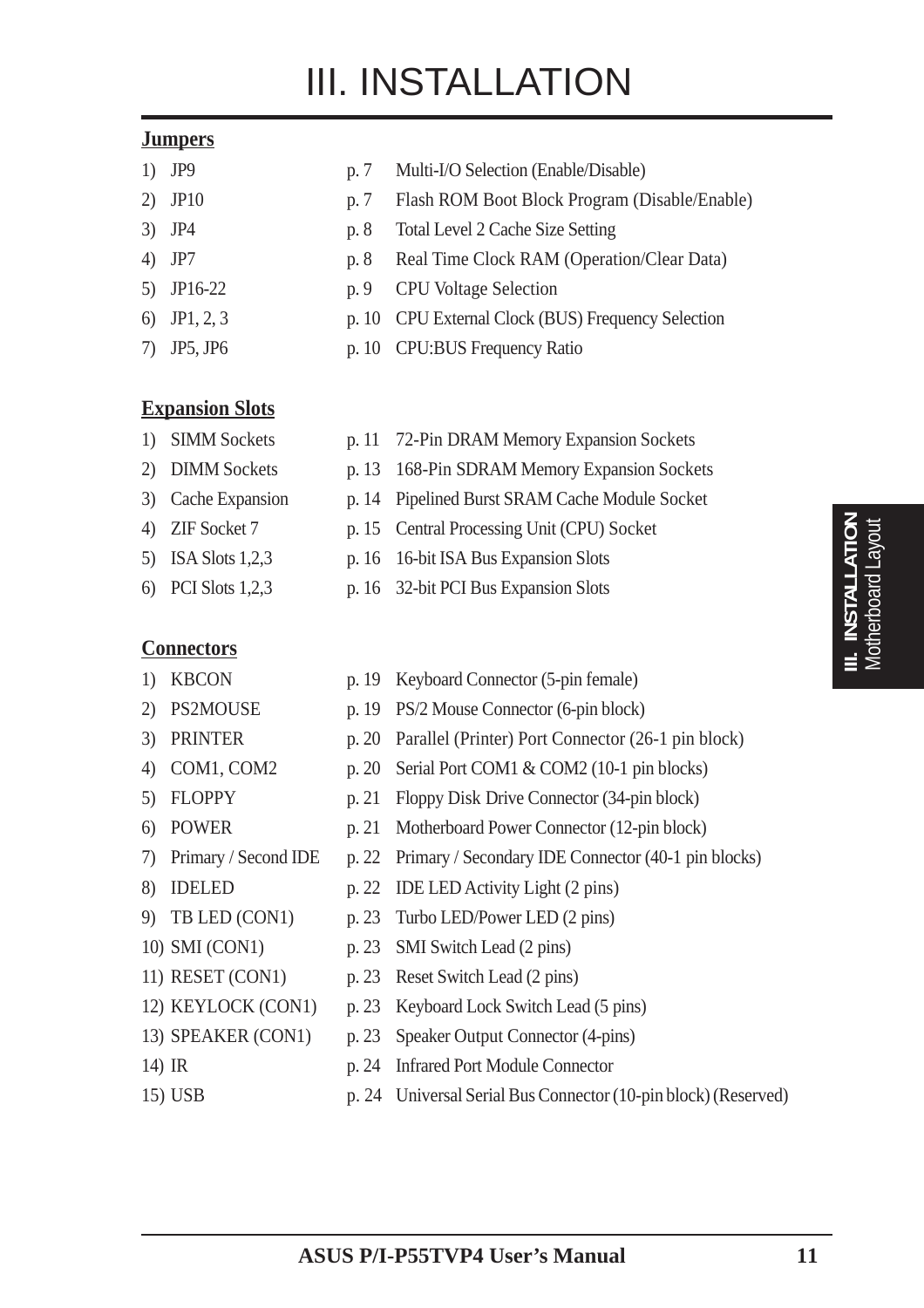# III. INSTALLATION

**Jumpers**

| | | |
|---|---|---|
| 1) JP9 | p. 7 | Multi-I/O Selection (Enable/Disable) |
| 2) JP10 | p. 7 | Flash ROM Boot Block Program (Disable/Enable) |
| 3) JP4 | p. 8 | Total Level 2 Cache Size Setting |
| 4) JP7 | p. 8 | Real Time Clock RAM (Operation/Clear Data) |
| 5) JP16-22 | p. 9 | CPU Voltage Selection |
| 6) JP1, 2, 3 | p. 10 | CPU External Clock (BUS) Frequency Selection |
| 7) JP5, JP6 | p. 10 | CPU:BUS Frequency Ratio |

**Expansion Slots**

| | | |
|---|---|---|
| 1) SIMM Sockets | p. 11 | 72-Pin DRAM Memory Expansion Sockets |
| 2) DIMM Sockets | p. 13 | 168-Pin SDRAM Memory Expansion Sockets |
| 3) Cache Expansion | p. 14 | Pipelined Burst SRAM Cache Module Socket |
| 4) ZIF Socket 7 | p. 15 | Central Processing Unit (CPU) Socket |
| 5) ISA Slots 1,2,3 | p. 16 | 16-bit ISA Bus Expansion Slots |
| 6) PCI Slots 1,2,3 | p. 16 | 32-bit PCI Bus Expansion Slots |

**Connectors**

| | | |
|---|---|---|
| 1) KBCON | p. 19 | Keyboard Connector (5-pin female) |
| 2) PS2MOUSE | p. 19 | PS/2 Mouse Connector (6-pin block) |
| 3) PRINTER | p. 20 | Parallel (Printer) Port Connector (26-1 pin block) |
| 4) COM1, COM2 | p. 20 | Serial Port COM1 & COM2 (10-1 pin blocks) |
| 5) FLOPPY | p. 21 | Floppy Disk Drive Connector (34-pin block) |
| 6) POWER | p. 21 | Motherboard Power Connector (12-pin block) |
| 7) Primary / Second IDE | p. 22 | Primary / Secondary IDE Connector (40-1 pin blocks) |
| 8) IDELED | p. 22 | IDE LED Activity Light (2 pins) |
| 9) TB LED (CON1) | p. 23 | Turbo LED/Power LED (2 pins) |
| 10) SMI (CON1) | p. 23 | SMI Switch Lead (2 pins) |
| 11) RESET (CON1) | p. 23 | Reset Switch Lead (2 pins) |
| 12) KEYLOCK (CON1) | p. 23 | Keyboard Lock Switch Lead (5 pins) |
| 13) SPEAKER (CON1) | p. 23 | Speaker Output Connector (4-pins) |
| 14) IR | p. 24 | Infrared Port Module Connector |
| 15) USB | p. 24 | Universal Serial Bus Connector (10-pin block) (Reserved) |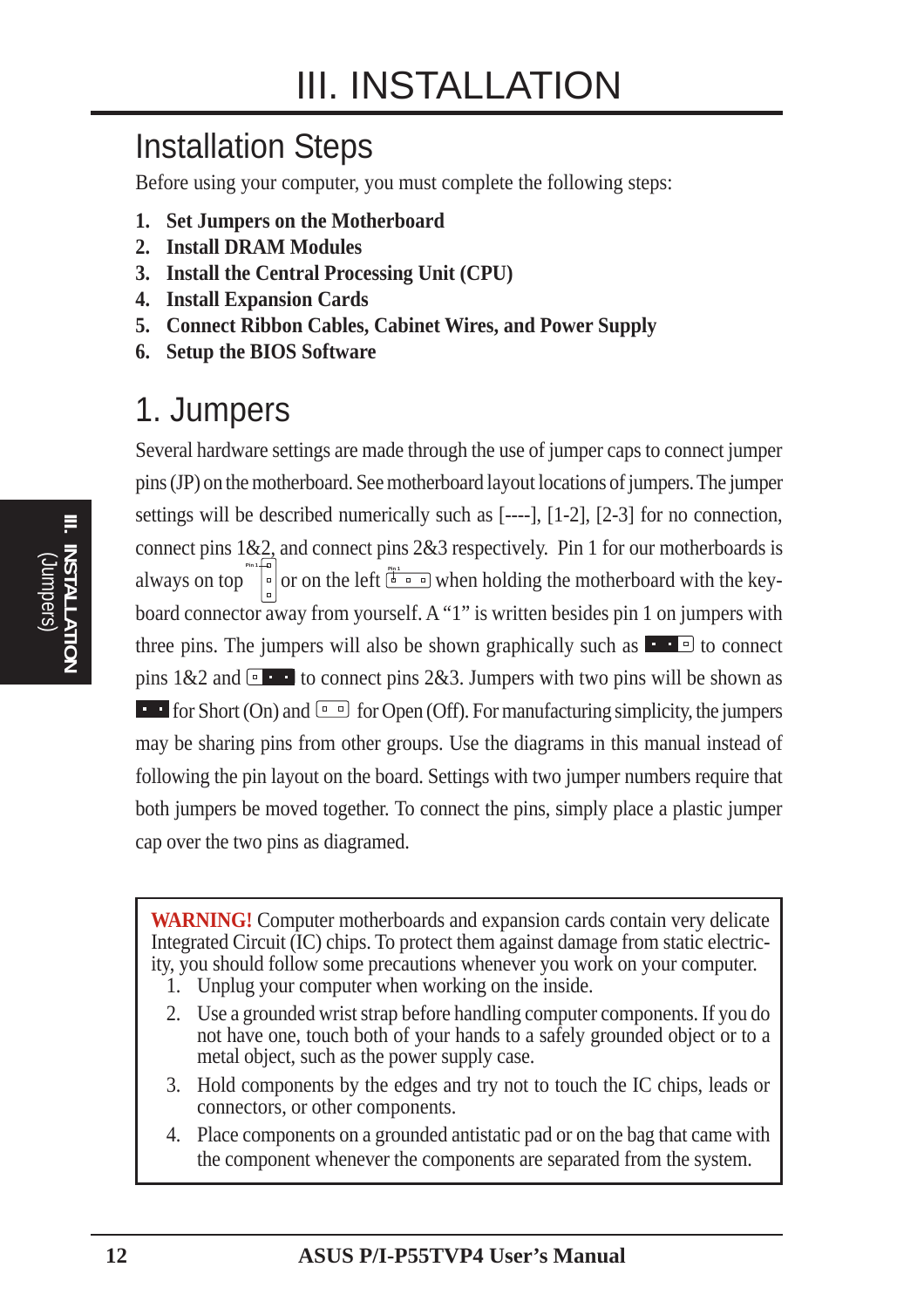# III. INSTALLATION

## Installation Steps

Before using your computer, you must complete the following steps:

1. **Set Jumpers on the Motherboard**
2. **Install DRAM Modules**
3. **Install the Central Processing Unit (CPU)**
4. **Install Expansion Cards**
5. **Connect Ribbon Cables, Cabinet Wires, and Power Supply**
6. **Setup the BIOS Software**

## 1. Jumpers

Several hardware settings are made through the use of jumper caps to connect jumper pins (JP) on the motherboard. See motherboard layout locations of jumpers. The jumper settings will be described numerically such as [----], [1-2], [2-3] for no connection, connect pins 1&2, and connect pins 2&3 respectively. Pin 1 for our motherboards is always on top or on the left when holding the motherboard with the keyboard connector away from yourself. A "1" is written besides pin 1 on jumpers with three pins. The jumpers will also be shown graphically such as to connect pins 1&2 and to connect pins 2&3. Jumpers with two pins will be shown as for Short (On) and for Open (Off). For manufacturing simplicity, the jumpers may be sharing pins from other groups. Use the diagrams in this manual instead of following the pin layout on the board. Settings with two jumper numbers require that both jumpers be moved together. To connect the pins, simply place a plastic jumper cap over the two pins as diagramed.

**WARNING!** Computer motherboards and expansion cards contain very delicate Integrated Circuit (IC) chips. To protect them against damage from static electricity, you should follow some precautions whenever you work on your computer.

1. Unplug your computer when working on the inside.
2. Use a grounded wrist strap before handling computer components. If you do not have one, touch both of your hands to a safely grounded object or to a metal object, such as the power supply case.
3. Hold components by the edges and try not to touch the IC chips, leads or connectors, or other components.
4. Place components on a grounded antistatic pad or on the bag that came with the component whenever the components are separated from the system.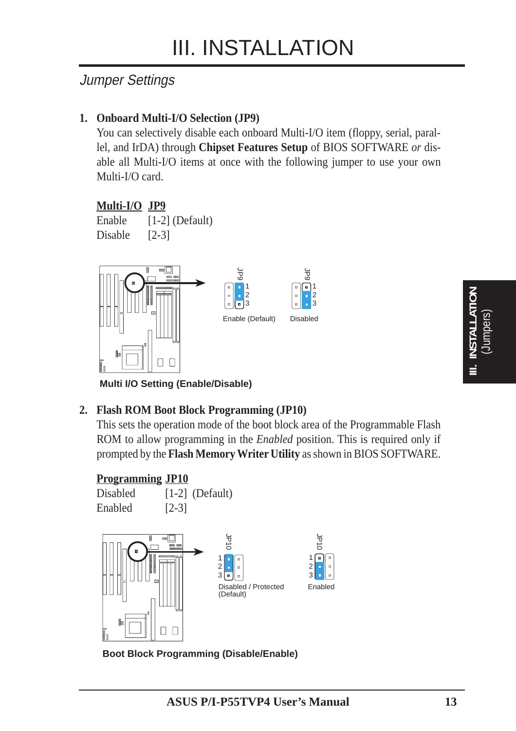# III. INSTALLATION

## Jumper Settings

**1. Onboard Multi-I/O Selection (JP9)**

You can selectively disable each onboard Multi-I/O item (floppy, serial, parallel, and IrDA) through **Chipset Features Setup** of BIOS SOFTWARE *or* disable all Multi-I/O items at once with the following jumper to use your own Multi-I/O card.

| Multi-I/O | JP9 |
|---|---|
| Enable | [1-2] (Default) |
| Disable | [2-3] |

JP9 1 2 3 — Enable (Default)

JP9 1 2 3 — Disabled

**Multi I/O Setting (Enable/Disable)**

**2. Flash ROM Boot Block Programming (JP10)**

This sets the operation mode of the boot block area of the Programmable Flash ROM to allow programming in the *Enabled* position. This is required only if prompted by the **Flash Memory Writer Utility** as shown in BIOS SOFTWARE.

| Programming | JP10 |
|---|---|
| Disabled | [1-2] (Default) |
| Enabled | [2-3] |

JP10 1 2 3 — Disabled / Protected (Default)

JP10 1 2 3 — Enabled

**Boot Block Programming (Disable/Enable)**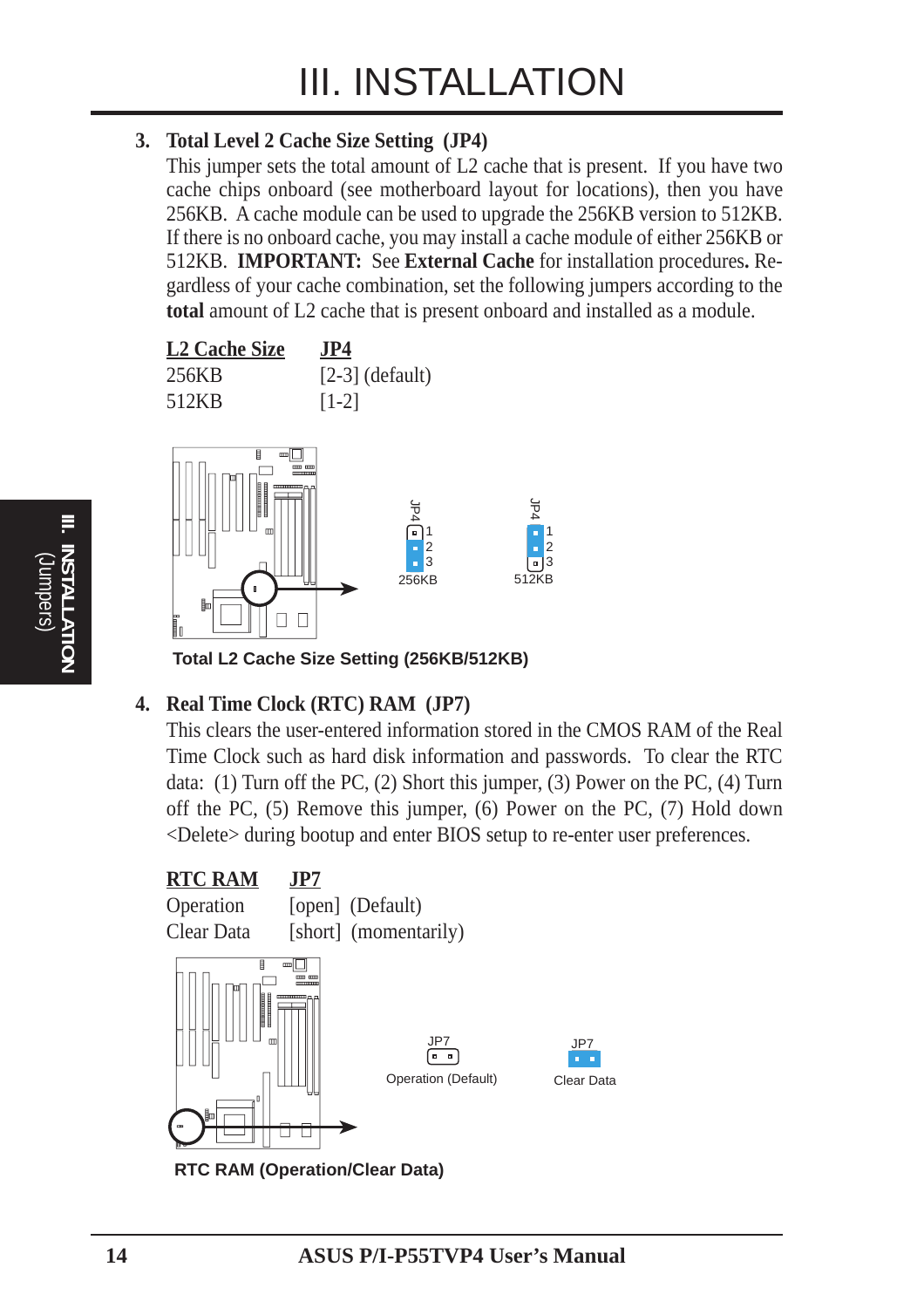### 3. Total Level 2 Cache Size Setting (JP4)

This jumper sets the total amount of L2 cache that is present. If you have two cache chips onboard (see motherboard layout for locations), then you have 256KB. A cache module can be used to upgrade the 256KB version to 512KB. If there is no onboard cache, you may install a cache module of either 256KB or 512KB. **IMPORTANT:** See **External Cache** for installation procedures**.** Regardless of your cache combination, set the following jumpers according to the **total** amount of L2 cache that is present onboard and installed as a module.

| L2 Cache Size | JP4 |
|---|---|
| 256KB | [2-3] (default) |
| 512KB | [1-2] |

**Total L2 Cache Size Setting (256KB/512KB)**

### 4. Real Time Clock (RTC) RAM (JP7)

This clears the user-entered information stored in the CMOS RAM of the Real Time Clock such as hard disk information and passwords. To clear the RTC data: (1) Turn off the PC, (2) Short this jumper, (3) Power on the PC, (4) Turn off the PC, (5) Remove this jumper, (6) Power on the PC, (7) Hold down <Delete> during bootup and enter BIOS setup to re-enter user preferences.

| RTC RAM | JP7 |
|---|---|
| Operation | [open] (Default) |
| Clear Data | [short] (momentarily) |

**RTC RAM (Operation/Clear Data)**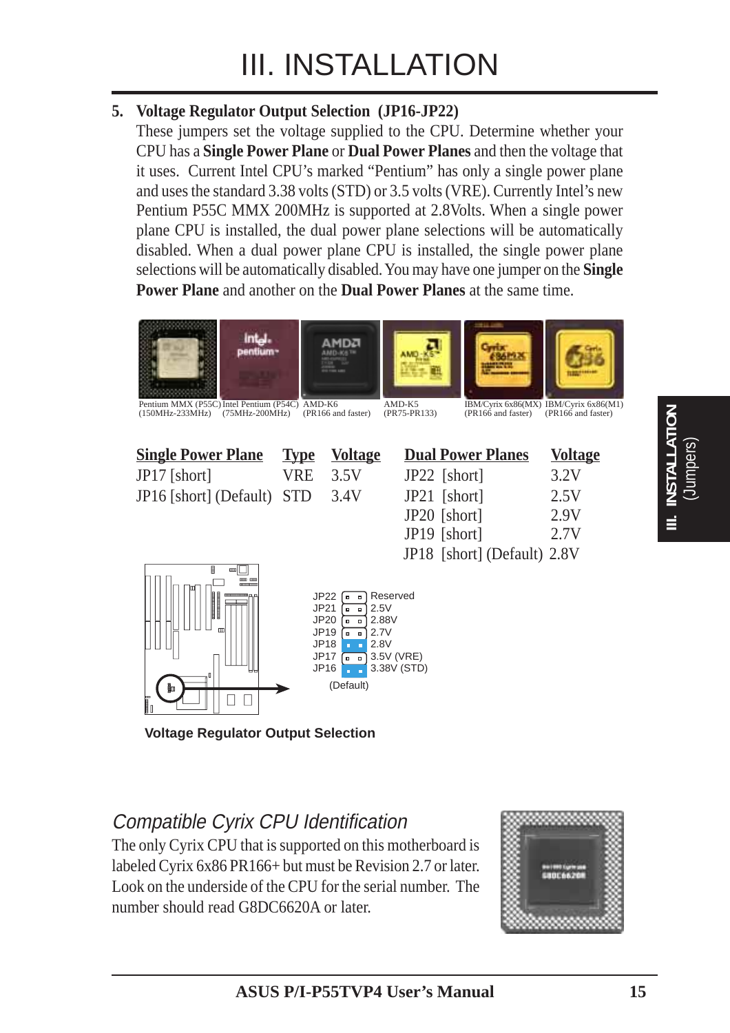# III. INSTALLATION

**5. Voltage Regulator Output Selection (JP16-JP22)**

These jumpers set the voltage supplied to the CPU. Determine whether your CPU has a **Single Power Plane** or **Dual Power Planes** and then the voltage that it uses. Current Intel CPU's marked "Pentium" has only a single power plane and uses the standard 3.38 volts (STD) or 3.5 volts (VRE). Currently Intel's new Pentium P55C MMX 200MHz is supported at 2.8Volts. When a single power plane CPU is installed, the dual power plane selections will be automatically disabled. When a dual power plane CPU is installed, the single power plane selections will be automatically disabled. You may have one jumper on the **Single Power Plane** and another on the **Dual Power Planes** at the same time.

Pentium MMX (P55C) (150MHz-233MHz) | Intel Pentium (P54C) (75MHz-200MHz) | AMD-K6 (PR166 and faster) | AMD-K5 (PR75-PR133) | IBM/Cyrix 6x86(MX) (PR166 and faster) | IBM/Cyrix 6x86(M1) (PR166 and faster)

| Single Power Plane | Type | Voltage |
|---|---|---|
| JP17 [short] | VRE | 3.5V |
| JP16 [short] (Default) | STD | 3.4V |

| Dual Power Planes | Voltage |
|---|---|
| JP22 [short] | 3.2V |
| JP21 [short] | 2.5V |
| JP20 [short] | 2.9V |
| JP19 [short] | 2.7V |
| JP18 [short] (Default) | 2.8V |

JP22 Reserved
JP21 2.5V
JP20 2.88V
JP19 2.7V
JP18 2.8V
JP17 3.5V (VRE)
JP16 3.38V (STD)
(Default)

**Voltage Regulator Output Selection**

## *Compatible Cyrix CPU Identification*

The only Cyrix CPU that is supported on this motherboard is labeled Cyrix 6x86 PR166+ but must be Revision 2.7 or later. Look on the underside of the CPU for the serial number. The number should read G8DC6620A or later.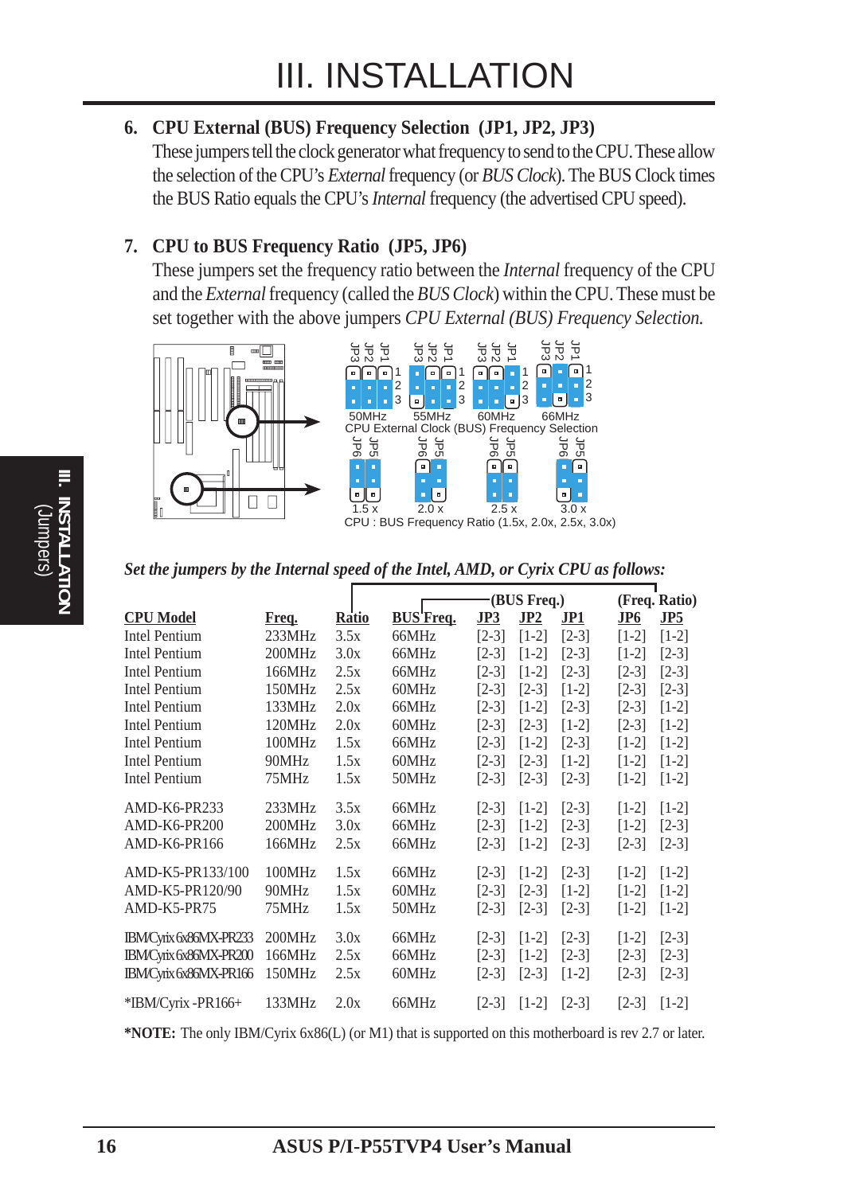# III. INSTALLATION

**6. CPU External (BUS) Frequency Selection (JP1, JP2, JP3)**

These jumpers tell the clock generator what frequency to send to the CPU. These allow the selection of the CPU's *External* frequency (or *BUS Clock*). The BUS Clock times the BUS Ratio equals the CPU's *Internal* frequency (the advertised CPU speed).

**7. CPU to BUS Frequency Ratio (JP5, JP6)**

These jumpers set the frequency ratio between the *Internal* frequency of the CPU and the *External* frequency (called the *BUS Clock*) within the CPU. These must be set together with the above jumpers *CPU External (BUS) Frequency Selection.*

50MHz 55MHz 60MHz 66MHz
CPU External Clock (BUS) Frequency Selection

1.5 x 2.0 x 2.5 x 3.0 x
CPU : BUS Frequency Ratio (1.5x, 2.0x, 2.5x, 3.0x)

***Set the jumpers by the Internal speed of the Intel, AMD, or Cyrix CPU as follows:***

| | | | (BUS Freq.) | | | | (Freq. Ratio) | |
|---|---|---|---|---|---|---|---|---|
| **CPU Model** | **Freq.** | **Ratio** | **BUS Freq.** | **JP3** | **JP2** | **JP1** | **JP6** | **JP5** |
| Intel Pentium | 233MHz | 3.5x | 66MHz | [2-3] | [1-2] | [2-3] | [1-2] | [1-2] |
| Intel Pentium | 200MHz | 3.0x | 66MHz | [2-3] | [1-2] | [2-3] | [1-2] | [2-3] |
| Intel Pentium | 166MHz | 2.5x | 66MHz | [2-3] | [1-2] | [2-3] | [2-3] | [2-3] |
| Intel Pentium | 150MHz | 2.5x | 60MHz | [2-3] | [2-3] | [1-2] | [2-3] | [2-3] |
| Intel Pentium | 133MHz | 2.0x | 66MHz | [2-3] | [1-2] | [2-3] | [2-3] | [1-2] |
| Intel Pentium | 120MHz | 2.0x | 60MHz | [2-3] | [2-3] | [1-2] | [2-3] | [1-2] |
| Intel Pentium | 100MHz | 1.5x | 66MHz | [2-3] | [1-2] | [2-3] | [1-2] | [1-2] |
| Intel Pentium | 90MHz | 1.5x | 60MHz | [2-3] | [2-3] | [1-2] | [1-2] | [1-2] |
| Intel Pentium | 75MHz | 1.5x | 50MHz | [2-3] | [2-3] | [2-3] | [1-2] | [1-2] |
| AMD-K6-PR233 | 233MHz | 3.5x | 66MHz | [2-3] | [1-2] | [2-3] | [1-2] | [1-2] |
| AMD-K6-PR200 | 200MHz | 3.0x | 66MHz | [2-3] | [1-2] | [2-3] | [1-2] | [2-3] |
| AMD-K6-PR166 | 166MHz | 2.5x | 66MHz | [2-3] | [1-2] | [2-3] | [2-3] | [2-3] |
| AMD-K5-PR133/100 | 100MHz | 1.5x | 66MHz | [2-3] | [1-2] | [2-3] | [1-2] | [1-2] |
| AMD-K5-PR120/90 | 90MHz | 1.5x | 60MHz | [2-3] | [2-3] | [1-2] | [1-2] | [1-2] |
| AMD-K5-PR75 | 75MHz | 1.5x | 50MHz | [2-3] | [2-3] | [2-3] | [1-2] | [1-2] |
| IBM/Cyrix 6x86MX-PR233 | 200MHz | 3.0x | 66MHz | [2-3] | [1-2] | [2-3] | [1-2] | [2-3] |
| IBM/Cyrix 6x86MX-PR200 | 166MHz | 2.5x | 66MHz | [2-3] | [1-2] | [2-3] | [2-3] | [2-3] |
| IBM/Cyrix 6x86MX-PR166 | 150MHz | 2.5x | 60MHz | [2-3] | [2-3] | [1-2] | [2-3] | [2-3] |
| *IBM/Cyrix -PR166+ | 133MHz | 2.0x | 66MHz | [2-3] | [1-2] | [2-3] | [2-3] | [1-2] |

***NOTE:** The only IBM/Cyrix 6x86(L) (or M1) that is supported on this motherboard is rev 2.7 or later.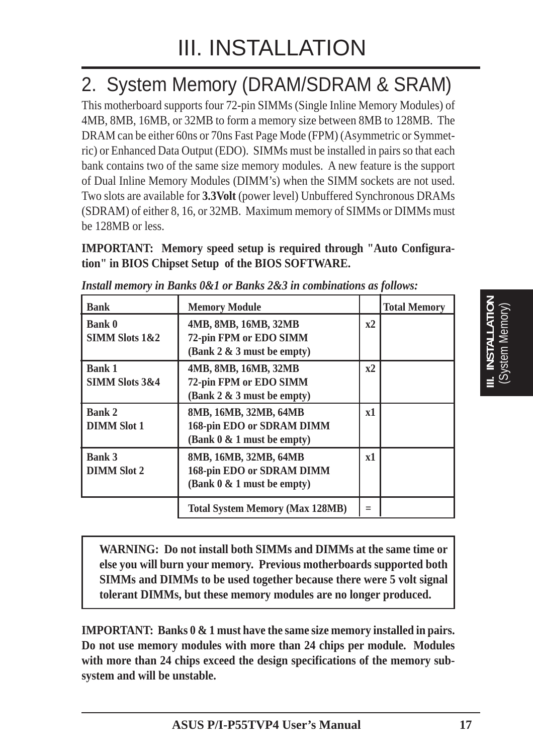# III. INSTALLATION

## 2. System Memory (DRAM/SDRAM & SRAM)

This motherboard supports four 72-pin SIMMs (Single Inline Memory Modules) of 4MB, 8MB, 16MB, or 32MB to form a memory size between 8MB to 128MB. The DRAM can be either 60ns or 70ns Fast Page Mode (FPM) (Asymmetric or Symmetric) or Enhanced Data Output (EDO). SIMMs must be installed in pairs so that each bank contains two of the same size memory modules. A new feature is the support of Dual Inline Memory Modules (DIMM's) when the SIMM sockets are not used. Two slots are available for **3.3Volt** (power level) Unbuffered Synchronous DRAMs (SDRAM) of either 8, 16, or 32MB. Maximum memory of SIMMs or DIMMs must be 128MB or less.

**IMPORTANT: Memory speed setup is required through "Auto Configuration" in BIOS Chipset Setup of the BIOS SOFTWARE.**

***Install memory in Banks 0&1 or Banks 2&3 in combinations as follows:***

| Bank | Memory Module | | Total Memory |
|---|---|---|---|
| **Bank 0**<br>**SIMM Slots 1&2** | **4MB, 8MB, 16MB, 32MB**<br>**72-pin FPM or EDO SIMM**<br>**(Bank 2 & 3 must be empty)** | **x2** | |
| **Bank 1**<br>**SIMM Slots 3&4** | **4MB, 8MB, 16MB, 32MB**<br>**72-pin FPM or EDO SIMM**<br>**(Bank 2 & 3 must be empty)** | **x2** | |
| **Bank 2**<br>**DIMM Slot 1** | **8MB, 16MB, 32MB, 64MB**<br>**168-pin EDO or SDRAM DIMM**<br>**(Bank 0 & 1 must be empty)** | **x1** | |
| **Bank 3**<br>**DIMM Slot 2** | **8MB, 16MB, 32MB, 64MB**<br>**168-pin EDO or SDRAM DIMM**<br>**(Bank 0 & 1 must be empty)** | **x1** | |
| | **Total System Memory (Max 128MB)** | **=** | |

**WARNING: Do not install both SIMMs and DIMMs at the same time or else you will burn your memory. Previous motherboards supported both SIMMs and DIMMs to be used together because there were 5 volt signal tolerant DIMMs, but these memory modules are no longer produced.**

**IMPORTANT: Banks 0 & 1 must have the same size memory installed in pairs. Do not use memory modules with more than 24 chips per module. Modules with more than 24 chips exceed the design specifications of the memory subsystem and will be unstable.**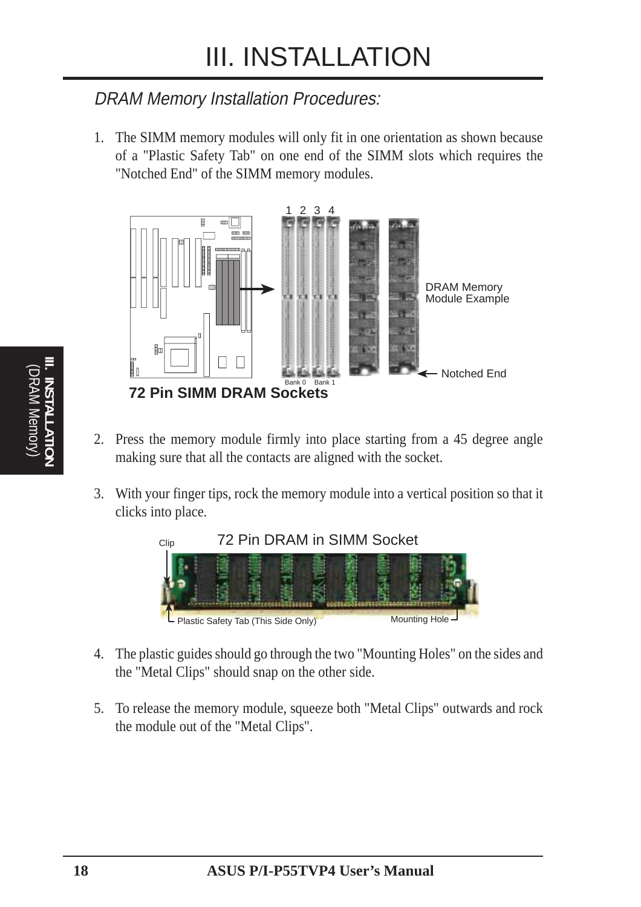# III. INSTALLATION

## *DRAM Memory Installation Procedures:*

1. The SIMM memory modules will only fit in one orientation as shown because of a "Plastic Safety Tab" on one end of the SIMM slots which requires the "Notched End" of the SIMM memory modules.

1 2 3 4

Bank 0 Bank 1

DRAM Memory Module Example

Notched End

**72 Pin SIMM DRAM Sockets**

2. Press the memory module firmly into place starting from a 45 degree angle making sure that all the contacts are aligned with the socket.

3. With your finger tips, rock the memory module into a vertical position so that it clicks into place.

72 Pin DRAM in SIMM Socket

Clip

Plastic Safety Tab (This Side Only)

Mounting Hole

4. The plastic guides should go through the two "Mounting Holes" on the sides and the "Metal Clips" should snap on the other side.

5. To release the memory module, squeeze both "Metal Clips" outwards and rock the module out of the "Metal Clips".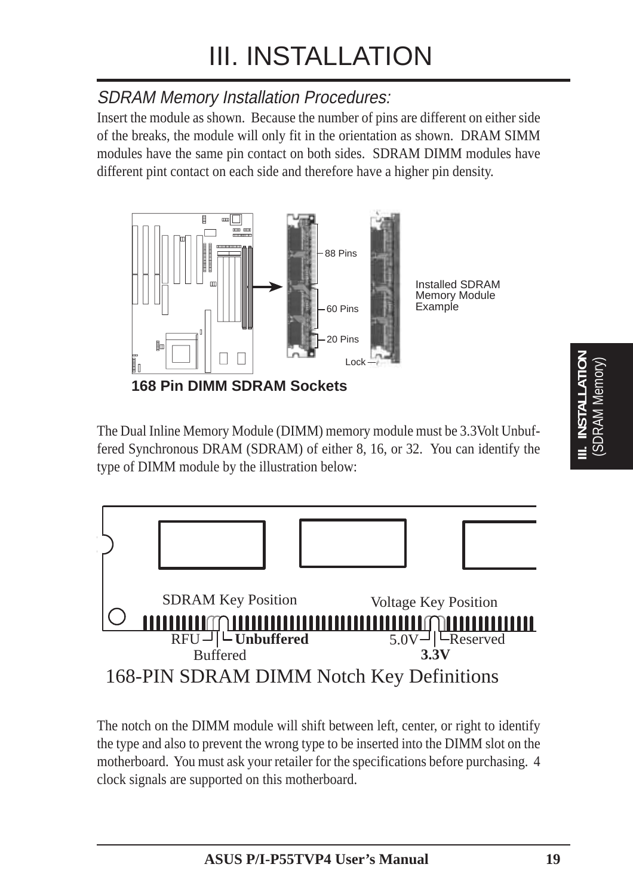# III. INSTALLATION

## *SDRAM Memory Installation Procedures:*

Insert the module as shown. Because the number of pins are different on either side of the breaks, the module will only fit in the orientation as shown. DRAM SIMM modules have the same pin contact on both sides. SDRAM DIMM modules have different pint contact on each side and therefore have a higher pin density.

88 Pins

60 Pins

20 Pins

Lock

Installed SDRAM Memory Module Example

**168 Pin DIMM SDRAM Sockets**

The Dual Inline Memory Module (DIMM) memory module must be 3.3Volt Unbuffered Synchronous DRAM (SDRAM) of either 8, 16, or 32. You can identify the type of DIMM module by the illustration below:

SDRAM Key Position

Voltage Key Position

RFU | **Unbuffered** | Buffered

5.0V | Reserved | **3.3V**

168-PIN SDRAM DIMM Notch Key Definitions

The notch on the DIMM module will shift between left, center, or right to identify the type and also to prevent the wrong type to be inserted into the DIMM slot on the motherboard. You must ask your retailer for the specifications before purchasing. 4 clock signals are supported on this motherboard.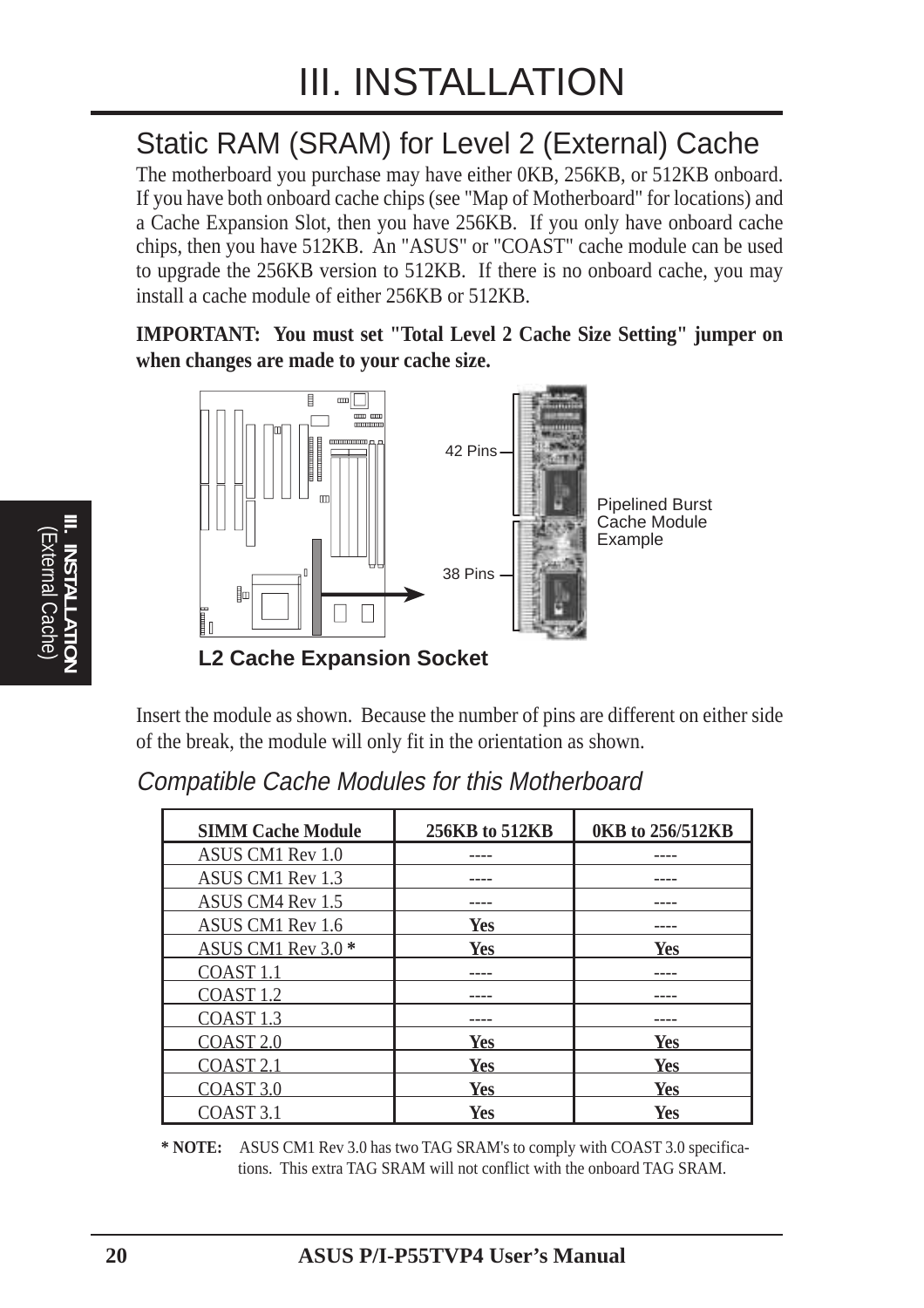# III. INSTALLATION

## Static RAM (SRAM) for Level 2 (External) Cache

The motherboard you purchase may have either 0KB, 256KB, or 512KB onboard. If you have both onboard cache chips (see "Map of Motherboard" for locations) and a Cache Expansion Slot, then you have 256KB. If you only have onboard cache chips, then you have 512KB. An "ASUS" or "COAST" cache module can be used to upgrade the 256KB version to 512KB. If there is no onboard cache, you may install a cache module of either 256KB or 512KB.

**IMPORTANT: You must set "Total Level 2 Cache Size Setting" jumper on when changes are made to your cache size.**

42 Pins

38 Pins

Pipelined Burst Cache Module Example

**L2 Cache Expansion Socket**

Insert the module as shown. Because the number of pins are different on either side of the break, the module will only fit in the orientation as shown.

### *Compatible Cache Modules for this Motherboard*

| SIMM Cache Module | 256KB to 512KB | 0KB to 256/512KB |
|---|---|---|
| ASUS CM1 Rev 1.0 | ---- | ---- |
| ASUS CM1 Rev 1.3 | ---- | ---- |
| ASUS CM4 Rev 1.5 | ---- | ---- |
| ASUS CM1 Rev 1.6 | **Yes** | ---- |
| ASUS CM1 Rev 3.0 * | **Yes** | **Yes** |
| COAST 1.1 | ---- | ---- |
| COAST 1.2 | ---- | ---- |
| COAST 1.3 | ---- | ---- |
| COAST 2.0 | **Yes** | **Yes** |
| COAST 2.1 | **Yes** | **Yes** |
| COAST 3.0 | **Yes** | **Yes** |
| COAST 3.1 | **Yes** | **Yes** |

**\* NOTE:** ASUS CM1 Rev 3.0 has two TAG SRAM's to comply with COAST 3.0 specifications. This extra TAG SRAM will not conflict with the onboard TAG SRAM.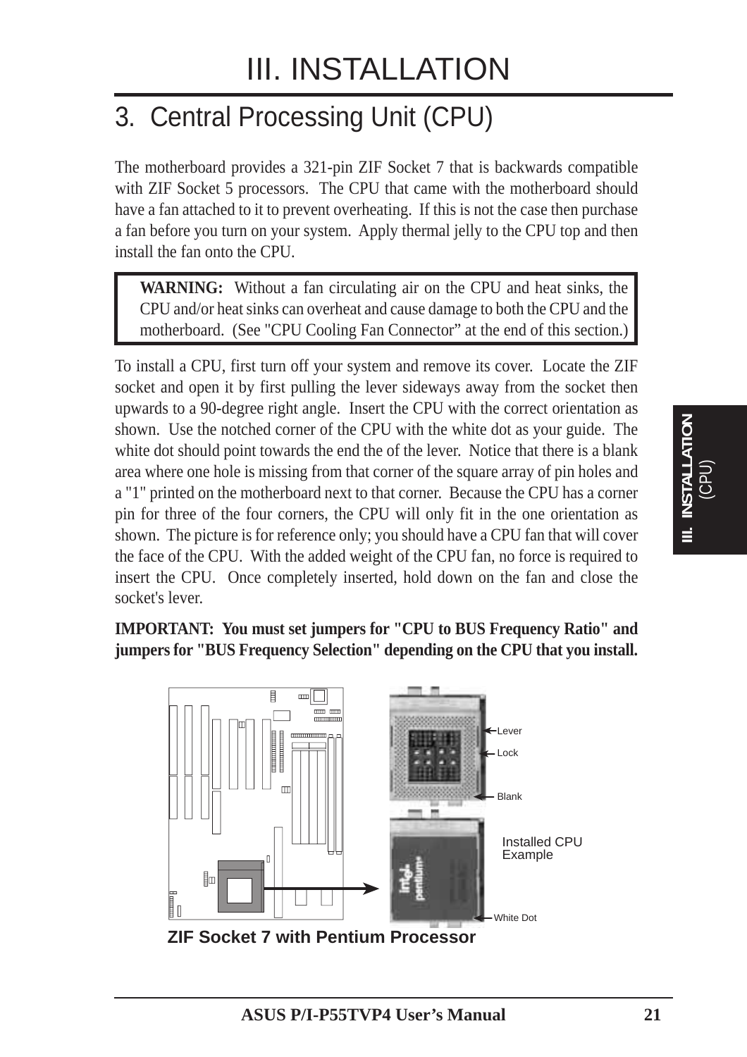# III. INSTALLATION

## 3. Central Processing Unit (CPU)

The motherboard provides a 321-pin ZIF Socket 7 that is backwards compatible with ZIF Socket 5 processors. The CPU that came with the motherboard should have a fan attached to it to prevent overheating. If this is not the case then purchase a fan before you turn on your system. Apply thermal jelly to the CPU top and then install the fan onto the CPU.

> **WARNING:** Without a fan circulating air on the CPU and heat sinks, the CPU and/or heat sinks can overheat and cause damage to both the CPU and the motherboard. (See "CPU Cooling Fan Connector" at the end of this section.)

To install a CPU, first turn off your system and remove its cover. Locate the ZIF socket and open it by first pulling the lever sideways away from the socket then upwards to a 90-degree right angle. Insert the CPU with the correct orientation as shown. Use the notched corner of the CPU with the white dot as your guide. The white dot should point towards the end the of the lever. Notice that there is a blank area where one hole is missing from that corner of the square array of pin holes and a "1" printed on the motherboard next to that corner. Because the CPU has a corner pin for three of the four corners, the CPU will only fit in the one orientation as shown. The picture is for reference only; you should have a CPU fan that will cover the face of the CPU. With the added weight of the CPU fan, no force is required to insert the CPU. Once completely inserted, hold down on the fan and close the socket's lever.

**IMPORTANT: You must set jumpers for "CPU to BUS Frequency Ratio" and jumpers for "BUS Frequency Selection" depending on the CPU that you install.**

Lever
Lock
Blank
Installed CPU Example
White Dot

**ZIF Socket 7 with Pentium Processor**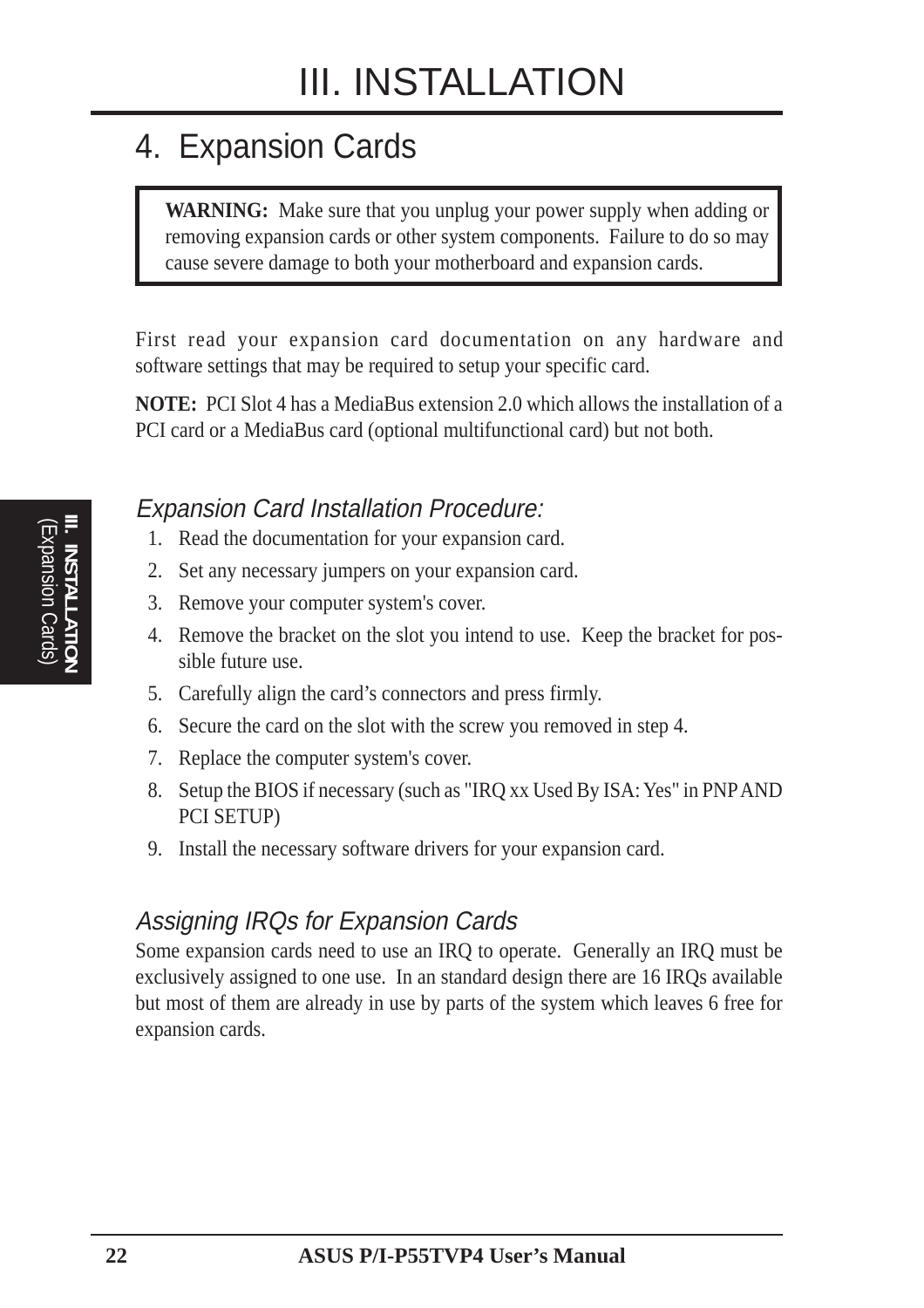# III. INSTALLATION

## 4. Expansion Cards

> **WARNING:** Make sure that you unplug your power supply when adding or removing expansion cards or other system components. Failure to do so may cause severe damage to both your motherboard and expansion cards.

First read your expansion card documentation on any hardware and software settings that may be required to setup your specific card.

**NOTE:** PCI Slot 4 has a MediaBus extension 2.0 which allows the installation of a PCI card or a MediaBus card (optional multifunctional card) but not both.

### *Expansion Card Installation Procedure:*

1. Read the documentation for your expansion card.
2. Set any necessary jumpers on your expansion card.
3. Remove your computer system's cover.
4. Remove the bracket on the slot you intend to use. Keep the bracket for possible future use.
5. Carefully align the card's connectors and press firmly.
6. Secure the card on the slot with the screw you removed in step 4.
7. Replace the computer system's cover.
8. Setup the BIOS if necessary (such as "IRQ xx Used By ISA: Yes" in PNP AND PCI SETUP)
9. Install the necessary software drivers for your expansion card.

### *Assigning IRQs for Expansion Cards*

Some expansion cards need to use an IRQ to operate. Generally an IRQ must be exclusively assigned to one use. In an standard design there are 16 IRQs available but most of them are already in use by parts of the system which leaves 6 free for expansion cards.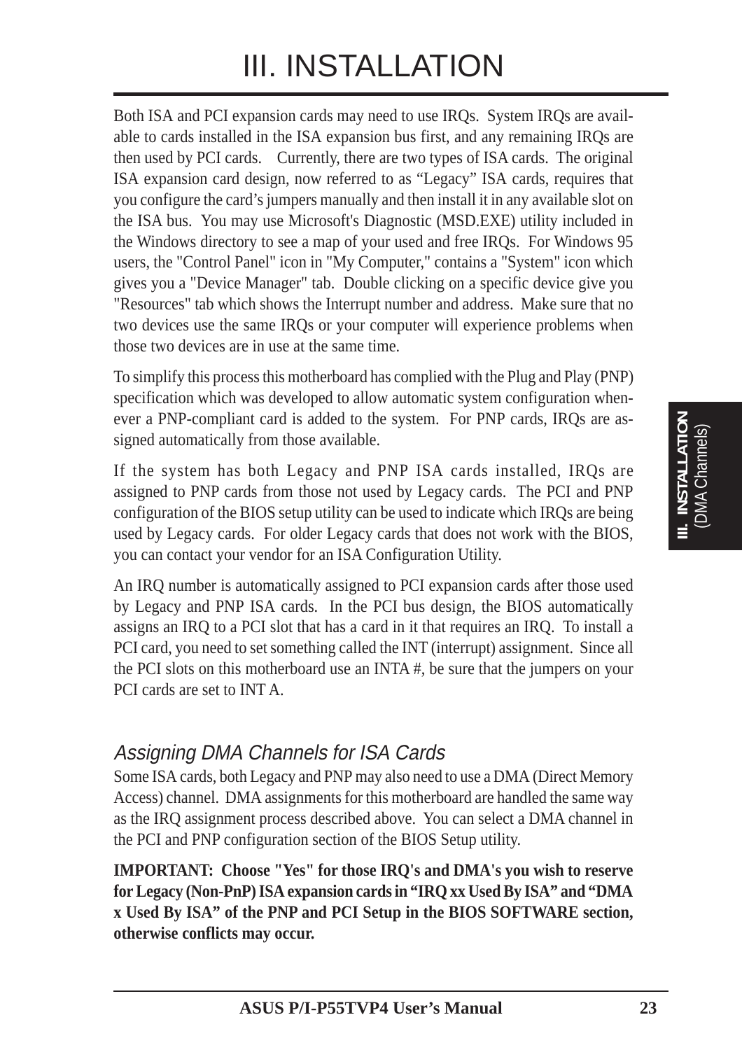# III. INSTALLATION

Both ISA and PCI expansion cards may need to use IRQs. System IRQs are available to cards installed in the ISA expansion bus first, and any remaining IRQs are then used by PCI cards. Currently, there are two types of ISA cards. The original ISA expansion card design, now referred to as "Legacy" ISA cards, requires that you configure the card's jumpers manually and then install it in any available slot on the ISA bus. You may use Microsoft's Diagnostic (MSD.EXE) utility included in the Windows directory to see a map of your used and free IRQs. For Windows 95 users, the "Control Panel" icon in "My Computer," contains a "System" icon which gives you a "Device Manager" tab. Double clicking on a specific device give you "Resources" tab which shows the Interrupt number and address. Make sure that no two devices use the same IRQs or your computer will experience problems when those two devices are in use at the same time.

To simplify this process this motherboard has complied with the Plug and Play (PNP) specification which was developed to allow automatic system configuration whenever a PNP-compliant card is added to the system. For PNP cards, IRQs are assigned automatically from those available.

If the system has both Legacy and PNP ISA cards installed, IRQs are assigned to PNP cards from those not used by Legacy cards. The PCI and PNP configuration of the BIOS setup utility can be used to indicate which IRQs are being used by Legacy cards. For older Legacy cards that does not work with the BIOS, you can contact your vendor for an ISA Configuration Utility.

An IRQ number is automatically assigned to PCI expansion cards after those used by Legacy and PNP ISA cards. In the PCI bus design, the BIOS automatically assigns an IRQ to a PCI slot that has a card in it that requires an IRQ. To install a PCI card, you need to set something called the INT (interrupt) assignment. Since all the PCI slots on this motherboard use an INTA #, be sure that the jumpers on your PCI cards are set to INT A.

## *Assigning DMA Channels for ISA Cards*

Some ISA cards, both Legacy and PNP may also need to use a DMA (Direct Memory Access) channel. DMA assignments for this motherboard are handled the same way as the IRQ assignment process described above. You can select a DMA channel in the PCI and PNP configuration section of the BIOS Setup utility.

**IMPORTANT: Choose "Yes" for those IRQ's and DMA's you wish to reserve for Legacy (Non-PnP) ISA expansion cards in "IRQ xx Used By ISA" and "DMA x Used By ISA" of the PNP and PCI Setup in the BIOS SOFTWARE section, otherwise conflicts may occur.**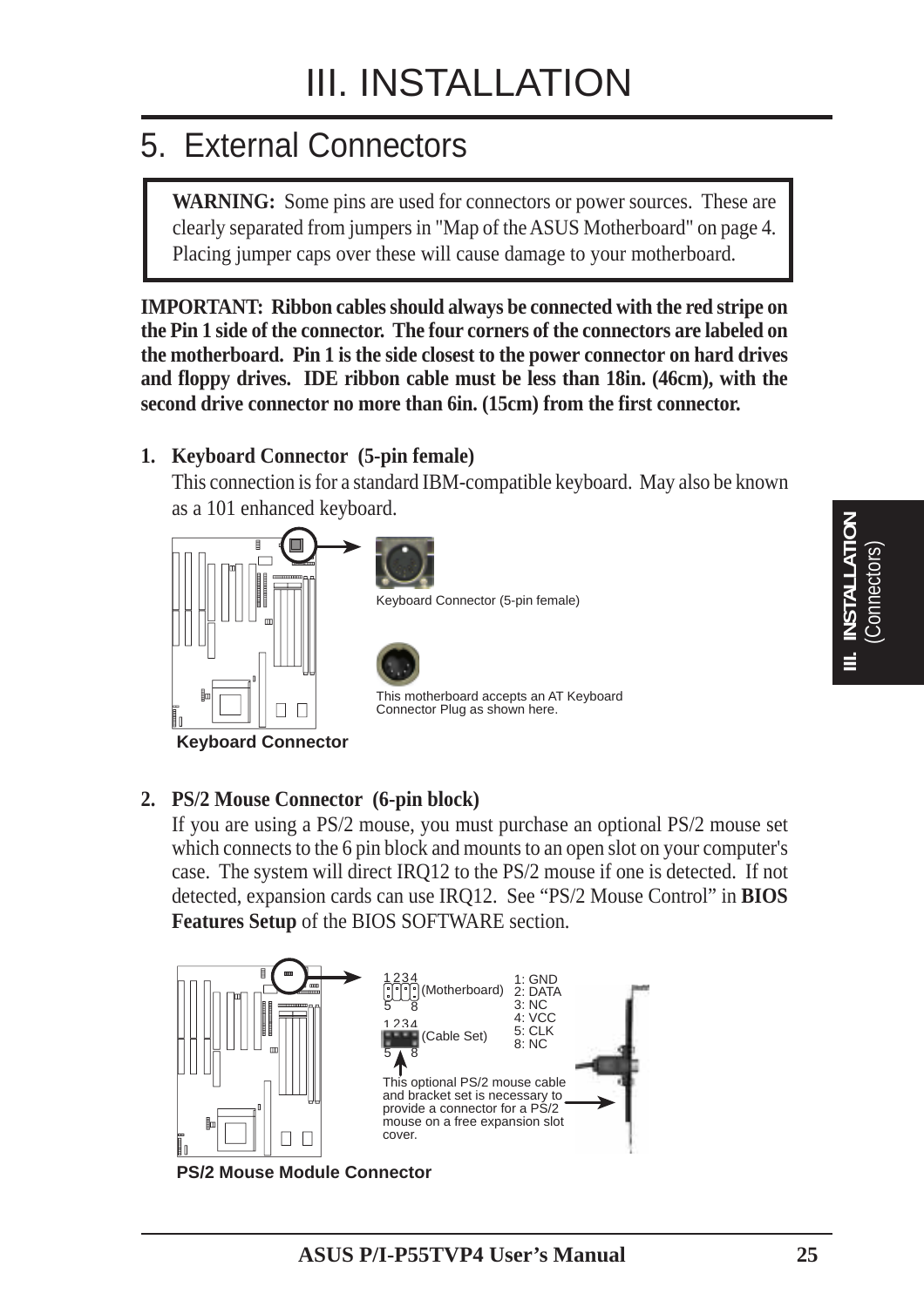# III. INSTALLATION

## 5. External Connectors

> **WARNING:** Some pins are used for connectors or power sources. These are clearly separated from jumpers in "Map of the ASUS Motherboard" on page 4. Placing jumper caps over these will cause damage to your motherboard.

**IMPORTANT: Ribbon cables should always be connected with the red stripe on the Pin 1 side of the connector. The four corners of the connectors are labeled on the motherboard. Pin 1 is the side closest to the power connector on hard drives and floppy drives. IDE ribbon cable must be less than 18in. (46cm), with the second drive connector no more than 6in. (15cm) from the first connector.**

**1. Keyboard Connector (5-pin female)**

This connection is for a standard IBM-compatible keyboard. May also be known as a 101 enhanced keyboard.

Keyboard Connector (5-pin female)

This motherboard accepts an AT Keyboard Connector Plug as shown here.

**Keyboard Connector**

**2. PS/2 Mouse Connector (6-pin block)**

If you are using a PS/2 mouse, you must purchase an optional PS/2 mouse set which connects to the 6 pin block and mounts to an open slot on your computer's case. The system will direct IRQ12 to the PS/2 mouse if one is detected. If not detected, expansion cards can use IRQ12. See "PS/2 Mouse Control" in **BIOS Features Setup** of the BIOS SOFTWARE section.

1234 (Motherboard) 5 8

1234 (Cable Set) 5 8

1: GND
2: DATA
3: NC
4: VCC
5: CLK
8: NC

This optional PS/2 mouse cable and bracket set is necessary to provide a connector for a PS/2 mouse on a free expansion slot cover.

**PS/2 Mouse Module Connector**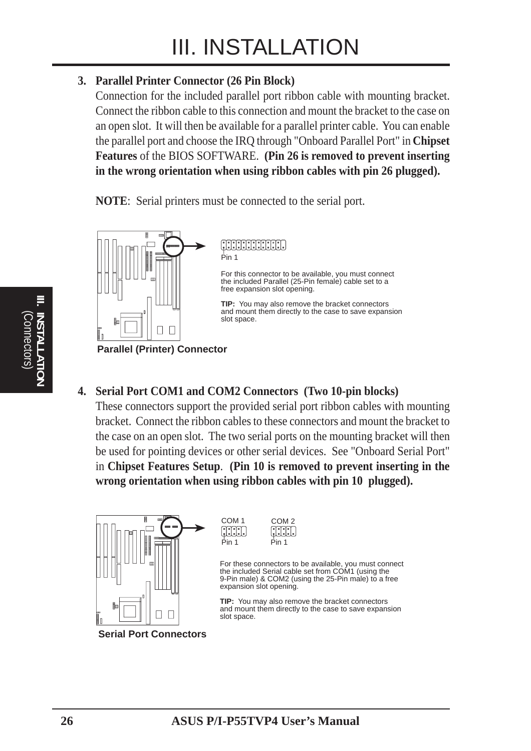### 3. Parallel Printer Connector (26 Pin Block)

Connection for the included parallel port ribbon cable with mounting bracket. Connect the ribbon cable to this connection and mount the bracket to the case on an open slot. It will then be available for a parallel printer cable. You can enable the parallel port and choose the IRQ through "Onboard Parallel Port" in **Chipset Features** of the BIOS SOFTWARE. **(Pin 26 is removed to prevent inserting in the wrong orientation when using ribbon cables with pin 26 plugged).**

**NOTE**: Serial printers must be connected to the serial port.

Pin 1

For this connector to be available, you must connect the included Parallel (25-Pin female) cable set to a free expansion slot opening.

**TIP:** You may also remove the bracket connectors and mount them directly to the case to save expansion slot space.

**Parallel (Printer) Connector**

### 4. Serial Port COM1 and COM2 Connectors (Two 10-pin blocks)

These connectors support the provided serial port ribbon cables with mounting bracket. Connect the ribbon cables to these connectors and mount the bracket to the case on an open slot. The two serial ports on the mounting bracket will then be used for pointing devices or other serial devices. See "Onboard Serial Port" in **Chipset Features Setup**. **(Pin 10 is removed to prevent inserting in the wrong orientation when using ribbon cables with pin 10 plugged).**

COM 1 COM 2

Pin 1 Pin 1

For these connectors to be available, you must connect the included Serial cable set from COM1 (using the 9-Pin male) & COM2 (using the 25-Pin male) to a free expansion slot opening.

**TIP:** You may also remove the bracket connectors and mount them directly to the case to save expansion slot space.

**Serial Port Connectors**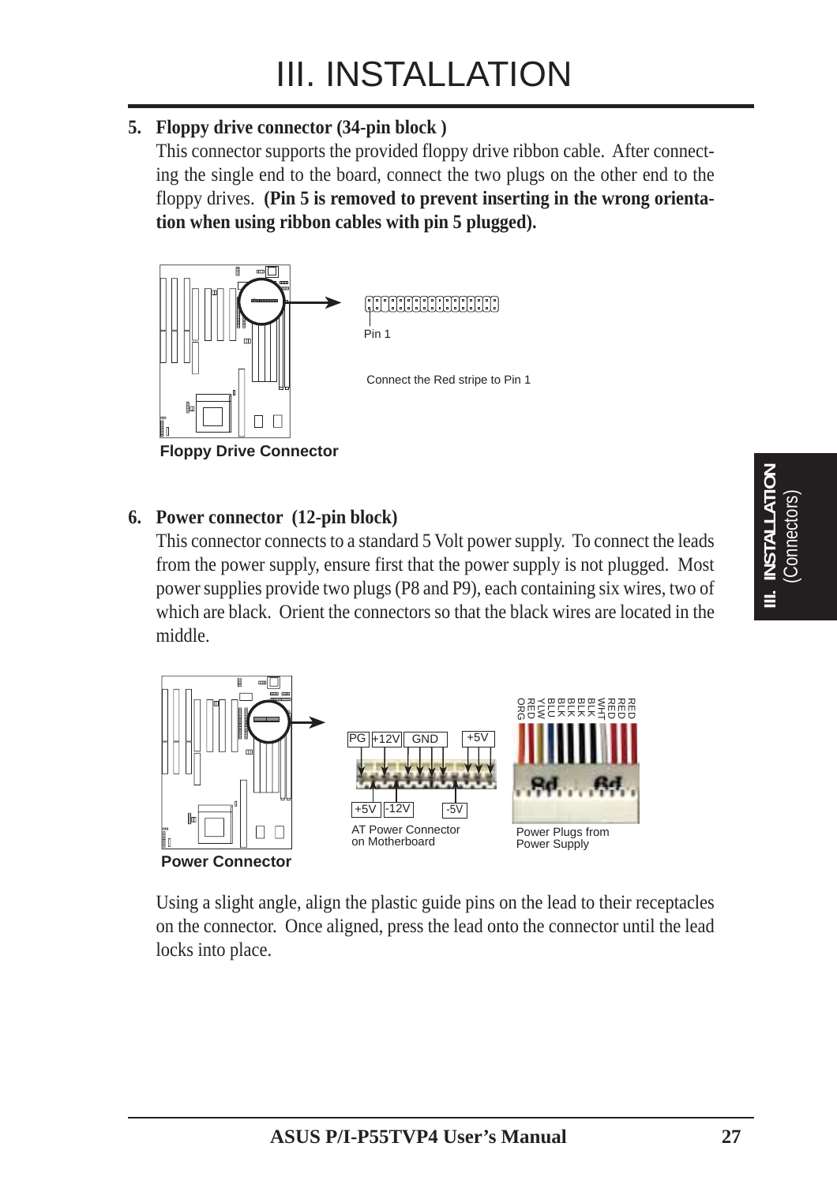# III. INSTALLATION

**5. Floppy drive connector (34-pin block )**

This connector supports the provided floppy drive ribbon cable. After connecting the single end to the board, connect the two plugs on the other end to the floppy drives. **(Pin 5 is removed to prevent inserting in the wrong orientation when using ribbon cables with pin 5 plugged).**

Pin 1

Connect the Red stripe to Pin 1

**Floppy Drive Connector**

**6. Power connector (12-pin block)**

This connector connects to a standard 5 Volt power supply. To connect the leads from the power supply, ensure first that the power supply is not plugged. Most power supplies provide two plugs (P8 and P9), each containing six wires, two of which are black. Orient the connectors so that the black wires are located in the middle.

PG | +12V | GND | +5V

+5V | -12V | -5V

AT Power Connector on Motherboard

ORG RED YLW BLU BLK BLK BLK BLK WHT RED RED RED

Power Plugs from Power Supply

**Power Connector**

Using a slight angle, align the plastic guide pins on the lead to their receptacles on the connector. Once aligned, press the lead onto the connector until the lead locks into place.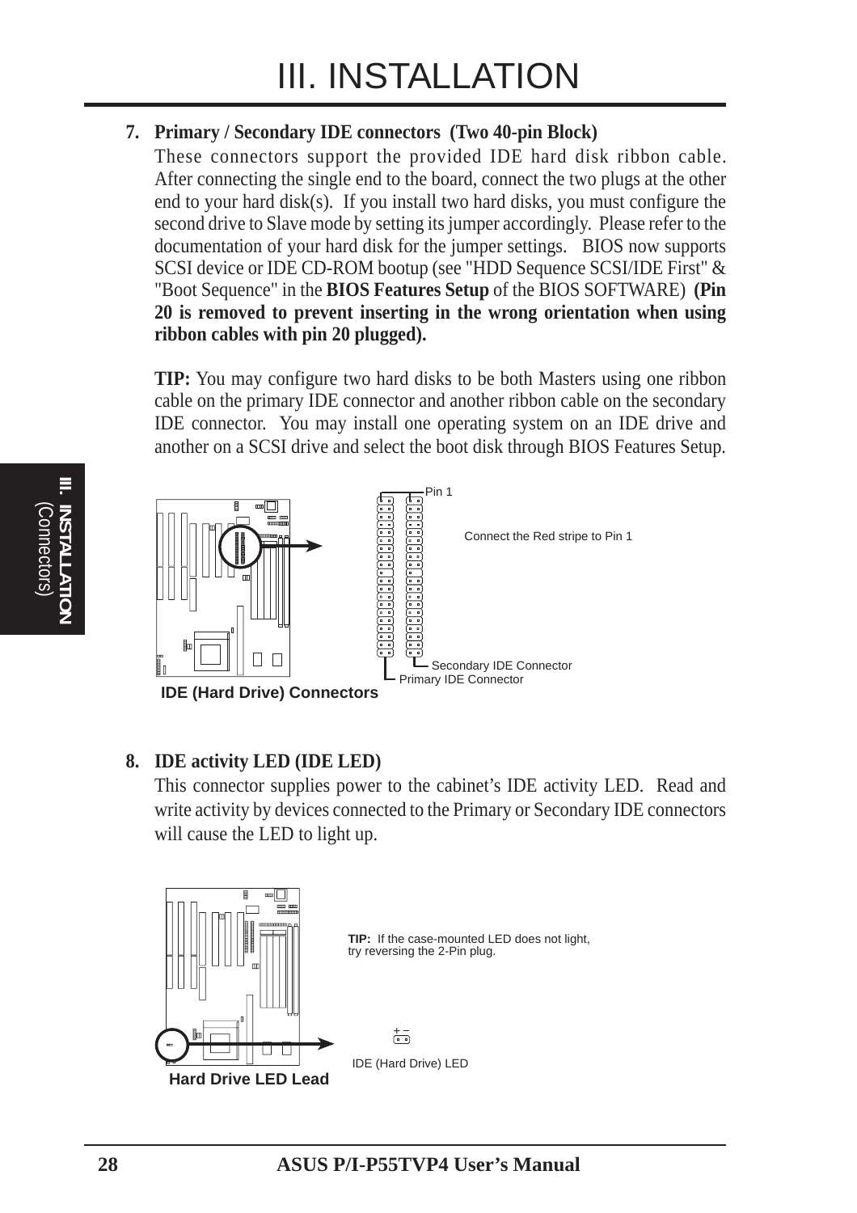**7. Primary / Secondary IDE connectors (Two 40-pin Block)**

These connectors support the provided IDE hard disk ribbon cable. After connecting the single end to the board, connect the two plugs at the other end to your hard disk(s). If you install two hard disks, you must configure the second drive to Slave mode by setting its jumper accordingly. Please refer to the documentation of your hard disk for the jumper settings. BIOS now supports SCSI device or IDE CD-ROM bootup (see "HDD Sequence SCSI/IDE First" & "Boot Sequence" in the **BIOS Features Setup** of the BIOS SOFTWARE) **(Pin 20 is removed to prevent inserting in the wrong orientation when using ribbon cables with pin 20 plugged).**

**TIP:** You may configure two hard disks to be both Masters using one ribbon cable on the primary IDE connector and another ribbon cable on the secondary IDE connector. You may install one operating system on an IDE drive and another on a SCSI drive and select the boot disk through BIOS Features Setup.

Pin 1

Connect the Red stripe to Pin 1

Secondary IDE Connector

Primary IDE Connector

**IDE (Hard Drive) Connectors**

**8. IDE activity LED (IDE LED)**

This connector supplies power to the cabinet's IDE activity LED. Read and write activity by devices connected to the Primary or Secondary IDE connectors will cause the LED to light up.

**TIP:** If the case-mounted LED does not light, try reversing the 2-Pin plug.

\+ –

IDE (Hard Drive) LED

**Hard Drive LED Lead**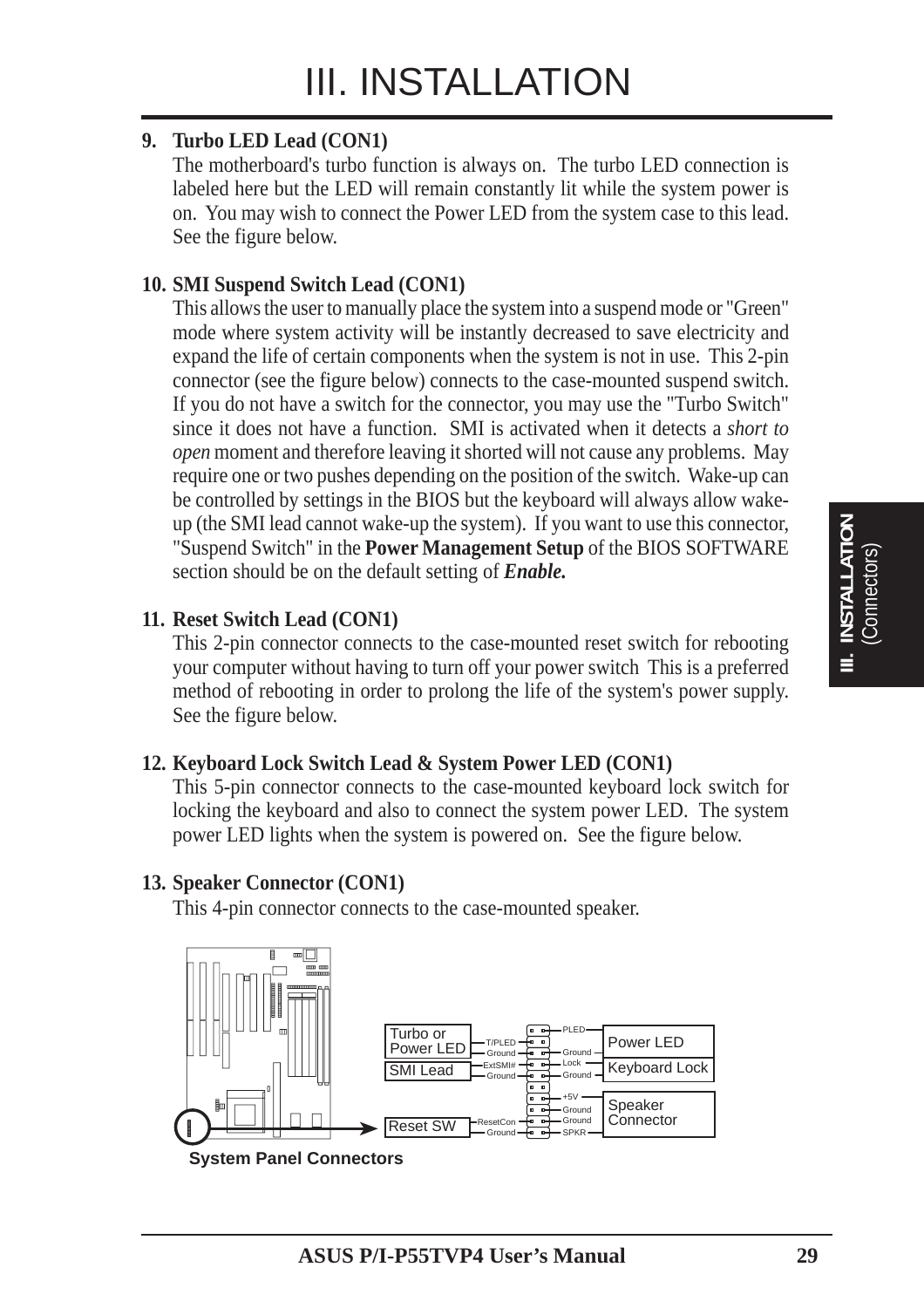# III. INSTALLATION

**9. Turbo LED Lead (CON1)**

The motherboard's turbo function is always on. The turbo LED connection is labeled here but the LED will remain constantly lit while the system power is on. You may wish to connect the Power LED from the system case to this lead. See the figure below.

**10. SMI Suspend Switch Lead (CON1)**

This allows the user to manually place the system into a suspend mode or "Green" mode where system activity will be instantly decreased to save electricity and expand the life of certain components when the system is not in use. This 2-pin connector (see the figure below) connects to the case-mounted suspend switch. If you do not have a switch for the connector, you may use the "Turbo Switch" since it does not have a function. SMI is activated when it detects a *short to open* moment and therefore leaving it shorted will not cause any problems. May require one or two pushes depending on the position of the switch. Wake-up can be controlled by settings in the BIOS but the keyboard will always allow wake-up (the SMI lead cannot wake-up the system). If you want to use this connector, "Suspend Switch" in the **Power Management Setup** of the BIOS SOFTWARE section should be on the default setting of ***Enable.***

**11. Reset Switch Lead (CON1)**

This 2-pin connector connects to the case-mounted reset switch for rebooting your computer without having to turn off your power switch This is a preferred method of rebooting in order to prolong the life of the system's power supply. See the figure below.

**12. Keyboard Lock Switch Lead & System Power LED (CON1)**

This 5-pin connector connects to the case-mounted keyboard lock switch for locking the keyboard and also to connect the system power LED. The system power LED lights when the system is powered on. See the figure below.

**13. Speaker Connector (CON1)**

This 4-pin connector connects to the case-mounted speaker.

Turbo or Power LED — T/PLED, Ground
SMI Lead — ExtSMI#, Ground
Reset SW — ResetCon, Ground
Power LED — PLED, Ground
Keyboard Lock — Lock, Ground
Speaker Connector — +5V, Ground, Ground, SPKR

**System Panel Connectors**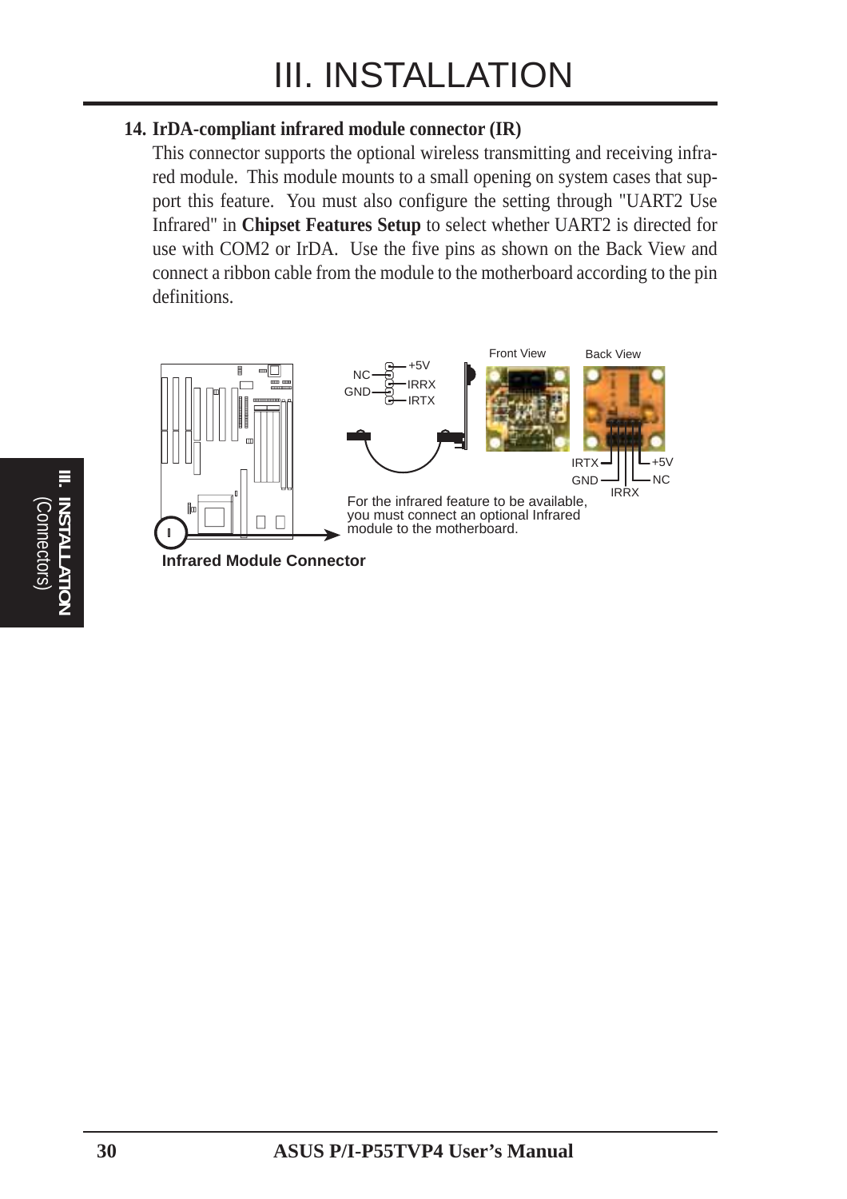## 14. IrDA-compliant infrared module connector (IR)

This connector supports the optional wireless transmitting and receiving infrared module. This module mounts to a small opening on system cases that support this feature. You must also configure the setting through "UART2 Use Infrared" in **Chipset Features Setup** to select whether UART2 is directed for use with COM2 or IrDA. Use the five pins as shown on the Back View and connect a ribbon cable from the module to the motherboard according to the pin definitions.

NC, GND, +5V, IRRX, IRTX

Front View

Back View

IRTX, GND, IRRX, +5V, NC

For the infrared feature to be available, you must connect an optional Infrared module to the motherboard.

**Infrared Module Connector**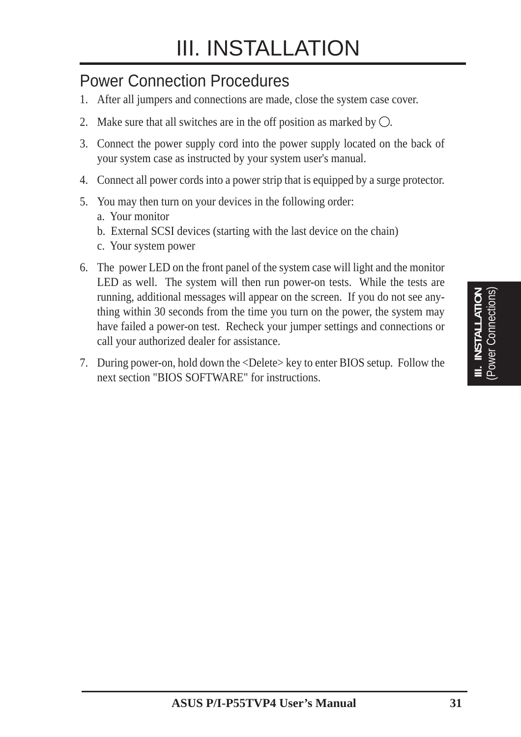# III. INSTALLATION

## Power Connection Procedures

1. After all jumpers and connections are made, close the system case cover.
2. Make sure that all switches are in the off position as marked by ◯.
3. Connect the power supply cord into the power supply located on the back of your system case as instructed by your system user's manual.
4. Connect all power cords into a power strip that is equipped by a surge protector.
5. You may then turn on your devices in the following order:
   a. Your monitor
   b. External SCSI devices (starting with the last device on the chain)
   c. Your system power
6. The power LED on the front panel of the system case will light and the monitor LED as well. The system will then run power-on tests. While the tests are running, additional messages will appear on the screen. If you do not see anything within 30 seconds from the time you turn on the power, the system may have failed a power-on test. Recheck your jumper settings and connections or call your authorized dealer for assistance.
7. During power-on, hold down the <Delete> key to enter BIOS setup. Follow the next section "BIOS SOFTWARE" for instructions.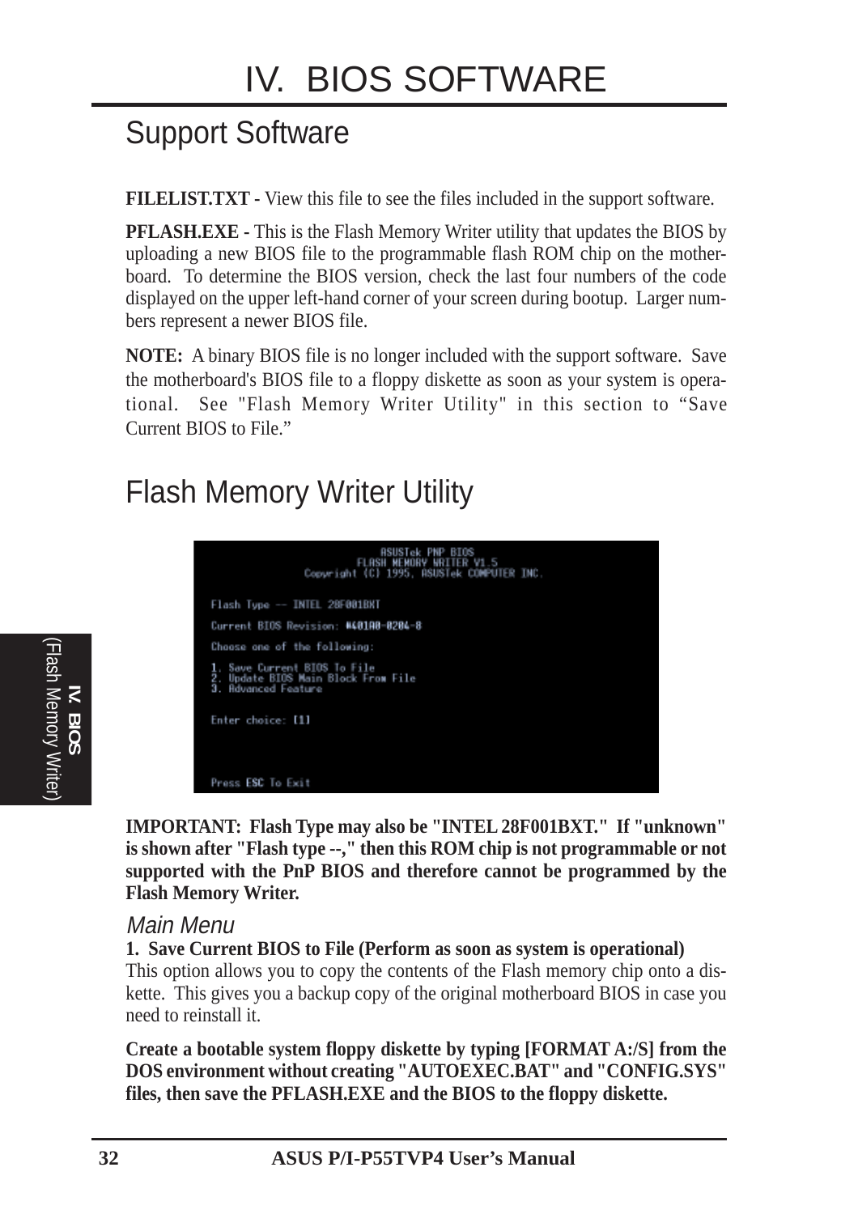# IV. BIOS SOFTWARE

## Support Software

**FILELIST.TXT -** View this file to see the files included in the support software.

**PFLASH.EXE -** This is the Flash Memory Writer utility that updates the BIOS by uploading a new BIOS file to the programmable flash ROM chip on the motherboard. To determine the BIOS version, check the last four numbers of the code displayed on the upper left-hand corner of your screen during bootup. Larger numbers represent a newer BIOS file.

**NOTE:** A binary BIOS file is no longer included with the support software. Save the motherboard's BIOS file to a floppy diskette as soon as your system is operational. See "Flash Memory Writer Utility" in this section to "Save Current BIOS to File."

## Flash Memory Writer Utility

```
ASUSTek PNP BIOS
FLASH MEMORY WRITER V1.5
Copyright (C) 1995, ASUSTek COMPUTER INC.

Flash Type -- INTEL 28F001BXT

Current BIOS Revision: #401A0-0204-8

Choose one of the following:

1. Save Current BIOS To File
2. Update BIOS Main Block From File
3. Advanced Feature

Enter choice: [1]

Press ESC To Exit
```

**IMPORTANT: Flash Type may also be "INTEL 28F001BXT." If "unknown" is shown after "Flash type --," then this ROM chip is not programmable or not supported with the PnP BIOS and therefore cannot be programmed by the Flash Memory Writer.**

### *Main Menu*

**1. Save Current BIOS to File (Perform as soon as system is operational)**

This option allows you to copy the contents of the Flash memory chip onto a diskette. This gives you a backup copy of the original motherboard BIOS in case you need to reinstall it.

**Create a bootable system floppy diskette by typing [FORMAT A:/S] from the DOS environment without creating "AUTOEXEC.BAT" and "CONFIG.SYS" files, then save the PFLASH.EXE and the BIOS to the floppy diskette.**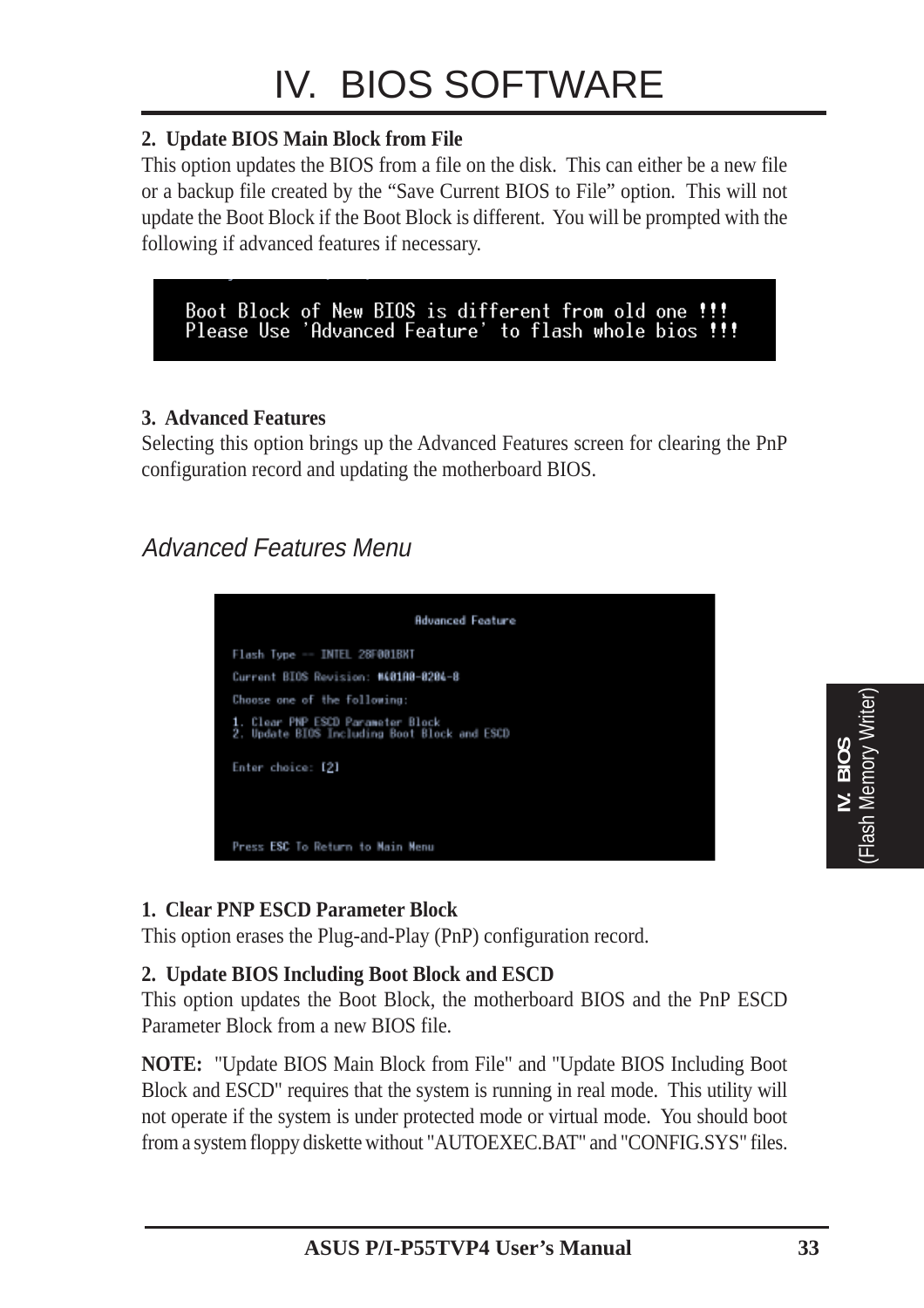## 2. Update BIOS Main Block from File

This option updates the BIOS from a file on the disk. This can either be a new file or a backup file created by the "Save Current BIOS to File" option. This will not update the Boot Block if the Boot Block is different. You will be prompted with the following if advanced features if necessary.

```
Boot Block of New BIOS is different from old one !!!
Please Use 'Advanced Feature' to flash whole bios !!!
```

## 3. Advanced Features

Selecting this option brings up the Advanced Features screen for clearing the PnP configuration record and updating the motherboard BIOS.

### *Advanced Features Menu*

```
                    Advanced Feature

Flash Type -- INTEL 28F001BXT

Current BIOS Revision: #401A0-0204-8

Choose one of the following:

1. Clear PNP ESCD Parameter Block
2. Update BIOS Including Boot Block and ESCD

Enter choice: [2]



Press ESC To Return to Main Menu
```

**1. Clear PNP ESCD Parameter Block**

This option erases the Plug-and-Play (PnP) configuration record.

**2. Update BIOS Including Boot Block and ESCD**

This option updates the Boot Block, the motherboard BIOS and the PnP ESCD Parameter Block from a new BIOS file.

**NOTE:** "Update BIOS Main Block from File" and "Update BIOS Including Boot Block and ESCD" requires that the system is running in real mode. This utility will not operate if the system is under protected mode or virtual mode. You should boot from a system floppy diskette without "AUTOEXEC.BAT" and "CONFIG.SYS" files.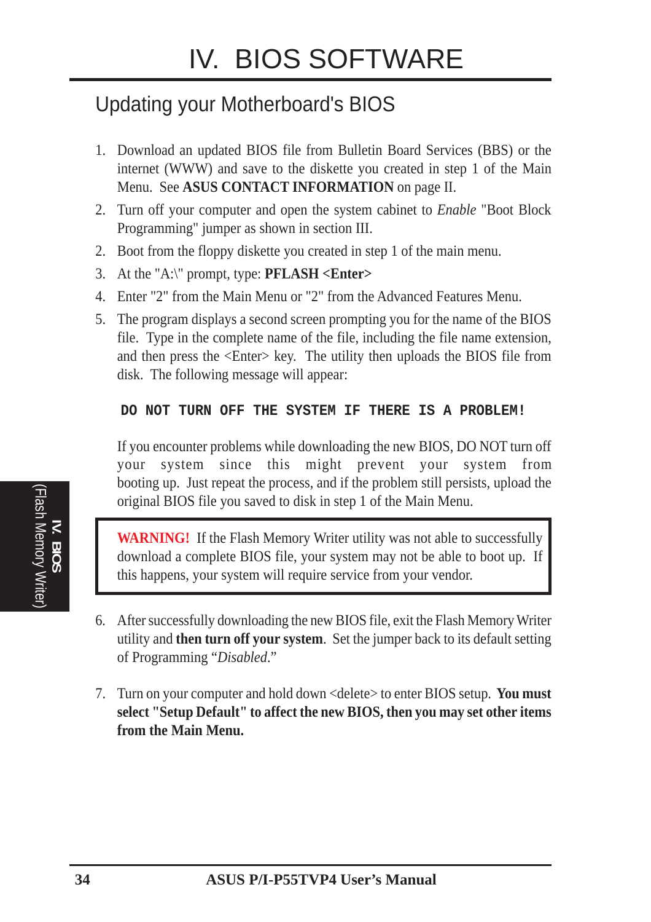# IV. BIOS SOFTWARE

## Updating your Motherboard's BIOS

1. Download an updated BIOS file from Bulletin Board Services (BBS) or the internet (WWW) and save to the diskette you created in step 1 of the Main Menu. See **ASUS CONTACT INFORMATION** on page II.
2. Turn off your computer and open the system cabinet to *Enable* "Boot Block Programming" jumper as shown in section III.
2. Boot from the floppy diskette you created in step 1 of the main menu.
3. At the "A:\" prompt, type: **PFLASH <Enter>**
4. Enter "2" from the Main Menu or "2" from the Advanced Features Menu.
5. The program displays a second screen prompting you for the name of the BIOS file. Type in the complete name of the file, including the file name extension, and then press the <Enter> key. The utility then uploads the BIOS file from disk. The following message will appear:

   **DO NOT TURN OFF THE SYSTEM IF THERE IS A PROBLEM!**

   If you encounter problems while downloading the new BIOS, DO NOT turn off your system since this might prevent your system from booting up. Just repeat the process, and if the problem still persists, upload the original BIOS file you saved to disk in step 1 of the Main Menu.

> **WARNING!** If the Flash Memory Writer utility was not able to successfully download a complete BIOS file, your system may not be able to boot up. If this happens, your system will require service from your vendor.

6. After successfully downloading the new BIOS file, exit the Flash Memory Writer utility and **then turn off your system**. Set the jumper back to its default setting of Programming "*Disabled*."

7. Turn on your computer and hold down <delete> to enter BIOS setup. **You must select "Setup Default" to affect the new BIOS, then you may set other items from the Main Menu.**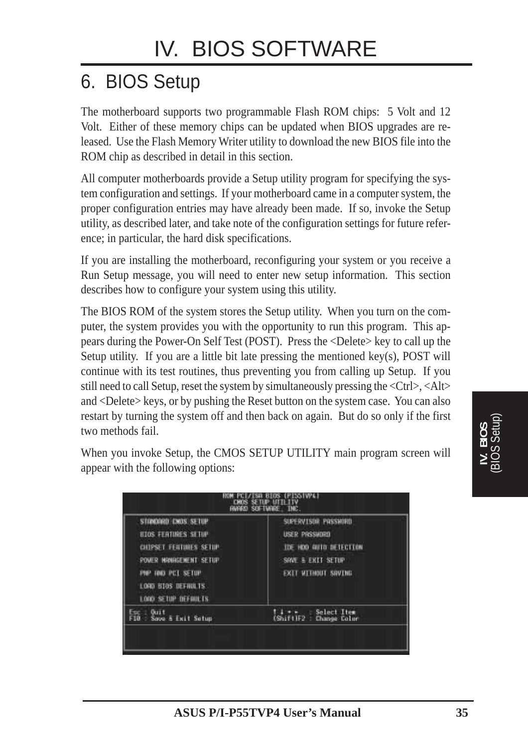# IV. BIOS SOFTWARE

## 6. BIOS Setup

The motherboard supports two programmable Flash ROM chips: 5 Volt and 12 Volt. Either of these memory chips can be updated when BIOS upgrades are released. Use the Flash Memory Writer utility to download the new BIOS file into the ROM chip as described in detail in this section.

All computer motherboards provide a Setup utility program for specifying the system configuration and settings. If your motherboard came in a computer system, the proper configuration entries may have already been made. If so, invoke the Setup utility, as described later, and take note of the configuration settings for future reference; in particular, the hard disk specifications.

If you are installing the motherboard, reconfiguring your system or you receive a Run Setup message, you will need to enter new setup information. This section describes how to configure your system using this utility.

The BIOS ROM of the system stores the Setup utility. When you turn on the computer, the system provides you with the opportunity to run this program. This appears during the Power-On Self Test (POST). Press the <Delete> key to call up the Setup utility. If you are a little bit late pressing the mentioned key(s), POST will continue with its test routines, thus preventing you from calling up Setup. If you still need to call Setup, reset the system by simultaneously pressing the <Ctrl>, <Alt> and <Delete> keys, or by pushing the Reset button on the system case. You can also restart by turning the system off and then back on again. But do so only if the first two methods fail.

When you invoke Setup, the CMOS SETUP UTILITY main program screen will appear with the following options:

```
                    ROM PCI/ISA BIOS (PI55TVP4)
                        CMOS SETUP UTILITY
                       AWARD SOFTWARE, INC.

  STANDARD CMOS SETUP               SUPERVISOR PASSWORD
  BIOS FEATURES SETUP               USER PASSWORD
  CHIPSET FEATURES SETUP            IDE HDD AUTO DETECTION
  POWER MANAGEMENT SETUP            SAVE & EXIT SETUP
  PNP AND PCI SETUP                 EXIT WITHOUT SAVING
  LOAD BIOS DEFAULTS
  LOAD SETUP DEFAULTS

Esc : Quit                          ↑ ↓ → ←    : Select Item
F10 : Save & Exit Setup             (Shift)F2  : Change Color
```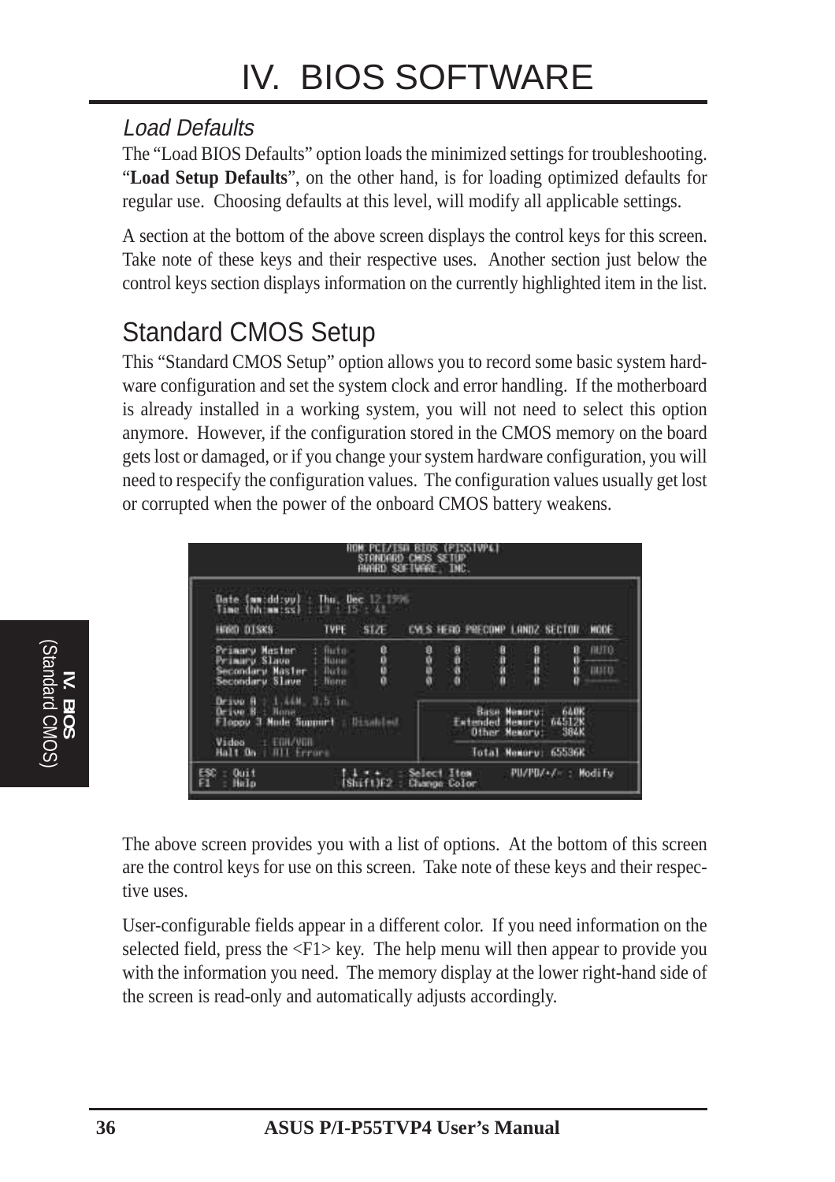# IV. BIOS SOFTWARE

### *Load Defaults*

The "Load BIOS Defaults" option loads the minimized settings for troubleshooting. "**Load Setup Defaults**", on the other hand, is for loading optimized defaults for regular use. Choosing defaults at this level, will modify all applicable settings.

A section at the bottom of the above screen displays the control keys for this screen. Take note of these keys and their respective uses. Another section just below the control keys section displays information on the currently highlighted item in the list.

## Standard CMOS Setup

This "Standard CMOS Setup" option allows you to record some basic system hardware configuration and set the system clock and error handling. If the motherboard is already installed in a working system, you will not need to select this option anymore. However, if the configuration stored in the CMOS memory on the board gets lost or damaged, or if you change your system hardware configuration, you will need to respecify the configuration values. The configuration values usually get lost or corrupted when the power of the onboard CMOS battery weakens.

```
ROM PCI/ISA BIOS (P155TVP4)
STANDARD CMOS SETUP
AWARD SOFTWARE, INC.

Date (mm:dd:yy) : Thu, Dec 12 1996
Time (hh:mm:ss) : 13 : 15 : 41

HARD DISKS          TYPE   SIZE   CYLS HEAD PRECOMP LANDZ SECTOR  MODE
Primary Master    : Auto    0      0    0     0       0     0    AUTO
Primary Slave     : None    0      0    0     0       0     0    -------
Secondary Master  : Auto    0      0    0     0       0     0    AUTO
Secondary Slave   : None    0      0    0     0       0     0    -------

Drive A : 1.44M, 3.5 in.
Drive B : None
Floppy 3 Mode Support : Disabled

Video   : EGA/VGA
Halt On : All Errors

                                  Base Memory:     640K
                              Extended Memory:   64512K
                                 Other Memory:     384K

                                 Total Memory:   65536K

ESC : Quit        ↑ ↓ → ←   : Select Item     PU/PD/+/- : Modify
F1  : Help        (Shift)F2 : Change Color
```

The above screen provides you with a list of options. At the bottom of this screen are the control keys for use on this screen. Take note of these keys and their respective uses.

User-configurable fields appear in a different color. If you need information on the selected field, press the <F1> key. The help menu will then appear to provide you with the information you need. The memory display at the lower right-hand side of the screen is read-only and automatically adjusts accordingly.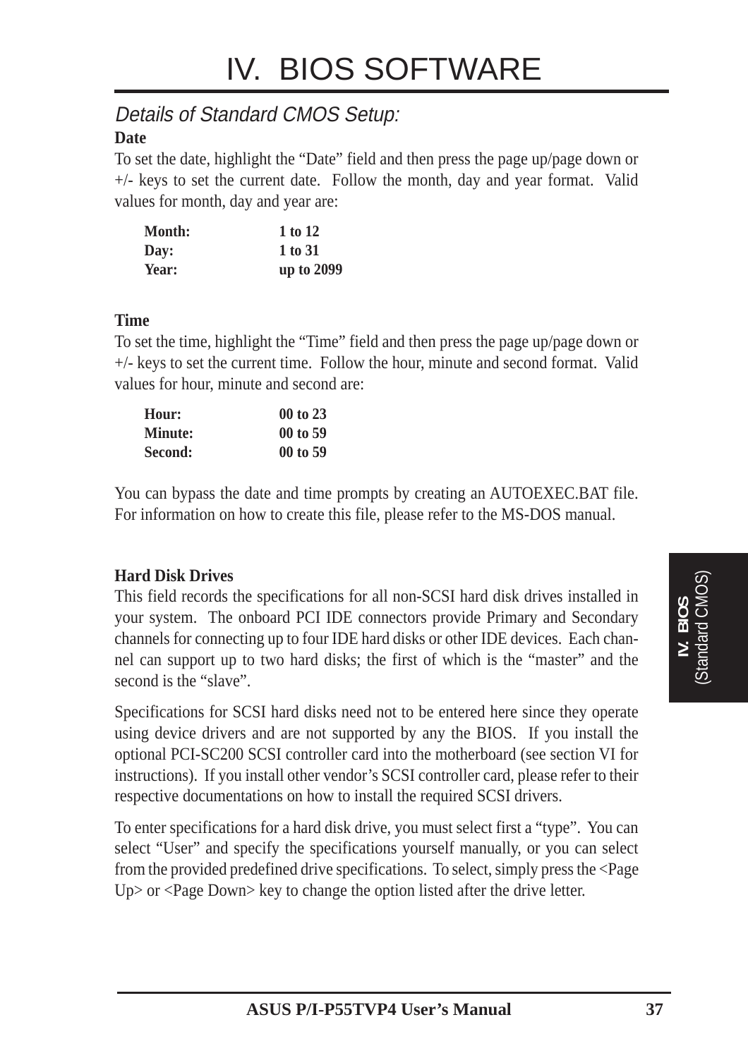# IV. BIOS SOFTWARE

## *Details of Standard CMOS Setup:*

**Date**

To set the date, highlight the “Date” field and then press the page up/page down or +/- keys to set the current date. Follow the month, day and year format. Valid values for month, day and year are:

| | |
|---|---|
| **Month:** | **1 to 12** |
| **Day:** | **1 to 31** |
| **Year:** | **up to 2099** |

**Time**

To set the time, highlight the “Time” field and then press the page up/page down or +/- keys to set the current time. Follow the hour, minute and second format. Valid values for hour, minute and second are:

| | |
|---|---|
| **Hour:** | **00 to 23** |
| **Minute:** | **00 to 59** |
| **Second:** | **00 to 59** |

You can bypass the date and time prompts by creating an AUTOEXEC.BAT file. For information on how to create this file, please refer to the MS-DOS manual.

**Hard Disk Drives**

This field records the specifications for all non-SCSI hard disk drives installed in your system. The onboard PCI IDE connectors provide Primary and Secondary channels for connecting up to four IDE hard disks or other IDE devices. Each channel can support up to two hard disks; the first of which is the “master” and the second is the “slave”.

Specifications for SCSI hard disks need not to be entered here since they operate using device drivers and are not supported by any the BIOS. If you install the optional PCI-SC200 SCSI controller card into the motherboard (see section VI for instructions). If you install other vendor’s SCSI controller card, please refer to their respective documentations on how to install the required SCSI drivers.

To enter specifications for a hard disk drive, you must select first a “type”. You can select “User” and specify the specifications yourself manually, or you can select from the provided predefined drive specifications. To select, simply press the <Page Up> or <Page Down> key to change the option listed after the drive letter.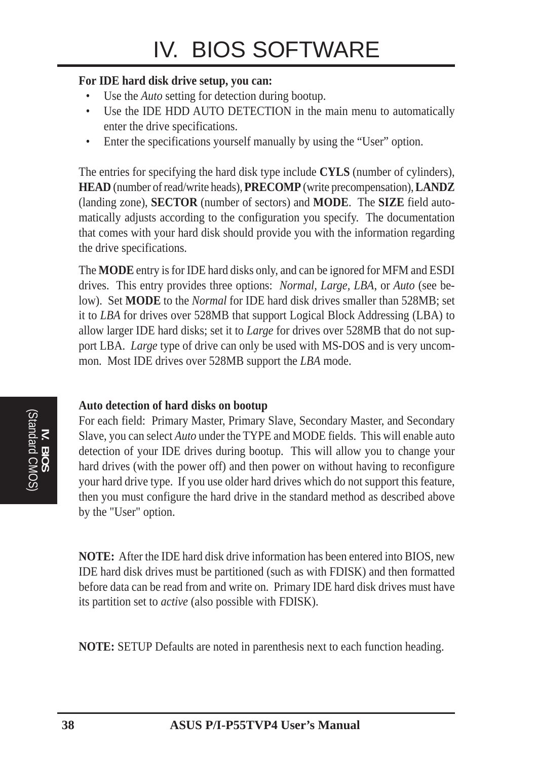**For IDE hard disk drive setup, you can:**

- Use the *Auto* setting for detection during bootup.
- Use the IDE HDD AUTO DETECTION in the main menu to automatically enter the drive specifications.
- Enter the specifications yourself manually by using the “User” option.

The entries for specifying the hard disk type include **CYLS** (number of cylinders), **HEAD** (number of read/write heads), **PRECOMP** (write precompensation), **LANDZ** (landing zone), **SECTOR** (number of sectors) and **MODE**. The **SIZE** field automatically adjusts according to the configuration you specify. The documentation that comes with your hard disk should provide you with the information regarding the drive specifications.

The **MODE** entry is for IDE hard disks only, and can be ignored for MFM and ESDI drives. This entry provides three options: *Normal, Large, LBA*, or *Auto* (see below). Set **MODE** to the *Normal* for IDE hard disk drives smaller than 528MB; set it to *LBA* for drives over 528MB that support Logical Block Addressing (LBA) to allow larger IDE hard disks; set it to *Large* for drives over 528MB that do not support LBA. *Large* type of drive can only be used with MS-DOS and is very uncommon. Most IDE drives over 528MB support the *LBA* mode.

**Auto detection of hard disks on bootup**

For each field: Primary Master, Primary Slave, Secondary Master, and Secondary Slave, you can select *Auto* under the TYPE and MODE fields. This will enable auto detection of your IDE drives during bootup. This will allow you to change your hard drives (with the power off) and then power on without having to reconfigure your hard drive type. If you use older hard drives which do not support this feature, then you must configure the hard drive in the standard method as described above by the "User" option.

**NOTE:** After the IDE hard disk drive information has been entered into BIOS, new IDE hard disk drives must be partitioned (such as with FDISK) and then formatted before data can be read from and write on. Primary IDE hard disk drives must have its partition set to *active* (also possible with FDISK).

**NOTE:** SETUP Defaults are noted in parenthesis next to each function heading.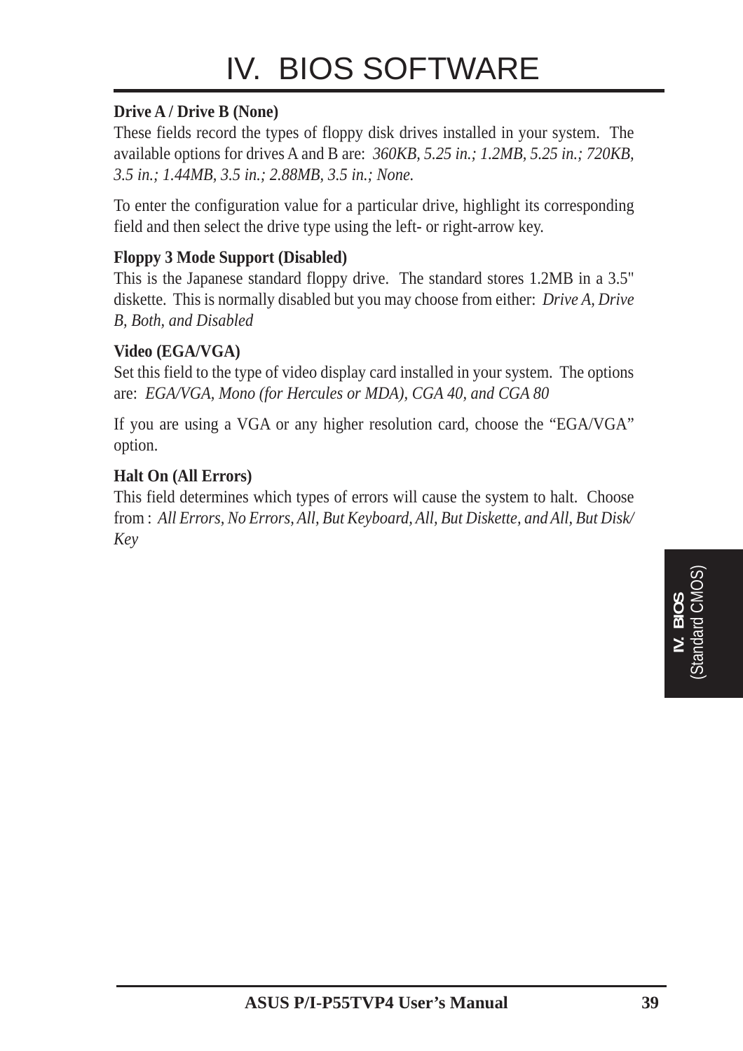**Drive A / Drive B (None)**
These fields record the types of floppy disk drives installed in your system. The available options for drives A and B are: *360KB, 5.25 in.; 1.2MB, 5.25 in.; 720KB, 3.5 in.; 1.44MB, 3.5 in.; 2.88MB, 3.5 in.; None.*

To enter the configuration value for a particular drive, highlight its corresponding field and then select the drive type using the left- or right-arrow key.

**Floppy 3 Mode Support (Disabled)**
This is the Japanese standard floppy drive. The standard stores 1.2MB in a 3.5" diskette. This is normally disabled but you may choose from either: *Drive A, Drive B, Both, and Disabled*

**Video (EGA/VGA)**
Set this field to the type of video display card installed in your system. The options are: *EGA/VGA, Mono (for Hercules or MDA), CGA 40, and CGA 80*

If you are using a VGA or any higher resolution card, choose the “EGA/VGA” option.

**Halt On (All Errors)**
This field determines which types of errors will cause the system to halt. Choose from : *All Errors, No Errors, All, But Keyboard, All, But Diskette, and All, But Disk/Key*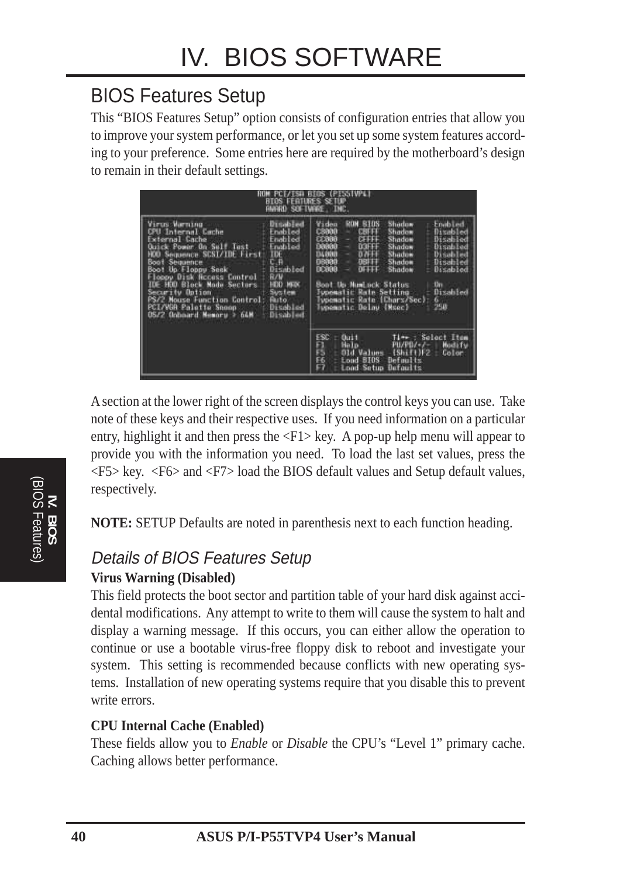# IV. BIOS SOFTWARE

## BIOS Features Setup

This “BIOS Features Setup” option consists of configuration entries that allow you to improve your system performance, or let you set up some system features according to your preference. Some entries here are required by the motherboard’s design to remain in their default settings.

```
                    ROM PCI/ISA BIOS (P55TVP4)
                       BIOS FEATURES SETUP
                       AWARD SOFTWARE, INC.

Virus Warning              : Disabled   Video   ROM BIOS  Shadow  : Enabled
CPU Internal Cache         : Enabled    C8000 - CBFFF     Shadow  : Disabled
External Cache             : Enabled    CC000 - CFFFF     Shadow  : Disabled
Quick Power On Self Test   : Enabled    D0000 - D3FFF     Shadow  : Disabled
HDD Sequence SCSI/IDE First: IDE        D4000 - D7FFF     Shadow  : Disabled
Boot Sequence              : C,A        D8000 - DBFFF     Shadow  : Disabled
Boot Up Floppy Seek        : Disabled   DC000 - DFFFF     Shadow  : Disabled
Floppy Disk Access Control : R/W
IDE HDD Block Mode Sectors : HDD MAX    Boot Up NumLock Status     : On
Security Option            : System     Typematic Rate Setting     : Disabled
PS/2 Mouse Function Control: Auto       Typematic Rate (Chars/Sec) : 6
PCI/VGA Palette Snoop      : Disabled   Typematic Delay (Msec)     : 250
OS/2 Onboard Memory > 64M  : Disabled

                                        ESC : Quit        ↑↓→← : Select Item
                                        F1  : Help        PU/PD/+/- : Modify
                                        F5  : Old Values  (Shift)F2 : Color
                                        F6  : Load BIOS  Defaults
                                        F7  : Load Setup Defaults
```

A section at the lower right of the screen displays the control keys you can use. Take note of these keys and their respective uses. If you need information on a particular entry, highlight it and then press the <F1> key. A pop-up help menu will appear to provide you with the information you need. To load the last set values, press the <F5> key. <F6> and <F7> load the BIOS default values and Setup default values, respectively.

**NOTE:** SETUP Defaults are noted in parenthesis next to each function heading.

### *Details of BIOS Features Setup*

**Virus Warning (Disabled)**

This field protects the boot sector and partition table of your hard disk against accidental modifications. Any attempt to write to them will cause the system to halt and display a warning message. If this occurs, you can either allow the operation to continue or use a bootable virus-free floppy disk to reboot and investigate your system. This setting is recommended because conflicts with new operating systems. Installation of new operating systems require that you disable this to prevent write errors.

**CPU Internal Cache (Enabled)**

These fields allow you to *Enable* or *Disable* the CPU’s “Level 1” primary cache. Caching allows better performance.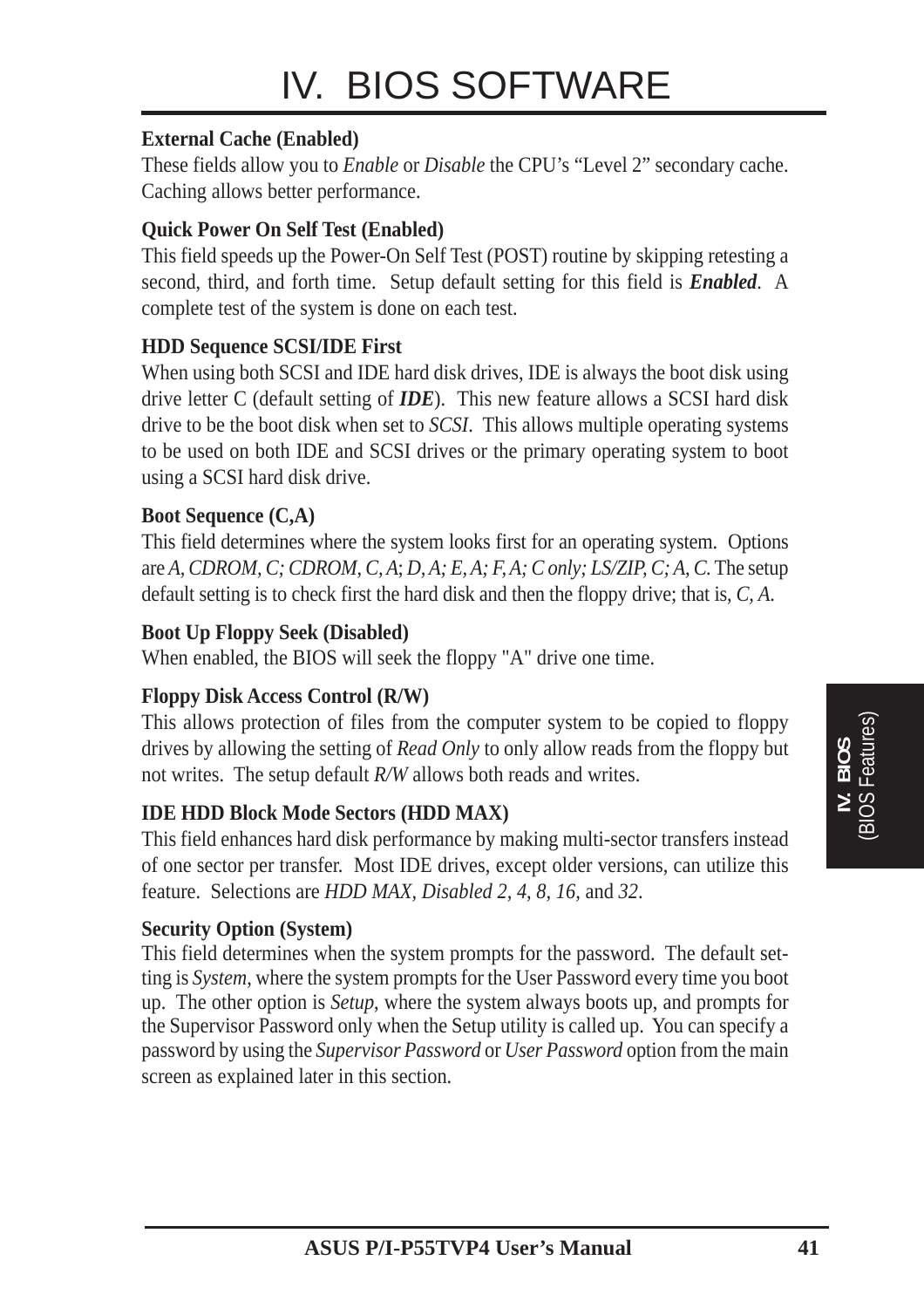# IV. BIOS SOFTWARE

**External Cache (Enabled)**

These fields allow you to *Enable* or *Disable* the CPU's "Level 2" secondary cache. Caching allows better performance.

**Quick Power On Self Test (Enabled)**

This field speeds up the Power-On Self Test (POST) routine by skipping retesting a second, third, and forth time. Setup default setting for this field is ***Enabled***. A complete test of the system is done on each test.

**HDD Sequence SCSI/IDE First**

When using both SCSI and IDE hard disk drives, IDE is always the boot disk using drive letter C (default setting of ***IDE***). This new feature allows a SCSI hard disk drive to be the boot disk when set to *SCSI*. This allows multiple operating systems to be used on both IDE and SCSI drives or the primary operating system to boot using a SCSI hard disk drive.

**Boot Sequence (C,A)**

This field determines where the system looks first for an operating system. Options are *A, CDROM, C; CDROM, C, A*; *D, A; E, A; F, A; C only; LS/ZIP, C; A, C.* The setup default setting is to check first the hard disk and then the floppy drive; that is, *C, A.*

**Boot Up Floppy Seek (Disabled)**

When enabled, the BIOS will seek the floppy "A" drive one time.

**Floppy Disk Access Control (R/W)**

This allows protection of files from the computer system to be copied to floppy drives by allowing the setting of *Read Only* to only allow reads from the floppy but not writes. The setup default *R/W* allows both reads and writes.

**IDE HDD Block Mode Sectors (HDD MAX)**

This field enhances hard disk performance by making multi-sector transfers instead of one sector per transfer. Most IDE drives, except older versions, can utilize this feature. Selections are *HDD MAX, Disabled 2, 4, 8, 16,* and *32*.

**Security Option (System)**

This field determines when the system prompts for the password. The default setting is *System*, where the system prompts for the User Password every time you boot up. The other option is *Setup*, where the system always boots up, and prompts for the Supervisor Password only when the Setup utility is called up. You can specify a password by using the *Supervisor Password* or *User Password* option from the main screen as explained later in this section.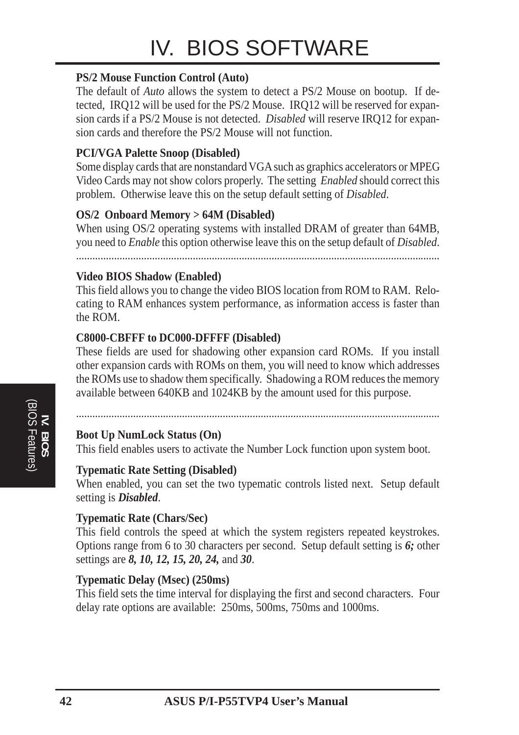**PS/2 Mouse Function Control (Auto)**
The default of *Auto* allows the system to detect a PS/2 Mouse on bootup. If detected, IRQ12 will be used for the PS/2 Mouse. IRQ12 will be reserved for expansion cards if a PS/2 Mouse is not detected. *Disabled* will reserve IRQ12 for expansion cards and therefore the PS/2 Mouse will not function.

**PCI/VGA Palette Snoop (Disabled)**
Some display cards that are nonstandard VGA such as graphics accelerators or MPEG Video Cards may not show colors properly. The setting *Enabled* should correct this problem. Otherwise leave this on the setup default setting of *Disabled*.

**OS/2 Onboard Memory > 64M (Disabled)**
When using OS/2 operating systems with installed DRAM of greater than 64MB, you need to *Enable* this option otherwise leave this on the setup default of *Disabled*.

.......................................................................................................................................

**Video BIOS Shadow (Enabled)**
This field allows you to change the video BIOS location from ROM to RAM. Relocating to RAM enhances system performance, as information access is faster than the ROM.

**C8000-CBFFF to DC000-DFFFF (Disabled)**
These fields are used for shadowing other expansion card ROMs. If you install other expansion cards with ROMs on them, you will need to know which addresses the ROMs use to shadow them specifically. Shadowing a ROM reduces the memory available between 640KB and 1024KB by the amount used for this purpose.

.......................................................................................................................................

**Boot Up NumLock Status (On)**
This field enables users to activate the Number Lock function upon system boot.

**Typematic Rate Setting (Disabled)**
When enabled, you can set the two typematic controls listed next. Setup default setting is ***Disabled***.

**Typematic Rate (Chars/Sec)**
This field controls the speed at which the system registers repeated keystrokes. Options range from 6 to 30 characters per second. Setup default setting is ***6;*** other settings are ***8, 10, 12, 15, 20, 24,*** and ***30***.

**Typematic Delay (Msec) (250ms)**
This field sets the time interval for displaying the first and second characters. Four delay rate options are available: 250ms, 500ms, 750ms and 1000ms.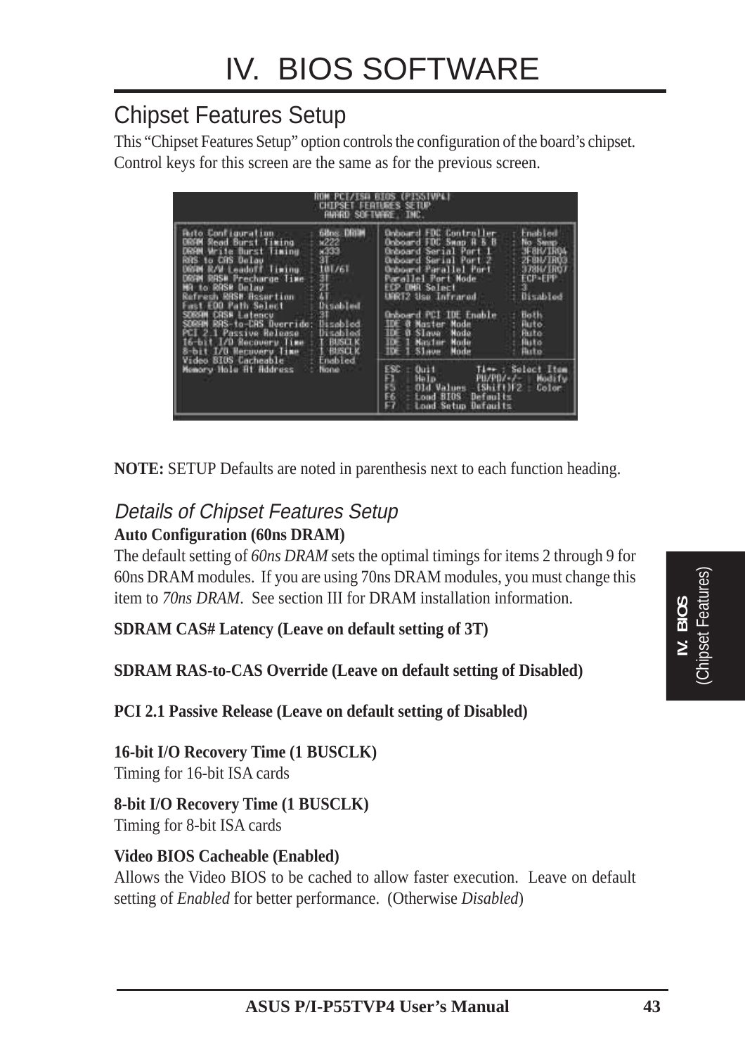# IV. BIOS SOFTWARE

## Chipset Features Setup

This "Chipset Features Setup" option controls the configuration of the board's chipset. Control keys for this screen are the same as for the previous screen.

```
ROM PCI/ISA BIOS (PI55TVP4)
CHIPSET FEATURES SETUP
AWARD SOFTWARE, INC.

Auto Configuration          : 60ns DRAM    Onboard FDC Controller   : Enabled
DRAM Read Burst Timing      : x222         Onboard FDC Swap A & B   : No Swap
DRAM Write Burst Timing     : x333         Onboard Serial Port 1    : 3F8H/IRQ4
RAS to CAS Delay            : 3T           Onboard Serial Port 2    : 2F8H/IRQ3
DRAM R/W Leadoff Timing     : 10T/6T       Onboard Parallel Port    : 378H/IRQ7
DRAM RAS# Precharge Time    : 3T           Parallel Port Mode       : ECP+EPP
MA to RAS# Delay            : 2T           ECP DMA Select           : 3
Refresh RAS# Assertion      : 4T           UART2 Use Infrared       : Disabled
Fast EDO Path Select        : Disabled
SDRAM CAS# Latency          : 3T           Onboard PCI IDE Enable   : Both
SDRAM RAS-to-CAS Override   : Disabled     IDE 0 Master Mode        : Auto
PCI 2.1 Passive Release     : Disabled     IDE 0 Slave  Mode        : Auto
16-bit I/O Recovery Time    : 1 BUSCLK     IDE 1 Master Mode        : Auto
8-bit I/O Recovery Time     : 1 BUSCLK     IDE 1 Slave  Mode        : Auto
Video BIOS Cacheable        : Enabled
Memory Hole At Address      : None         ESC : Quit        ↑↓→← : Select Item
                                           F1  : Help        PU/PD/+/- : Modify
                                           F5  : Old Values  (Shift)F2 : Color
                                           F6  : Load BIOS  Defaults
                                           F7  : Load Setup Defaults
```

**NOTE:** SETUP Defaults are noted in parenthesis next to each function heading.

### *Details of Chipset Features Setup*

**Auto Configuration (60ns DRAM)**

The default setting of *60ns DRAM* sets the optimal timings for items 2 through 9 for 60ns DRAM modules. If you are using 70ns DRAM modules, you must change this item to *70ns DRAM*. See section III for DRAM installation information.

**SDRAM CAS# Latency (Leave on default setting of 3T)**

**SDRAM RAS-to-CAS Override (Leave on default setting of Disabled)**

**PCI 2.1 Passive Release (Leave on default setting of Disabled)**

**16-bit I/O Recovery Time (1 BUSCLK)**

Timing for 16-bit ISA cards

**8-bit I/O Recovery Time (1 BUSCLK)**

Timing for 8-bit ISA cards

**Video BIOS Cacheable (Enabled)**

Allows the Video BIOS to be cached to allow faster execution. Leave on default setting of *Enabled* for better performance. (Otherwise *Disabled*)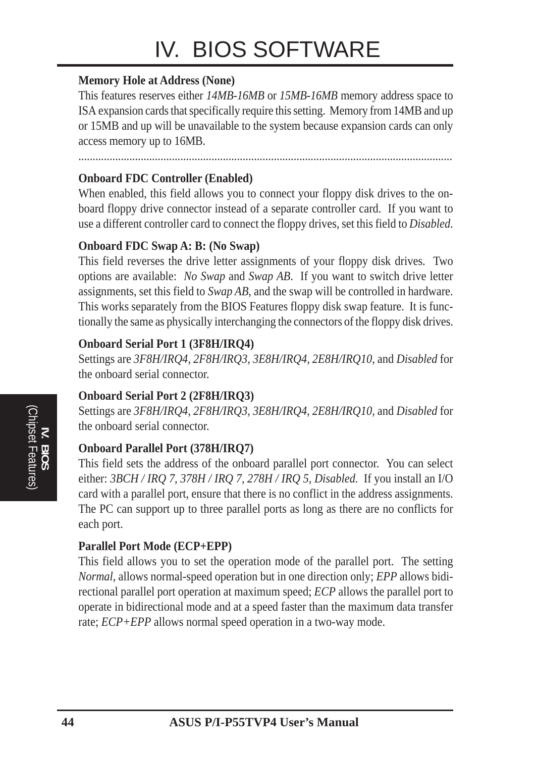**Memory Hole at Address (None)**

This features reserves either *14MB-16MB* or *15MB-16MB* memory address space to ISA expansion cards that specifically require this setting. Memory from 14MB and up or 15MB and up will be unavailable to the system because expansion cards can only access memory up to 16MB.

---

**Onboard FDC Controller (Enabled)**

When enabled, this field allows you to connect your floppy disk drives to the onboard floppy drive connector instead of a separate controller card. If you want to use a different controller card to connect the floppy drives, set this field to *Disabled*.

**Onboard FDC Swap A: B: (No Swap)**

This field reverses the drive letter assignments of your floppy disk drives. Two options are available: *No Swap* and *Swap AB*. If you want to switch drive letter assignments, set this field to *Swap AB*, and the swap will be controlled in hardware. This works separately from the BIOS Features floppy disk swap feature. It is functionally the same as physically interchanging the connectors of the floppy disk drives.

**Onboard Serial Port 1 (3F8H/IRQ4)**

Settings are *3F8H/IRQ4*, *2F8H/IRQ3, 3E8H/IRQ4, 2E8H/IRQ10,* and *Disabled* for the onboard serial connector.

**Onboard Serial Port 2 (2F8H/IRQ3)**

Settings are *3F8H/IRQ4, 2F8H/IRQ3*, *3E8H/IRQ4, 2E8H/IRQ10,* and *Disabled* for the onboard serial connector.

**Onboard Parallel Port (378H/IRQ7)**

This field sets the address of the onboard parallel port connector. You can select either: *3BCH / IRQ 7, 378H / IRQ 7, 278H / IRQ 5, Disabled.* If you install an I/O card with a parallel port, ensure that there is no conflict in the address assignments. The PC can support up to three parallel ports as long as there are no conflicts for each port.

**Parallel Port Mode (ECP+EPP)**

This field allows you to set the operation mode of the parallel port. The setting *Normal*, allows normal-speed operation but in one direction only; *EPP* allows bidirectional parallel port operation at maximum speed; *ECP* allows the parallel port to operate in bidirectional mode and at a speed faster than the maximum data transfer rate; *ECP+EPP* allows normal speed operation in a two-way mode.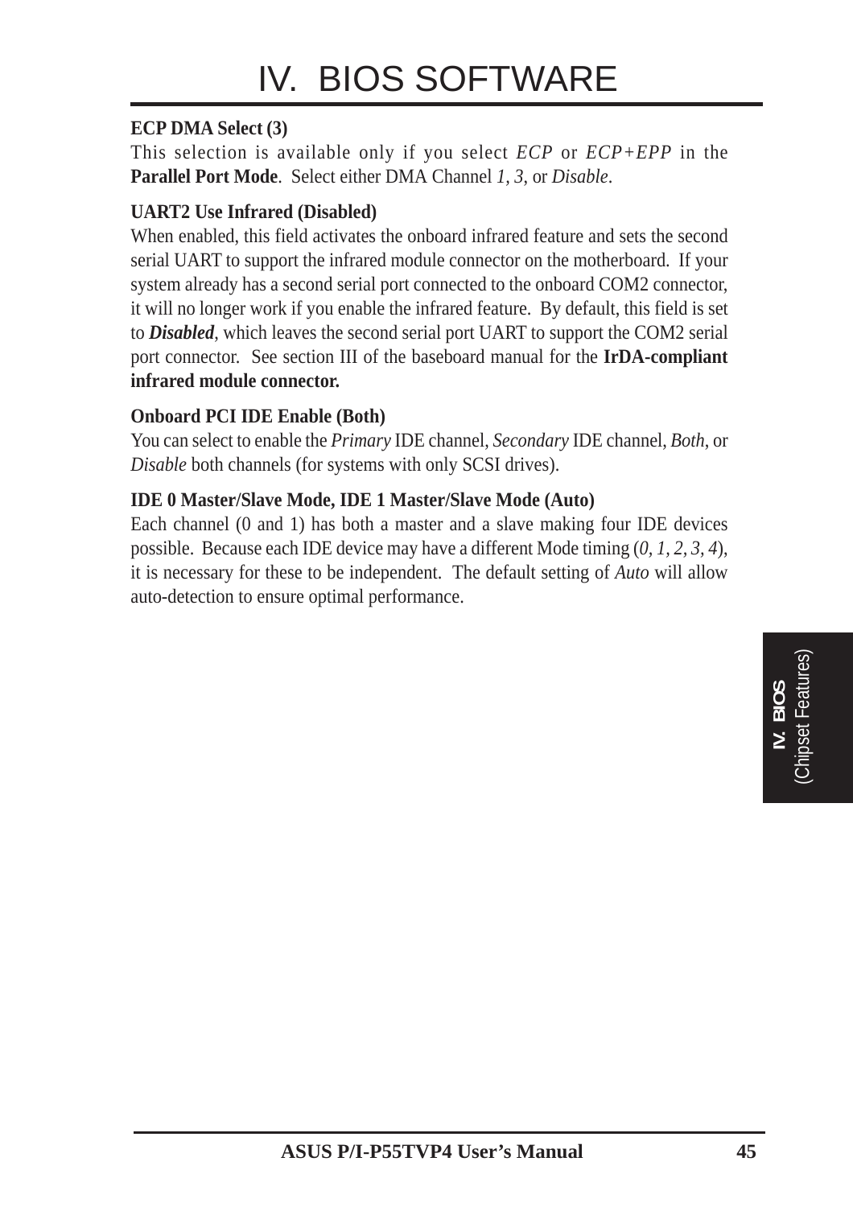**ECP DMA Select (3)**

This selection is available only if you select *ECP* or *ECP+EPP* in the **Parallel Port Mode**. Select either DMA Channel *1*, *3*, or *Disable*.

**UART2 Use Infrared (Disabled)**

When enabled, this field activates the onboard infrared feature and sets the second serial UART to support the infrared module connector on the motherboard. If your system already has a second serial port connected to the onboard COM2 connector, it will no longer work if you enable the infrared feature. By default, this field is set to ***Disabled***, which leaves the second serial port UART to support the COM2 serial port connector. See section III of the baseboard manual for the **IrDA-compliant infrared module connector.**

**Onboard PCI IDE Enable (Both)**

You can select to enable the *Primary* IDE channel, *Secondary* IDE channel, *Both*, or *Disable* both channels (for systems with only SCSI drives).

**IDE 0 Master/Slave Mode, IDE 1 Master/Slave Mode (Auto)**

Each channel (0 and 1) has both a master and a slave making four IDE devices possible. Because each IDE device may have a different Mode timing (*0, 1, 2, 3, 4*), it is necessary for these to be independent. The default setting of *Auto* will allow auto-detection to ensure optimal performance.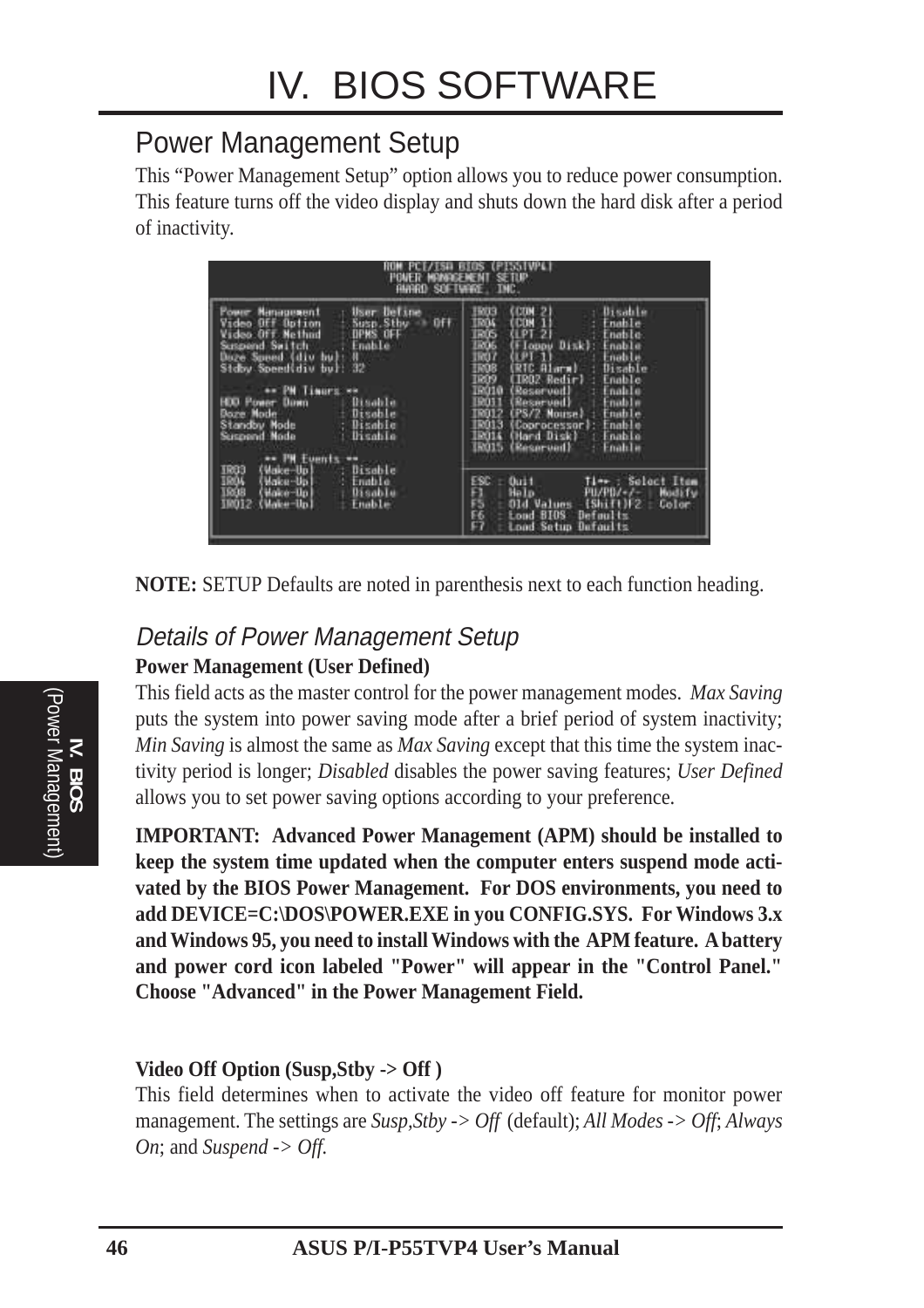# IV. BIOS SOFTWARE

## Power Management Setup

This "Power Management Setup" option allows you to reduce power consumption. This feature turns off the video display and shuts down the hard disk after a period of inactivity.

```
ROM PCI/ISA BIOS (PI55TVP4)
POWER MANAGEMENT SETUP
AWARD SOFTWARE, INC.

Power Management    : User Define      IRQ3  (COM 2)          : Disable
Video Off Option    : Susp,Stby -> Off IRQ4  (COM 1)          : Enable
Video Off Method    : DPMS OFF         IRQ5  (LPT 2)          : Enable
Suspend Switch      : Enable           IRQ6  (Floppy Disk)    : Enable
Doze Speed (div by) : 8                IRQ7  (LPT 1)          : Enable
Stdby Speed(div by) : 32               IRQ8  (RTC Alarm)      : Disable
                                       IRQ9  (IRQ2 Redir)     : Enable
     ** PM Timers **                   IRQ10 (Reserved)       : Enable
HDD Power Down      : Disable          IRQ11 (Reserved)       : Enable
Doze Mode           : Disable          IRQ12 (PS/2 Mouse)     : Enable
Standby Mode        : Disable          IRQ13 (Coprocessor)    : Enable
Suspend Mode        : Disable          IRQ14 (Hard Disk)      : Enable
                                       IRQ15 (Reserved)       : Enable
     ** PM Events **
IRQ3  (Wake-Up)     : Disable          ESC : Quit       ↑↓→← : Select Item
IRQ4  (Wake-Up)     : Enable           F1  : Help       PU/PD/+/- : Modify
IRQ8  (Wake-Up)     : Disable          F5  : Old Values (Shift)F2 : Color
IRQ12 (Wake-Up)     : Enable           F6  : Load BIOS  Defaults
                                       F7  : Load Setup Defaults
```

**NOTE:** SETUP Defaults are noted in parenthesis next to each function heading.

### *Details of Power Management Setup*

**Power Management (User Defined)**

This field acts as the master control for the power management modes. *Max Saving* puts the system into power saving mode after a brief period of system inactivity; *Min Saving* is almost the same as *Max Saving* except that this time the system inactivity period is longer; *Disabled* disables the power saving features; *User Defined* allows you to set power saving options according to your preference.

**IMPORTANT: Advanced Power Management (APM) should be installed to keep the system time updated when the computer enters suspend mode activated by the BIOS Power Management. For DOS environments, you need to add DEVICE=C:\DOS\POWER.EXE in you CONFIG.SYS. For Windows 3.x and Windows 95, you need to install Windows with the APM feature. A battery and power cord icon labeled "Power" will appear in the "Control Panel." Choose "Advanced" in the Power Management Field.**

**Video Off Option (Susp,Stby -> Off )**

This field determines when to activate the video off feature for monitor power management. The settings are *Susp,Stby -> Off* (default); *All Modes -> Off*; *Always On*; and *Suspend -> Off.*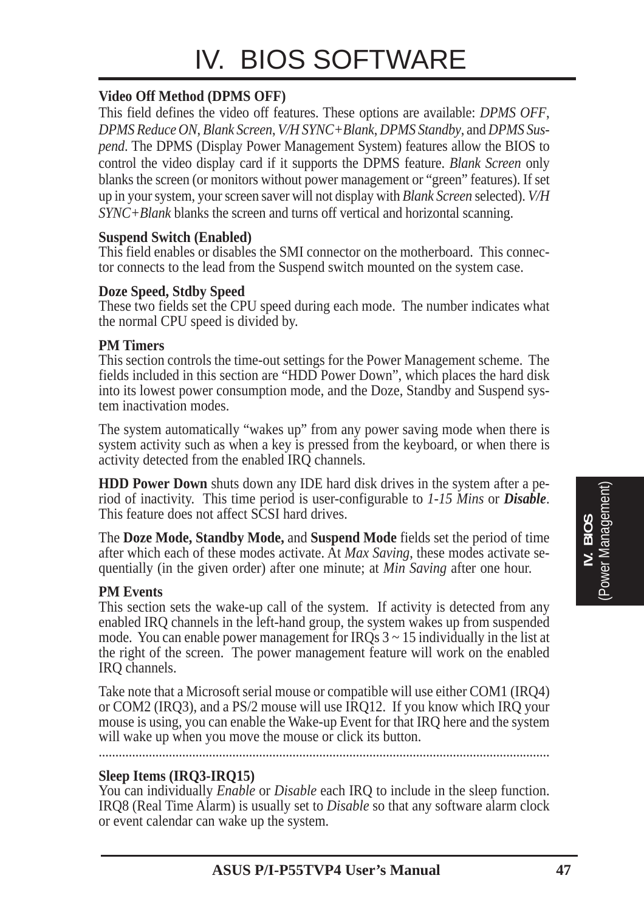# IV. BIOS SOFTWARE

**Video Off Method (DPMS OFF)**
This field defines the video off features. These options are available: *DPMS OFF*, *DPMS Reduce ON*, *Blank Screen*, *V/H SYNC+Blank*, *DPMS Standby*, and *DPMS Suspend*. The DPMS (Display Power Management System) features allow the BIOS to control the video display card if it supports the DPMS feature. *Blank Screen* only blanks the screen (or monitors without power management or "green" features). If set up in your system, your screen saver will not display with *Blank Screen* selected). *V/H SYNC+Blank* blanks the screen and turns off vertical and horizontal scanning.

**Suspend Switch (Enabled)**
This field enables or disables the SMI connector on the motherboard. This connector connects to the lead from the Suspend switch mounted on the system case.

**Doze Speed, Stdby Speed**
These two fields set the CPU speed during each mode. The number indicates what the normal CPU speed is divided by.

**PM Timers**
This section controls the time-out settings for the Power Management scheme. The fields included in this section are "HDD Power Down", which places the hard disk into its lowest power consumption mode, and the Doze, Standby and Suspend system inactivation modes.

The system automatically "wakes up" from any power saving mode when there is system activity such as when a key is pressed from the keyboard, or when there is activity detected from the enabled IRQ channels.

**HDD Power Down** shuts down any IDE hard disk drives in the system after a period of inactivity. This time period is user-configurable to *1-15 Mins* or ***Disable***. This feature does not affect SCSI hard drives.

The **Doze Mode, Standby Mode,** and **Suspend Mode** fields set the period of time after which each of these modes activate. At *Max Saving*, these modes activate sequentially (in the given order) after one minute; at *Min Saving* after one hour.

**PM Events**
This section sets the wake-up call of the system. If activity is detected from any enabled IRQ channels in the left-hand group, the system wakes up from suspended mode. You can enable power management for IRQs 3 ~ 15 individually in the list at the right of the screen. The power management feature will work on the enabled IRQ channels.

Take note that a Microsoft serial mouse or compatible will use either COM1 (IRQ4) or COM2 (IRQ3), and a PS/2 mouse will use IRQ12. If you know which IRQ your mouse is using, you can enable the Wake-up Event for that IRQ here and the system will wake up when you move the mouse or click its button.

---

**Sleep Items (IRQ3-IRQ15)**
You can individually *Enable* or *Disable* each IRQ to include in the sleep function. IRQ8 (Real Time Alarm) is usually set to *Disable* so that any software alarm clock or event calendar can wake up the system.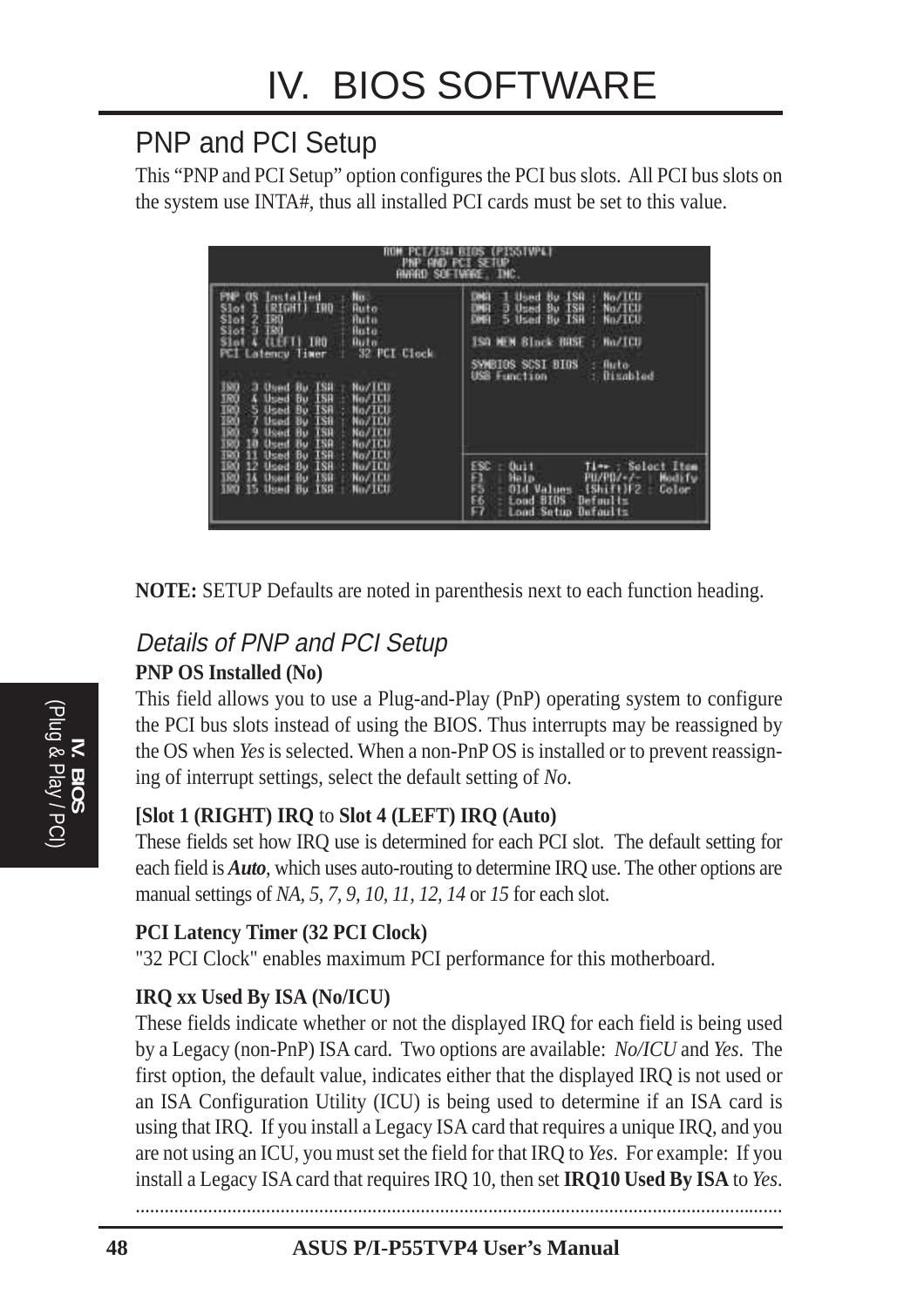# IV. BIOS SOFTWARE

## PNP and PCI Setup

This "PNP and PCI Setup" option configures the PCI bus slots. All PCI bus slots on the system use INTA#, thus all installed PCI cards must be set to this value.

**NOTE:** SETUP Defaults are noted in parenthesis next to each function heading.

### *Details of PNP and PCI Setup*

**PNP OS Installed (No)**

This field allows you to use a Plug-and-Play (PnP) operating system to configure the PCI bus slots instead of using the BIOS. Thus interrupts may be reassigned by the OS when *Yes* is selected. When a non-PnP OS is installed or to prevent reassigning of interrupt settings, select the default setting of *No*.

**[Slot 1 (RIGHT) IRQ** to **Slot 4 (LEFT) IRQ (Auto)**

These fields set how IRQ use is determined for each PCI slot. The default setting for each field is ***Auto***, which uses auto-routing to determine IRQ use. The other options are manual settings of *NA, 5, 7, 9, 10, 11, 12, 14* or *15* for each slot.

**PCI Latency Timer (32 PCI Clock)**

"32 PCI Clock" enables maximum PCI performance for this motherboard.

**IRQ xx Used By ISA (No/ICU)**

These fields indicate whether or not the displayed IRQ for each field is being used by a Legacy (non-PnP) ISA card. Two options are available: *No/ICU* and *Yes*. The first option, the default value, indicates either that the displayed IRQ is not used or an ISA Configuration Utility (ICU) is being used to determine if an ISA card is using that IRQ. If you install a Legacy ISA card that requires a unique IRQ, and you are not using an ICU, you must set the field for that IRQ to *Yes*. For example: If you install a Legacy ISA card that requires IRQ 10, then set **IRQ10 Used By ISA** to *Yes*.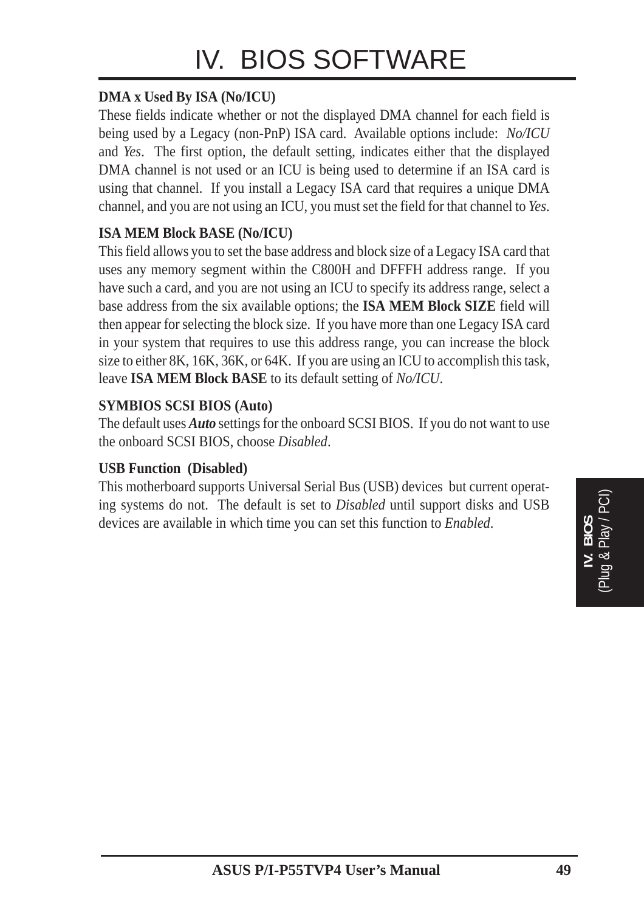**DMA x Used By ISA (No/ICU)**

These fields indicate whether or not the displayed DMA channel for each field is being used by a Legacy (non-PnP) ISA card. Available options include: *No/ICU* and *Yes*. The first option, the default setting, indicates either that the displayed DMA channel is not used or an ICU is being used to determine if an ISA card is using that channel. If you install a Legacy ISA card that requires a unique DMA channel, and you are not using an ICU, you must set the field for that channel to *Yes*.

**ISA MEM Block BASE (No/ICU)**

This field allows you to set the base address and block size of a Legacy ISA card that uses any memory segment within the C800H and DFFFH address range. If you have such a card, and you are not using an ICU to specify its address range, select a base address from the six available options; the **ISA MEM Block SIZE** field will then appear for selecting the block size. If you have more than one Legacy ISA card in your system that requires to use this address range, you can increase the block size to either 8K, 16K, 36K, or 64K. If you are using an ICU to accomplish this task, leave **ISA MEM Block BASE** to its default setting of *No/ICU*.

**SYMBIOS SCSI BIOS (Auto)**

The default uses ***Auto*** settings for the onboard SCSI BIOS. If you do not want to use the onboard SCSI BIOS, choose *Disabled*.

**USB Function (Disabled)**

This motherboard supports Universal Serial Bus (USB) devices but current operating systems do not. The default is set to *Disabled* until support disks and USB devices are available in which time you can set this function to *Enabled*.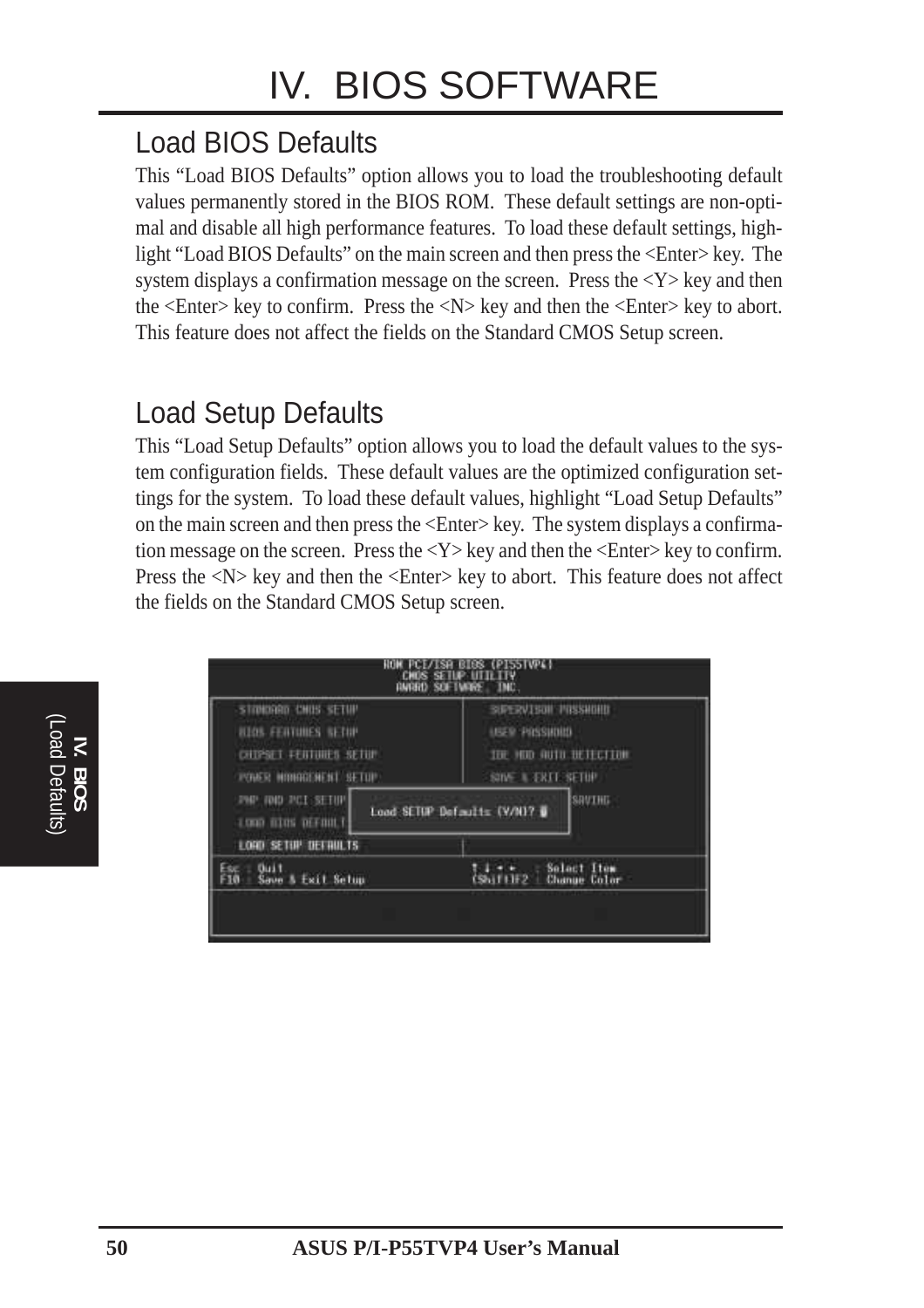# IV. BIOS SOFTWARE

## Load BIOS Defaults

This "Load BIOS Defaults" option allows you to load the troubleshooting default values permanently stored in the BIOS ROM. These default settings are non-optimal and disable all high performance features. To load these default settings, highlight "Load BIOS Defaults" on the main screen and then press the <Enter> key. The system displays a confirmation message on the screen. Press the <Y> key and then the <Enter> key to confirm. Press the <N> key and then the <Enter> key to abort. This feature does not affect the fields on the Standard CMOS Setup screen.

## Load Setup Defaults

This "Load Setup Defaults" option allows you to load the default values to the system configuration fields. These default values are the optimized configuration settings for the system. To load these default values, highlight "Load Setup Defaults" on the main screen and then press the <Enter> key. The system displays a confirmation message on the screen. Press the <Y> key and then the <Enter> key to confirm. Press the <N> key and then the <Enter> key to abort. This feature does not affect the fields on the Standard CMOS Setup screen.

```
ROM PCI/ISA BIOS (PI55TVP4)
CMOS SETUP UTILITY
AWARD SOFTWARE, INC.

STANDARD CMOS SETUP          SUPERVISOR PASSWORD
BIOS FEATURES SETUP          USER PASSWORD
CHIPSET FEATURES SETUP       IDE HDD AUTO DETECTION
POWER MANAGEMENT SETUP       SAVE & EXIT SETUP
PNP AND PCI SETUP            SAVING
LOAD BIOS DEFAULT     Load SETUP Defaults (Y/N)?
LOAD SETUP DEFAULTS

Esc : Quit                   ↑ ↓ → ←   : Select Item
F10 : Save & Exit Setup      (Shift)F2 : Change Color
```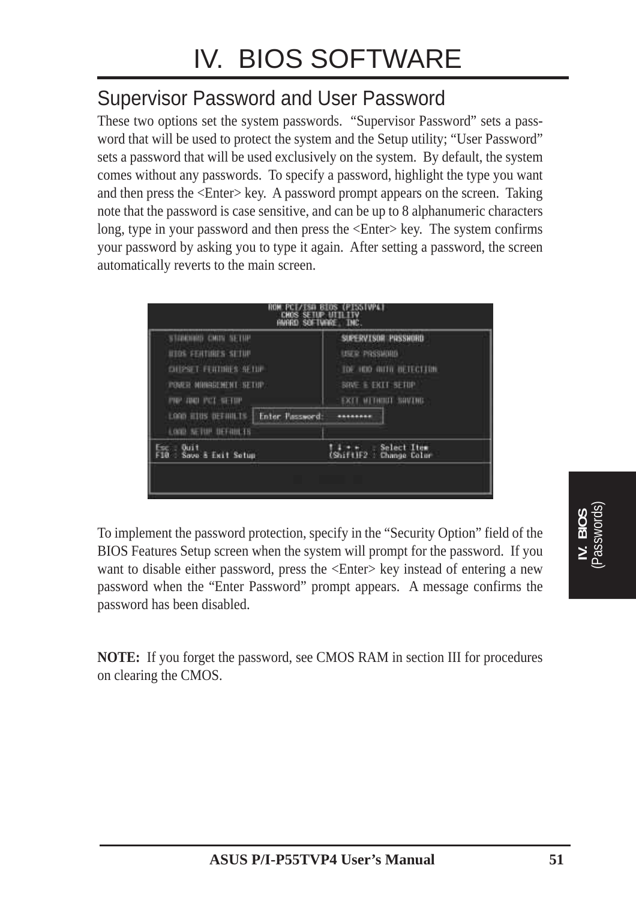# IV. BIOS SOFTWARE

## Supervisor Password and User Password

These two options set the system passwords. "Supervisor Password" sets a password that will be used to protect the system and the Setup utility; "User Password" sets a password that will be used exclusively on the system. By default, the system comes without any passwords. To specify a password, highlight the type you want and then press the <Enter> key. A password prompt appears on the screen. Taking note that the password is case sensitive, and can be up to 8 alphanumeric characters long, type in your password and then press the <Enter> key. The system confirms your password by asking you to type it again. After setting a password, the screen automatically reverts to the main screen.

```
ROM PCI/ISA BIOS (P55TVP4)
CMOS SETUP UTILITY
AWARD SOFTWARE, INC.

STANDARD CMOS SETUP              SUPERVISOR PASSWORD
BIOS FEATURES SETUP              USER PASSWORD
CHIPSET FEATURES SETUP           IDE HDD AUTO DETECTION
POWER MANAGEMENT SETUP           SAVE & EXIT SETUP
PNP AND PCI SETUP                EXIT WITHOUT SAVING
LOAD BIOS DEFAULTS   Enter Password:   ********
LOAD SETUP DEFAULTS

Esc : Quit                       ↑ ↓ → ←   : Select Item
F10 : Save & Exit Setup          (Shift)F2 : Change Color
```

To implement the password protection, specify in the "Security Option" field of the BIOS Features Setup screen when the system will prompt for the password. If you want to disable either password, press the <Enter> key instead of entering a new password when the "Enter Password" prompt appears. A message confirms the password has been disabled.

**NOTE:** If you forget the password, see CMOS RAM in section III for procedures on clearing the CMOS.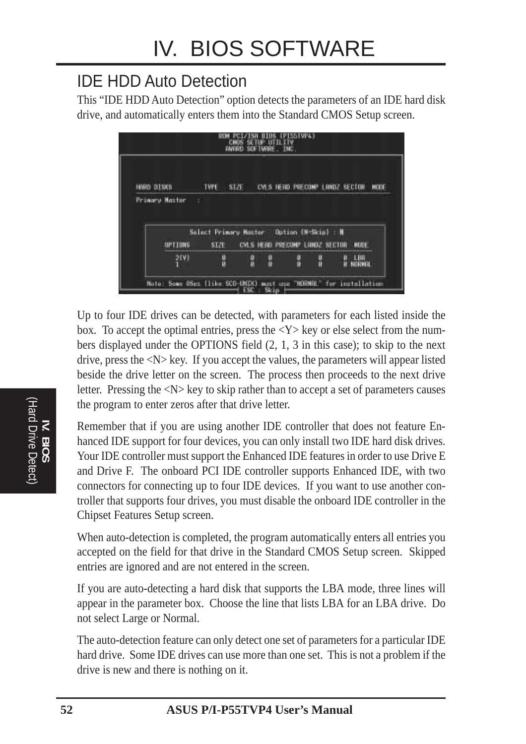## IDE HDD Auto Detection

This “IDE HDD Auto Detection” option detects the parameters of an IDE hard disk drive, and automatically enters them into the Standard CMOS Setup screen.

```
ROM PCI/ISA BIOS (PI55TVP4)
CMOS SETUP UTILITY
AWARD SOFTWARE, INC.

HARD DISKS          TYPE   SIZE    CYLS HEAD PRECOMP LANDZ SECTOR  MODE
Primary Master   :

        Select Primary Master    Option (N=Skip) : N

        OPTIONS      SIZE    CYLS HEAD PRECOMP LANDZ SECTOR   MODE
         2(Y)         0        0    0      0      0       0   LBA
         1            0        0    0      0      0       0   NORMAL

Note: Some OSes (like SCO-UNIX) must use "NORMAL" for installation
                          ESC : Skip
```

Up to four IDE drives can be detected, with parameters for each listed inside the box. To accept the optimal entries, press the <Y> key or else select from the numbers displayed under the OPTIONS field (2, 1, 3 in this case); to skip to the next drive, press the <N> key. If you accept the values, the parameters will appear listed beside the drive letter on the screen. The process then proceeds to the next drive letter. Pressing the <N> key to skip rather than to accept a set of parameters causes the program to enter zeros after that drive letter.

Remember that if you are using another IDE controller that does not feature Enhanced IDE support for four devices, you can only install two IDE hard disk drives. Your IDE controller must support the Enhanced IDE features in order to use Drive E and Drive F. The onboard PCI IDE controller supports Enhanced IDE, with two connectors for connecting up to four IDE devices. If you want to use another controller that supports four drives, you must disable the onboard IDE controller in the Chipset Features Setup screen.

When auto-detection is completed, the program automatically enters all entries you accepted on the field for that drive in the Standard CMOS Setup screen. Skipped entries are ignored and are not entered in the screen.

If you are auto-detecting a hard disk that supports the LBA mode, three lines will appear in the parameter box. Choose the line that lists LBA for an LBA drive. Do not select Large or Normal.

The auto-detection feature can only detect one set of parameters for a particular IDE hard drive. Some IDE drives can use more than one set. This is not a problem if the drive is new and there is nothing on it.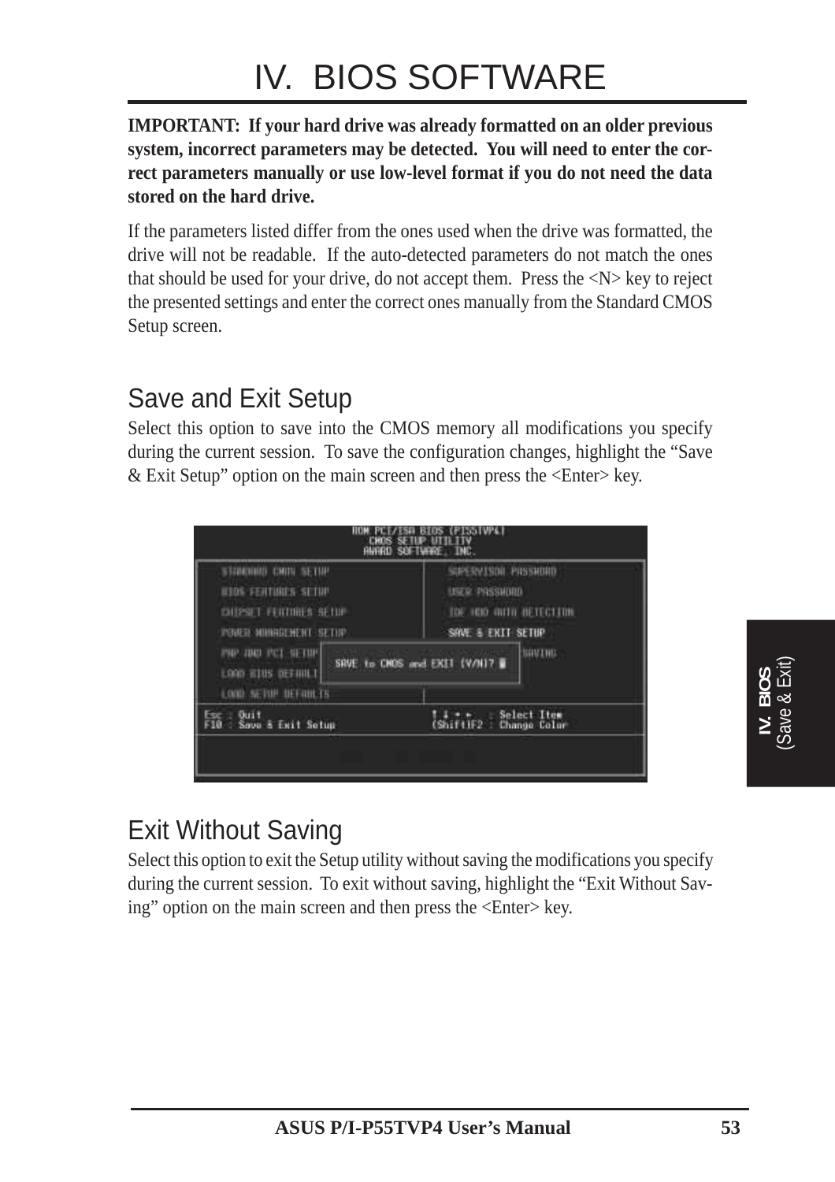# IV. BIOS SOFTWARE

**IMPORTANT: If your hard drive was already formatted on an older previous system, incorrect parameters may be detected. You will need to enter the correct parameters manually or use low-level format if you do not need the data stored on the hard drive.**

If the parameters listed differ from the ones used when the drive was formatted, the drive will not be readable. If the auto-detected parameters do not match the ones that should be used for your drive, do not accept them. Press the <N> key to reject the presented settings and enter the correct ones manually from the Standard CMOS Setup screen.

## Save and Exit Setup

Select this option to save into the CMOS memory all modifications you specify during the current session. To save the configuration changes, highlight the "Save & Exit Setup" option on the main screen and then press the <Enter> key.

## Exit Without Saving

Select this option to exit the Setup utility without saving the modifications you specify during the current session. To exit without saving, highlight the "Exit Without Saving" option on the main screen and then press the <Enter> key.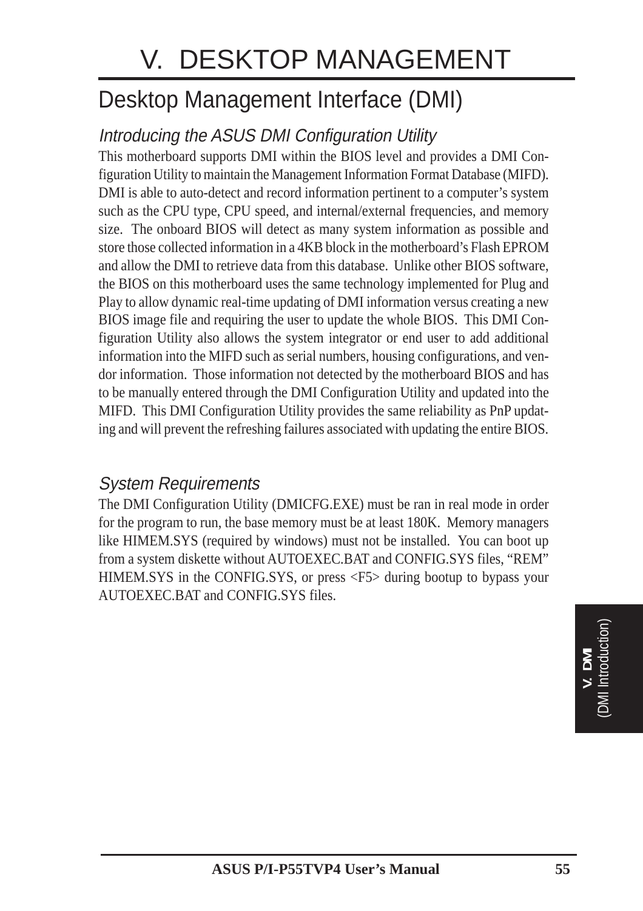# V. DESKTOP MANAGEMENT

## Desktop Management Interface (DMI)

### *Introducing the ASUS DMI Configuration Utility*

This motherboard supports DMI within the BIOS level and provides a DMI Configuration Utility to maintain the Management Information Format Database (MIFD). DMI is able to auto-detect and record information pertinent to a computer's system such as the CPU type, CPU speed, and internal/external frequencies, and memory size. The onboard BIOS will detect as many system information as possible and store those collected information in a 4KB block in the motherboard's Flash EPROM and allow the DMI to retrieve data from this database. Unlike other BIOS software, the BIOS on this motherboard uses the same technology implemented for Plug and Play to allow dynamic real-time updating of DMI information versus creating a new BIOS image file and requiring the user to update the whole BIOS. This DMI Configuration Utility also allows the system integrator or end user to add additional information into the MIFD such as serial numbers, housing configurations, and vendor information. Those information not detected by the motherboard BIOS and has to be manually entered through the DMI Configuration Utility and updated into the MIFD. This DMI Configuration Utility provides the same reliability as PnP updating and will prevent the refreshing failures associated with updating the entire BIOS.

### *System Requirements*

The DMI Configuration Utility (DMICFG.EXE) must be ran in real mode in order for the program to run, the base memory must be at least 180K. Memory managers like HIMEM.SYS (required by windows) must not be installed. You can boot up from a system diskette without AUTOEXEC.BAT and CONFIG.SYS files, "REM" HIMEM.SYS in the CONFIG.SYS, or press <F5> during bootup to bypass your AUTOEXEC.BAT and CONFIG.SYS files.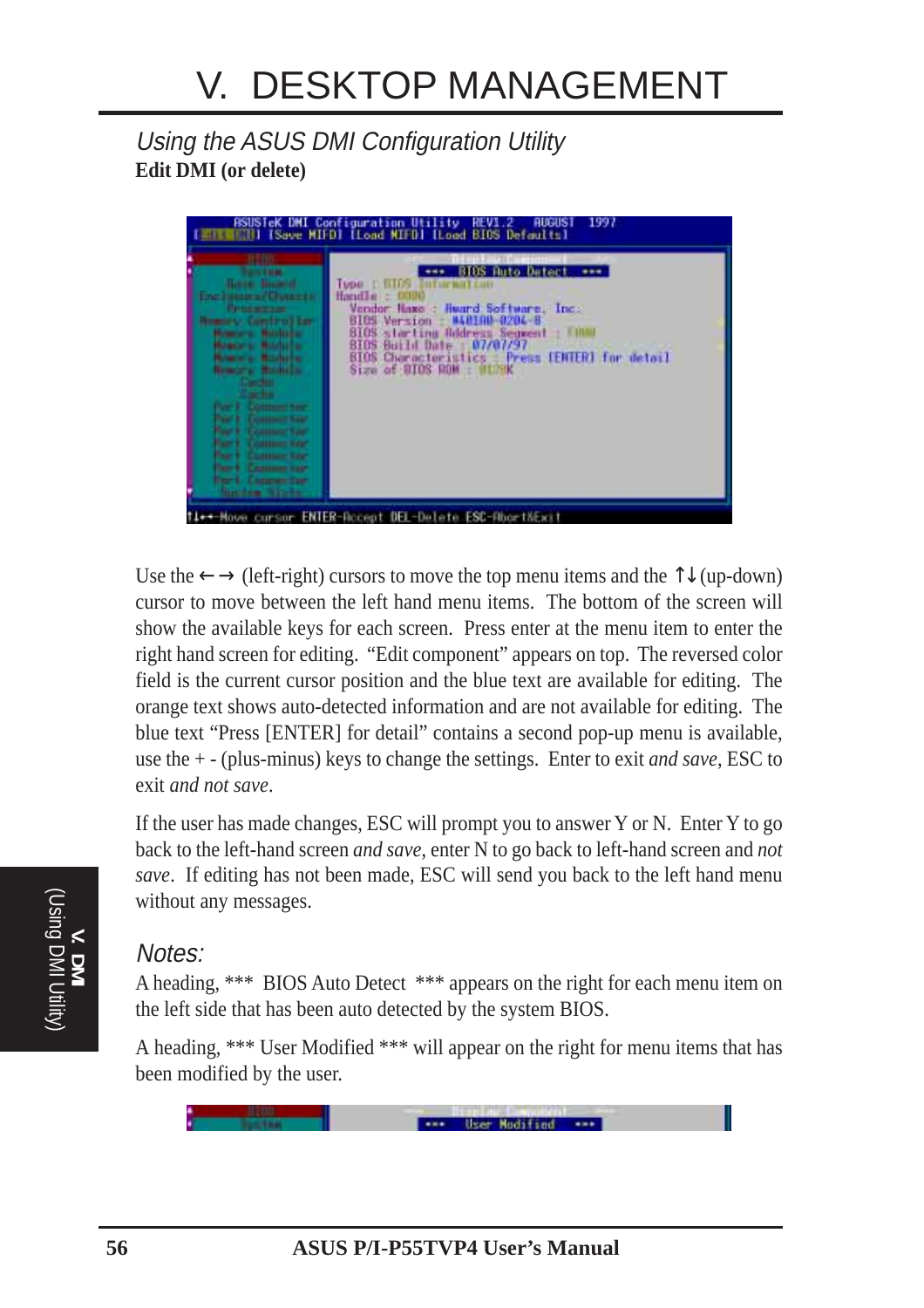# V. DESKTOP MANAGEMENT

## *Using the ASUS DMI Configuration Utility*

**Edit DMI (or delete)**

Use the ← → (left-right) cursors to move the top menu items and the ↑↓ (up-down) cursor to move between the left hand menu items. The bottom of the screen will show the available keys for each screen. Press enter at the menu item to enter the right hand screen for editing. "Edit component" appears on top. The reversed color field is the current cursor position and the blue text are available for editing. The orange text shows auto-detected information and are not available for editing. The blue text "Press [ENTER] for detail" contains a second pop-up menu is available, use the + - (plus-minus) keys to change the settings. Enter to exit *and save*, ESC to exit *and not save*.

If the user has made changes, ESC will prompt you to answer Y or N. Enter Y to go back to the left-hand screen *and save*, enter N to go back to left-hand screen and *not save*. If editing has not been made, ESC will send you back to the left hand menu without any messages.

### *Notes:*

A heading, *** BIOS Auto Detect *** appears on the right for each menu item on the left side that has been auto detected by the system BIOS.

A heading, *** User Modified *** will appear on the right for menu items that has been modified by the user.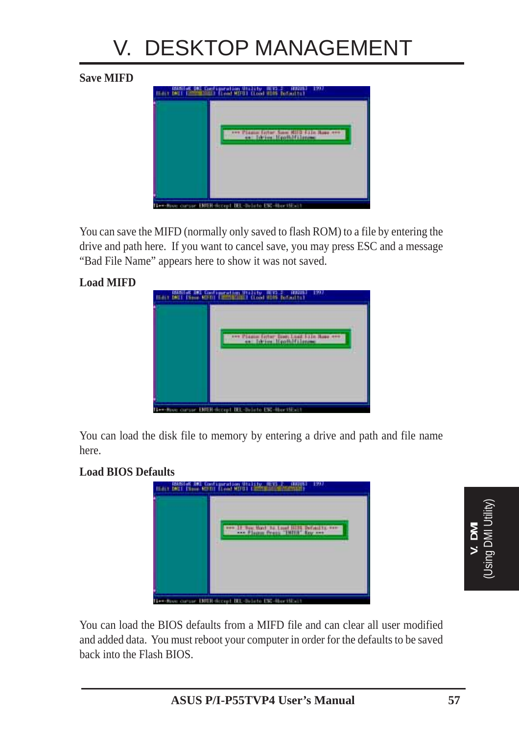# V. DESKTOP MANAGEMENT

**Save MIFD**

You can save the MIFD (normally only saved to flash ROM) to a file by entering the drive and path here. If you want to cancel save, you may press ESC and a message "Bad File Name" appears here to show it was not saved.

**Load MIFD**

You can load the disk file to memory by entering a drive and path and file name here.

**Load BIOS Defaults**

You can load the BIOS defaults from a MIFD file and can clear all user modified and added data. You must reboot your computer in order for the defaults to be saved back into the Flash BIOS.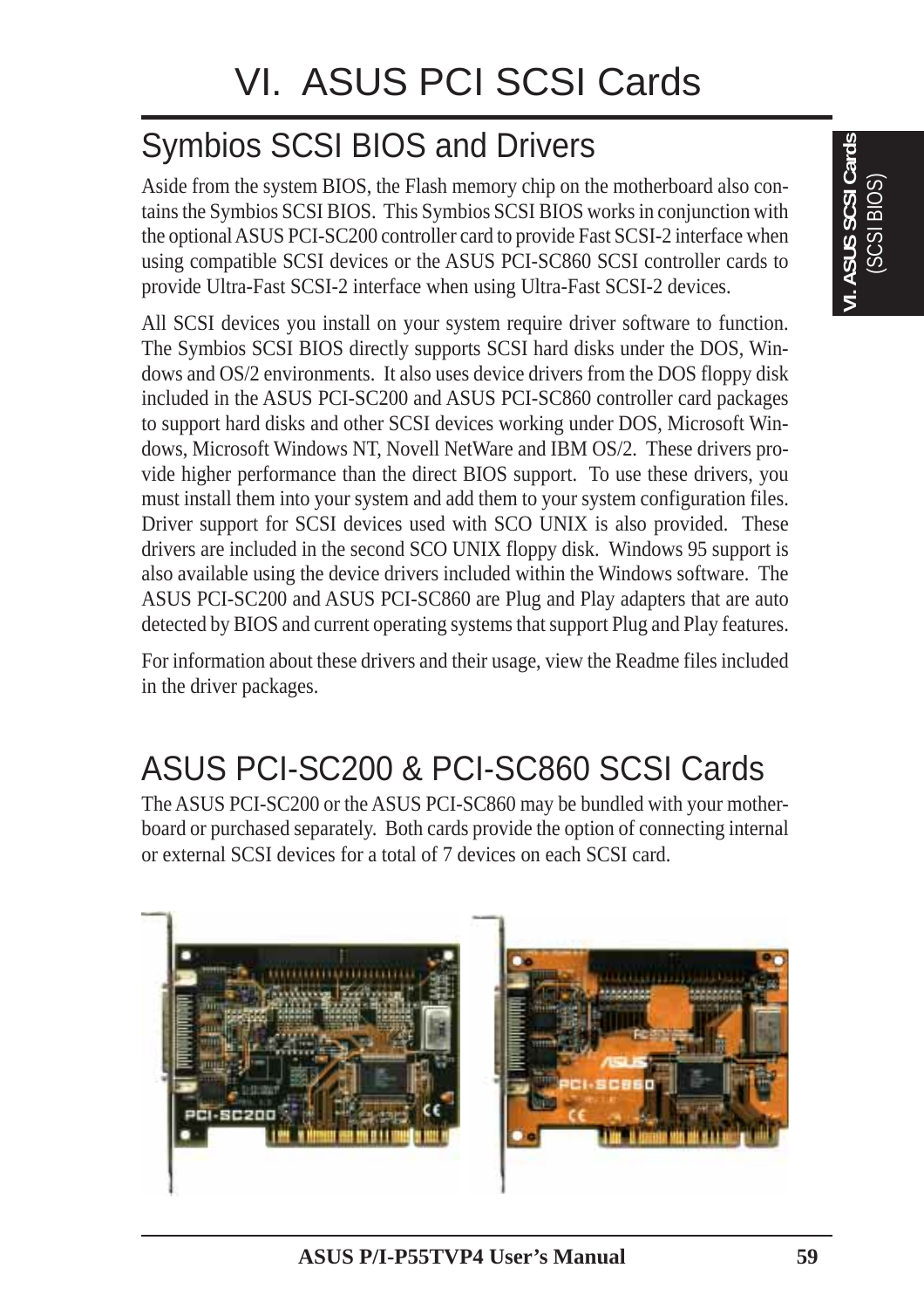# VI. ASUS PCI SCSI Cards

## Symbios SCSI BIOS and Drivers

Aside from the system BIOS, the Flash memory chip on the motherboard also contains the Symbios SCSI BIOS. This Symbios SCSI BIOS works in conjunction with the optional ASUS PCI-SC200 controller card to provide Fast SCSI-2 interface when using compatible SCSI devices or the ASUS PCI-SC860 SCSI controller cards to provide Ultra-Fast SCSI-2 interface when using Ultra-Fast SCSI-2 devices.

All SCSI devices you install on your system require driver software to function. The Symbios SCSI BIOS directly supports SCSI hard disks under the DOS, Windows and OS/2 environments. It also uses device drivers from the DOS floppy disk included in the ASUS PCI-SC200 and ASUS PCI-SC860 controller card packages to support hard disks and other SCSI devices working under DOS, Microsoft Windows, Microsoft Windows NT, Novell NetWare and IBM OS/2. These drivers provide higher performance than the direct BIOS support. To use these drivers, you must install them into your system and add them to your system configuration files. Driver support for SCSI devices used with SCO UNIX is also provided. These drivers are included in the second SCO UNIX floppy disk. Windows 95 support is also available using the device drivers included within the Windows software. The ASUS PCI-SC200 and ASUS PCI-SC860 are Plug and Play adapters that are auto detected by BIOS and current operating systems that support Plug and Play features.

For information about these drivers and their usage, view the Readme files included in the driver packages.

## ASUS PCI-SC200 & PCI-SC860 SCSI Cards

The ASUS PCI-SC200 or the ASUS PCI-SC860 may be bundled with your motherboard or purchased separately. Both cards provide the option of connecting internal or external SCSI devices for a total of 7 devices on each SCSI card.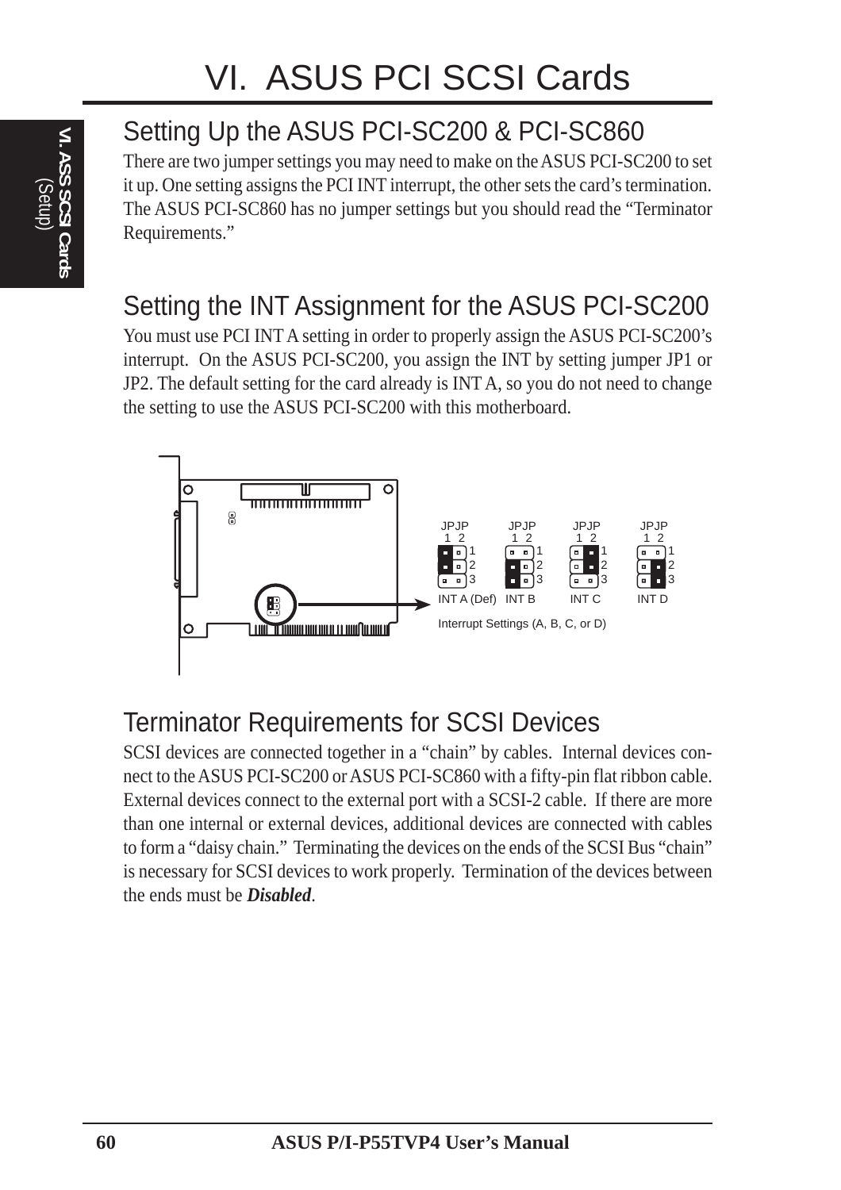# VI. ASUS PCI SCSI Cards

## Setting Up the ASUS PCI-SC200 & PCI-SC860

There are two jumper settings you may need to make on the ASUS PCI-SC200 to set it up. One setting assigns the PCI INT interrupt, the other sets the card's termination. The ASUS PCI-SC860 has no jumper settings but you should read the "Terminator Requirements."

## Setting the INT Assignment for the ASUS PCI-SC200

You must use PCI INT A setting in order to properly assign the ASUS PCI-SC200's interrupt. On the ASUS PCI-SC200, you assign the INT by setting jumper JP1 or JP2. The default setting for the card already is INT A, so you do not need to change the setting to use the ASUS PCI-SC200 with this motherboard.

JPJP 1 2 — INT A (Def) | JPJP 1 2 — INT B | JPJP 1 2 — INT C | JPJP 1 2 — INT D

Interrupt Settings (A, B, C, or D)

## Terminator Requirements for SCSI Devices

SCSI devices are connected together in a "chain" by cables. Internal devices connect to the ASUS PCI-SC200 or ASUS PCI-SC860 with a fifty-pin flat ribbon cable. External devices connect to the external port with a SCSI-2 cable. If there are more than one internal or external devices, additional devices are connected with cables to form a "daisy chain." Terminating the devices on the ends of the SCSI Bus "chain" is necessary for SCSI devices to work properly. Termination of the devices between the ends must be ***Disabled***.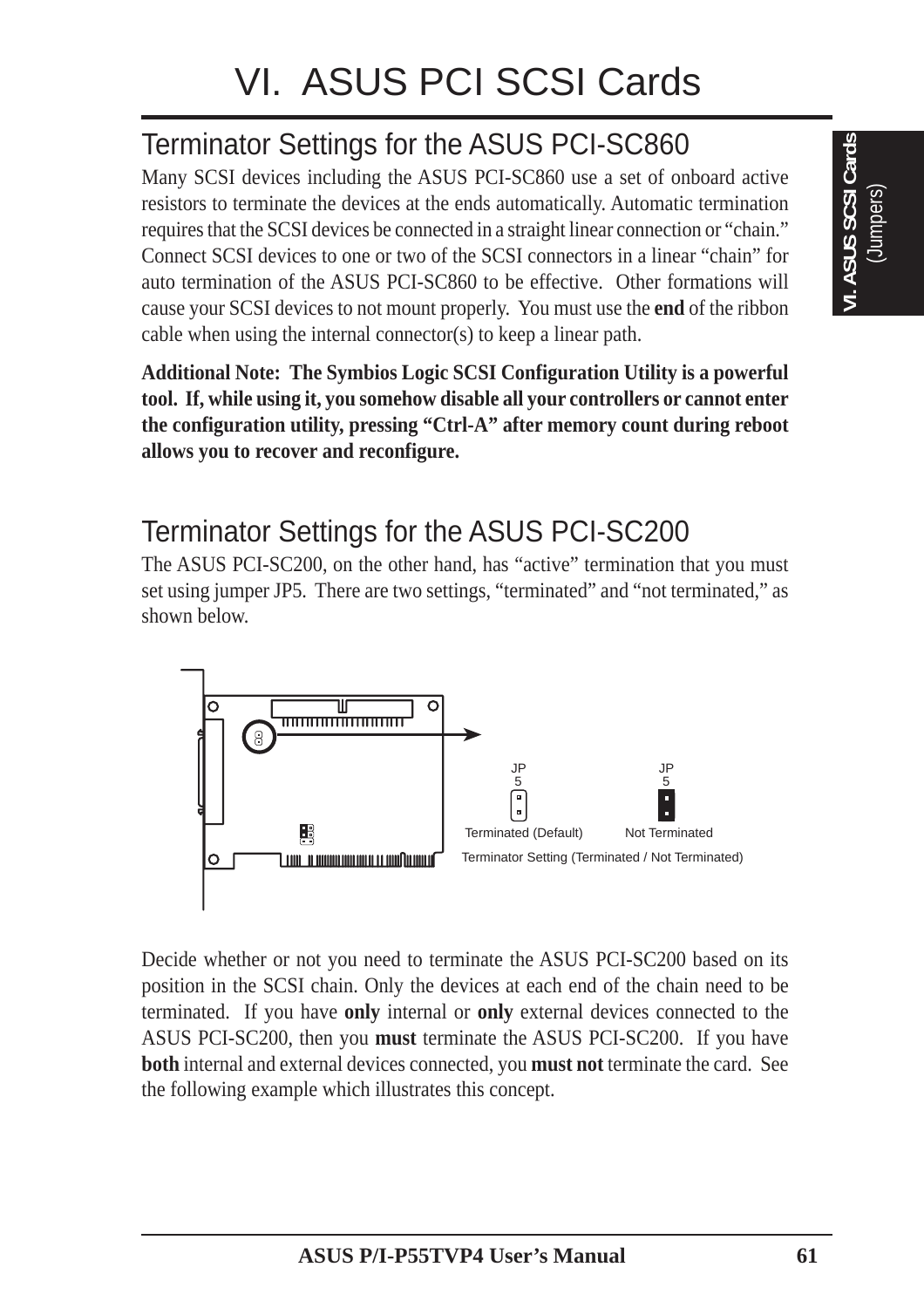# VI. ASUS PCI SCSI Cards

## Terminator Settings for the ASUS PCI-SC860

Many SCSI devices including the ASUS PCI-SC860 use a set of onboard active resistors to terminate the devices at the ends automatically. Automatic termination requires that the SCSI devices be connected in a straight linear connection or "chain." Connect SCSI devices to one or two of the SCSI connectors in a linear "chain" for auto termination of the ASUS PCI-SC860 to be effective. Other formations will cause your SCSI devices to not mount properly. You must use the **end** of the ribbon cable when using the internal connector(s) to keep a linear path.

**Additional Note: The Symbios Logic SCSI Configuration Utility is a powerful tool. If, while using it, you somehow disable all your controllers or cannot enter the configuration utility, pressing "Ctrl-A" after memory count during reboot allows you to recover and reconfigure.**

## Terminator Settings for the ASUS PCI-SC200

The ASUS PCI-SC200, on the other hand, has "active" termination that you must set using jumper JP5. There are two settings, "terminated" and "not terminated," as shown below.

JP5 — Terminated (Default) | JP5 — Not Terminated

Terminator Setting (Terminated / Not Terminated)

Decide whether or not you need to terminate the ASUS PCI-SC200 based on its position in the SCSI chain. Only the devices at each end of the chain need to be terminated. If you have **only** internal or **only** external devices connected to the ASUS PCI-SC200, then you **must** terminate the ASUS PCI-SC200. If you have **both** internal and external devices connected, you **must not** terminate the card. See the following example which illustrates this concept.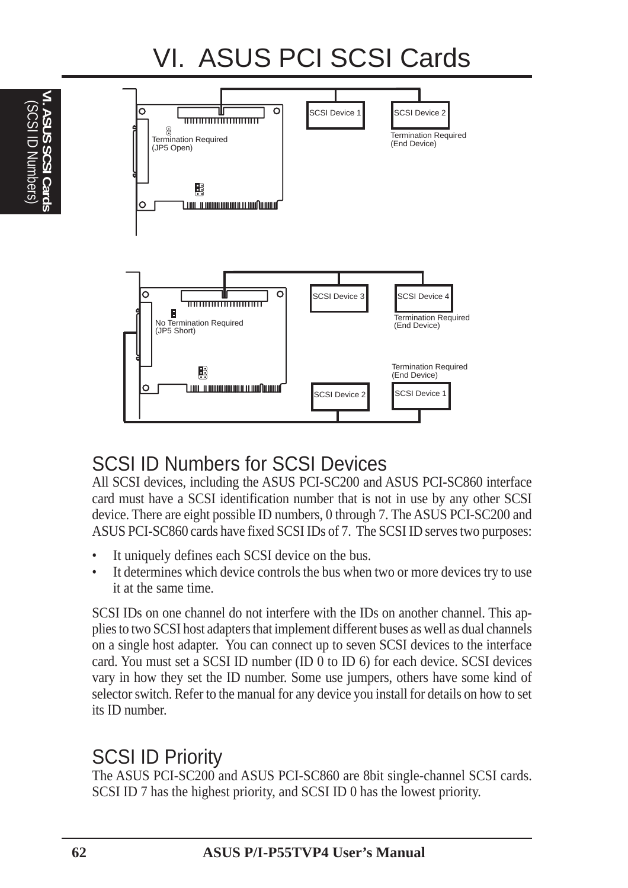# VI. ASUS PCI SCSI Cards

SCSI Device 1

SCSI Device 2

Termination Required (End Device)

Termination Required (JP5 Open)

SCSI Device 3

SCSI Device 4

Termination Required (End Device)

No Termination Required (JP5 Short)

Termination Required (End Device)

SCSI Device 2

SCSI Device 1

## SCSI ID Numbers for SCSI Devices

All SCSI devices, including the ASUS PCI-SC200 and ASUS PCI-SC860 interface card must have a SCSI identification number that is not in use by any other SCSI device. There are eight possible ID numbers, 0 through 7. The ASUS PCI-SC200 and ASUS PCI-SC860 cards have fixed SCSI IDs of 7. The SCSI ID serves two purposes:

- It uniquely defines each SCSI device on the bus.
- It determines which device controls the bus when two or more devices try to use it at the same time.

SCSI IDs on one channel do not interfere with the IDs on another channel. This applies to two SCSI host adapters that implement different buses as well as dual channels on a single host adapter. You can connect up to seven SCSI devices to the interface card. You must set a SCSI ID number (ID 0 to ID 6) for each device. SCSI devices vary in how they set the ID number. Some use jumpers, others have some kind of selector switch. Refer to the manual for any device you install for details on how to set its ID number.

## SCSI ID Priority

The ASUS PCI-SC200 and ASUS PCI-SC860 are 8bit single-channel SCSI cards. SCSI ID 7 has the highest priority, and SCSI ID 0 has the lowest priority.